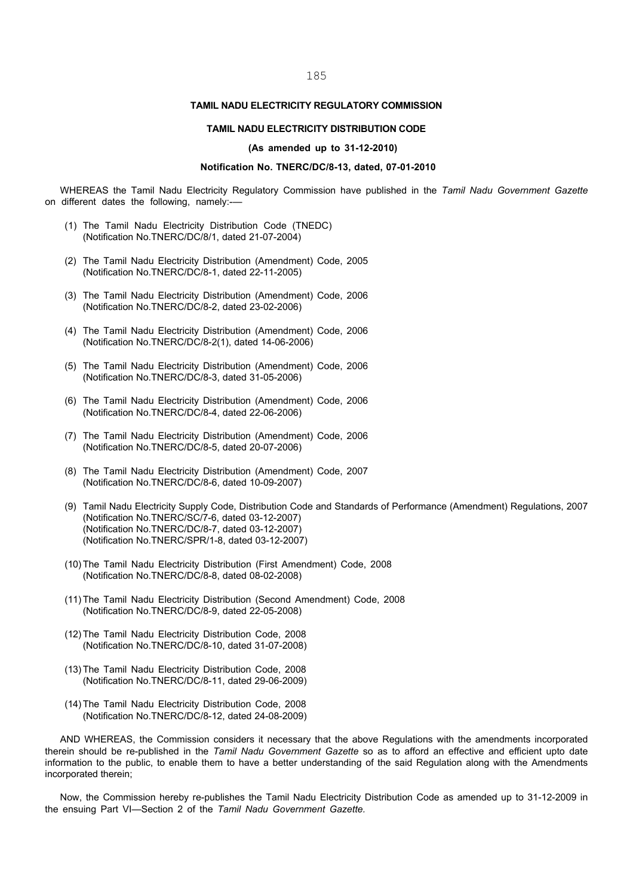**TAMIL NADU ELECTRICITY REGULATORY COMMISSION**

**TAMIL NADU ELECTRICITY DISTRIBUTION CODE**

**(As amended up to 31-12-2010)**

**Notification No. TNERC/DC/8-13, dated, 07-01-2010**

WHEREAS the Tamil Nadu Electricity Regulatory Commission have published in the *Tamil Nadu Government Gazette* on different dates the following, namely:-—

(1) The Tamil Nadu Electricity Distribution Code (TNEDC)
(Notification No.TNERC/DC/8/1, dated 21-07-2004)

(2) The Tamil Nadu Electricity Distribution (Amendment) Code, 2005
(Notification No.TNERC/DC/8-1, dated 22-11-2005)

(3) The Tamil Nadu Electricity Distribution (Amendment) Code, 2006
(Notification No.TNERC/DC/8-2, dated 23-02-2006)

(4) The Tamil Nadu Electricity Distribution (Amendment) Code, 2006
(Notification No.TNERC/DC/8-2(1), dated 14-06-2006)

(5) The Tamil Nadu Electricity Distribution (Amendment) Code, 2006
(Notification No.TNERC/DC/8-3, dated 31-05-2006)

(6) The Tamil Nadu Electricity Distribution (Amendment) Code, 2006
(Notification No.TNERC/DC/8-4, dated 22-06-2006)

(7) The Tamil Nadu Electricity Distribution (Amendment) Code, 2006
(Notification No.TNERC/DC/8-5, dated 20-07-2006)

(8) The Tamil Nadu Electricity Distribution (Amendment) Code, 2007
(Notification No.TNERC/DC/8-6, dated 10-09-2007)

(9) Tamil Nadu Electricity Supply Code, Distribution Code and Standards of Performance (Amendment) Regulations, 2007
(Notification No.TNERC/SC/7-6, dated 03-12-2007)
(Notification No.TNERC/DC/8-7, dated 03-12-2007)
(Notification No.TNERC/SPR/1-8, dated 03-12-2007)

(10) The Tamil Nadu Electricity Distribution (First Amendment) Code, 2008
(Notification No.TNERC/DC/8-8, dated 08-02-2008)

(11) The Tamil Nadu Electricity Distribution (Second Amendment) Code, 2008
(Notification No.TNERC/DC/8-9, dated 22-05-2008)

(12) The Tamil Nadu Electricity Distribution Code, 2008
(Notification No.TNERC/DC/8-10, dated 31-07-2008)

(13) The Tamil Nadu Electricity Distribution Code, 2008
(Notification No.TNERC/DC/8-11, dated 29-06-2009)

(14) The Tamil Nadu Electricity Distribution Code, 2008
(Notification No.TNERC/DC/8-12, dated 24-08-2009)

AND WHEREAS, the Commission considers it necessary that the above Regulations with the amendments incorporated therein should be re-published in the *Tamil Nadu Government Gazette* so as to afford an effective and efficient upto date information to the public, to enable them to have a better understanding of the said Regulation along with the Amendments incorporated therein;

Now, the Commission hereby re-publishes the Tamil Nadu Electricity Distribution Code as amended up to 31-12-2009 in the ensuing Part VI—Section 2 of the *Tamil Nadu Government Gazette*.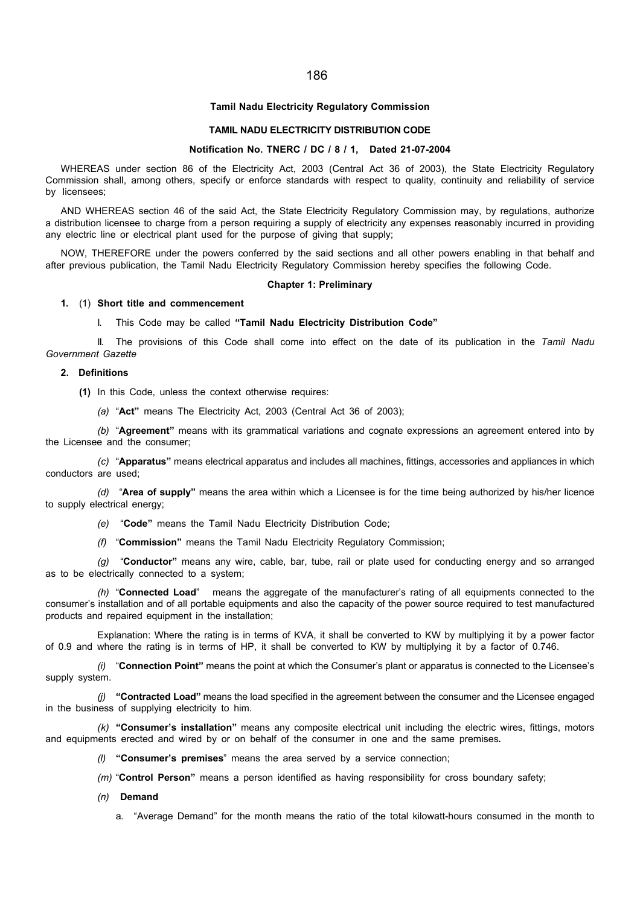**Tamil Nadu Electricity Regulatory Commission**

**TAMIL NADU ELECTRICITY DISTRIBUTION CODE**

**Notification No. TNERC / DC / 8 / 1, Dated 21-07-2004**

WHEREAS under section 86 of the Electricity Act, 2003 (Central Act 36 of 2003), the State Electricity Regulatory Commission shall, among others, specify or enforce standards with respect to quality, continuity and reliability of service by licensees;

AND WHEREAS section 46 of the said Act, the State Electricity Regulatory Commission may, by regulations, authorize a distribution licensee to charge from a person requiring a supply of electricity any expenses reasonably incurred in providing any electric line or electrical plant used for the purpose of giving that supply;

NOW, THEREFORE under the powers conferred by the said sections and all other powers enabling in that behalf and after previous publication, the Tamil Nadu Electricity Regulatory Commission hereby specifies the following Code.

**Chapter 1: Preliminary**

**1.** (1) **Short title and commencement**

I. This Code may be called **"Tamil Nadu Electricity Distribution Code"**

II. The provisions of this Code shall come into effect on the date of its publication in the *Tamil Nadu Government Gazette*

**2. Definitions**

**(1)** In this Code, unless the context otherwise requires:

*(a)* "**Act"** means The Electricity Act, 2003 (Central Act 36 of 2003);

*(b)* "**Agreement"** means with its grammatical variations and cognate expressions an agreement entered into by the Licensee and the consumer;

*(c)* "**Apparatus"** means electrical apparatus and includes all machines, fittings, accessories and appliances in which conductors are used;

*(d)* "**Area of supply"** means the area within which a Licensee is for the time being authorized by his/her licence to supply electrical energy;

*(e)* "**Code"** means the Tamil Nadu Electricity Distribution Code;

*(f)* "**Commission"** means the Tamil Nadu Electricity Regulatory Commission;

*(g)* "**Conductor"** means any wire, cable, bar, tube, rail or plate used for conducting energy and so arranged as to be electrically connected to a system;

*(h)* "**Connected Load**" means the aggregate of the manufacturer's rating of all equipments connected to the consumer's installation and of all portable equipments and also the capacity of the power source required to test manufactured products and repaired equipment in the installation;

Explanation: Where the rating is in terms of KVA, it shall be converted to KW by multiplying it by a power factor of 0.9 and where the rating is in terms of HP, it shall be converted to KW by multiplying it by a factor of 0.746.

*(i)* "**Connection Point"** means the point at which the Consumer's plant or apparatus is connected to the Licensee's supply system.

*(j)* **"Contracted Load"** means the load specified in the agreement between the consumer and the Licensee engaged in the business of supplying electricity to him.

*(k)* **"Consumer's installation"** means any composite electrical unit including the electric wires, fittings, motors and equipments erected and wired by or on behalf of the consumer in one and the same premises**.**

*(l)* **"Consumer's premises**" means the area served by a service connection;

*(m)* "**Control Person"** means a person identified as having responsibility for cross boundary safety;

*(n)* **Demand**

a. "Average Demand" for the month means the ratio of the total kilowatt-hours consumed in the month to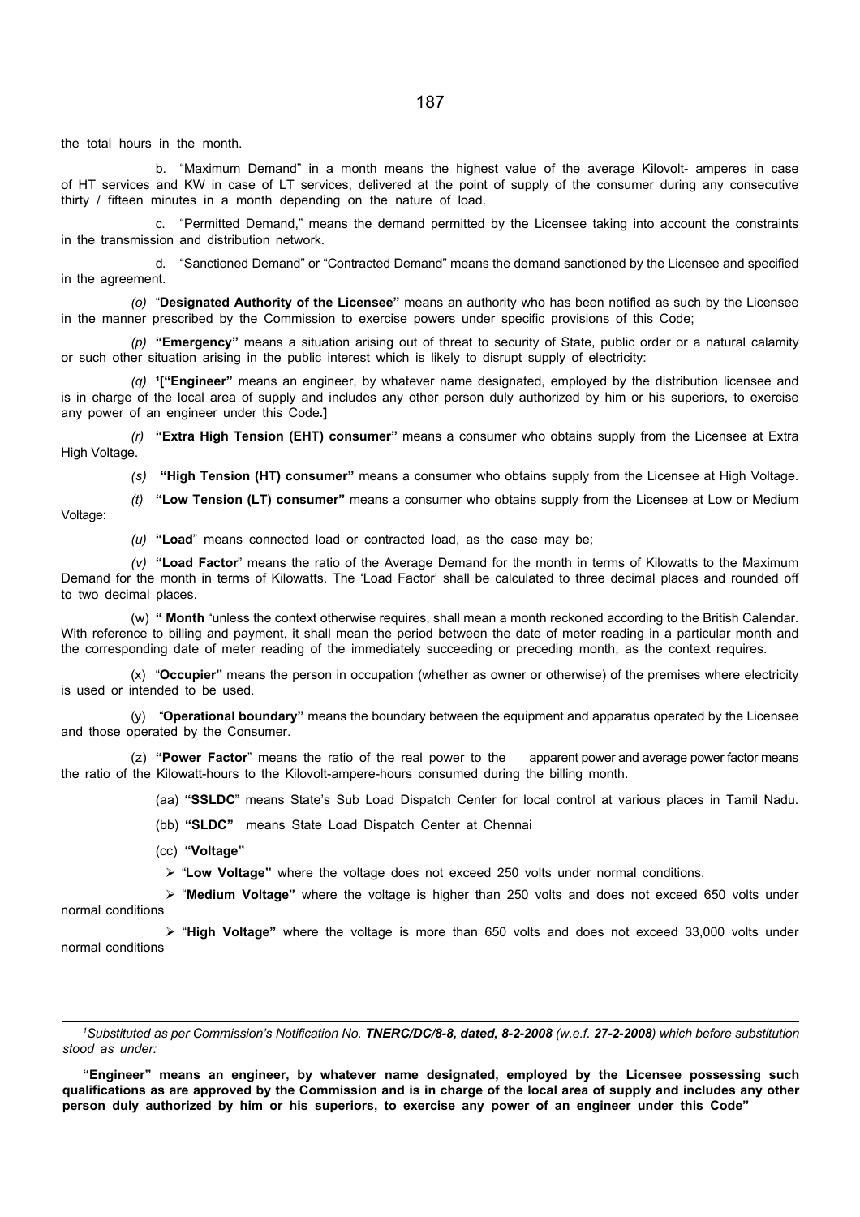the total hours in the month.

b. "Maximum Demand" in a month means the highest value of the average Kilovolt- amperes in case of HT services and KW in case of LT services, delivered at the point of supply of the consumer during any consecutive thirty / fifteen minutes in a month depending on the nature of load.

c. "Permitted Demand," means the demand permitted by the Licensee taking into account the constraints in the transmission and distribution network.

d. "Sanctioned Demand" or "Contracted Demand" means the demand sanctioned by the Licensee and specified in the agreement.

*(o)* "**Designated Authority of the Licensee"** means an authority who has been notified as such by the Licensee in the manner prescribed by the Commission to exercise powers under specific provisions of this Code;

*(p)* **"Emergency"** means a situation arising out of threat to security of State, public order or a natural calamity or such other situation arising in the public interest which is likely to disrupt supply of electricity:

*(q)* [1]**["Engineer"** means an engineer, by whatever name designated, employed by the distribution licensee and is in charge of the local area of supply and includes any other person duly authorized by him or his superiors, to exercise any power of an engineer under this Code**.]**

*(r)* **"Extra High Tension (EHT) consumer"** means a consumer who obtains supply from the Licensee at Extra High Voltage.

*(s)* **"High Tension (HT) consumer"** means a consumer who obtains supply from the Licensee at High Voltage.

*(t)* **"Low Tension (LT) consumer"** means a consumer who obtains supply from the Licensee at Low or Medium Voltage:

*(u)* **"Load**" means connected load or contracted load, as the case may be;

*(v)* **"Load Factor**" means the ratio of the Average Demand for the month in terms of Kilowatts to the Maximum Demand for the month in terms of Kilowatts. The 'Load Factor' shall be calculated to three decimal places and rounded off to two decimal places.

(w) **" Month** "unless the context otherwise requires, shall mean a month reckoned according to the British Calendar. With reference to billing and payment, it shall mean the period between the date of meter reading in a particular month and the corresponding date of meter reading of the immediately succeeding or preceding month, as the context requires.

(x) "**Occupier"** means the person in occupation (whether as owner or otherwise) of the premises where electricity is used or intended to be used.

(y) "**Operational boundary"** means the boundary between the equipment and apparatus operated by the Licensee and those operated by the Consumer.

(z) **"Power Factor**" means the ratio of the real power to the apparent power and average power factor means the ratio of the Kilowatt-hours to the Kilovolt-ampere-hours consumed during the billing month.

(aa) **"SSLDC**" means State's Sub Load Dispatch Center for local control at various places in Tamil Nadu.

(bb) **"SLDC"** means State Load Dispatch Center at Chennai

(cc) **"Voltage"**

- "**Low Voltage"** where the voltage does not exceed 250 volts under normal conditions.
- "**Medium Voltage"** where the voltage is higher than 250 volts and does not exceed 650 volts under normal conditions
- "**High Voltage"** where the voltage is more than 650 volts and does not exceed 33,000 volts under normal conditions

---

[1]*Substituted as per Commission's Notification No.* ***TNERC/DC/8-8, dated, 8-2-2008*** *(w.e.f.* ***27-2-2008****) which before substitution stood as under:*

**"Engineer" means an engineer, by whatever name designated, employed by the Licensee possessing such qualifications as are approved by the Commission and is in charge of the local area of supply and includes any other person duly authorized by him or his superiors, to exercise any power of an engineer under this Code"**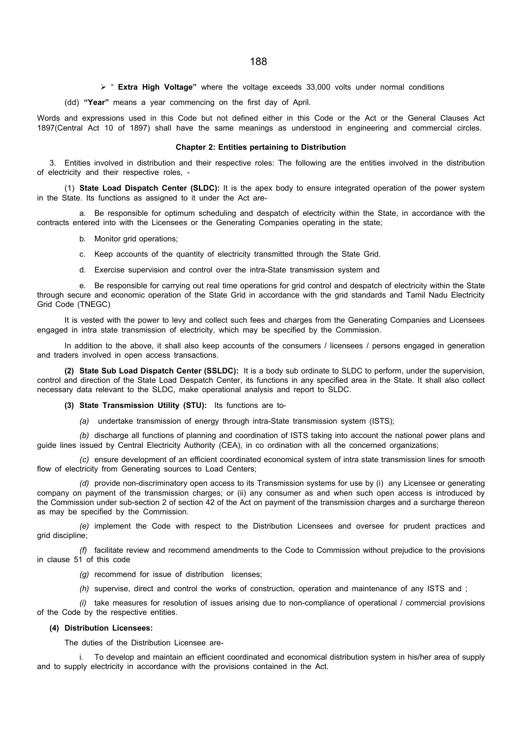- " **Extra High Voltage"** where the voltage exceeds 33,000 volts under normal conditions

(dd) **"Year"** means a year commencing on the first day of April.

Words and expressions used in this Code but not defined either in this Code or the Act or the General Clauses Act 1897(Central Act 10 of 1897) shall have the same meanings as understood in engineering and commercial circles.

## Chapter 2: Entities pertaining to Distribution

3. Entities involved in distribution and their respective roles: The following are the entities involved in the distribution of electricity and their respective roles, -

(1) **State Load Dispatch Center (SLDC):** It is the apex body to ensure integrated operation of the power system in the State. Its functions as assigned to it under the Act are-

a. Be responsible for optimum scheduling and despatch of electricity within the State, in accordance with the contracts entered into with the Licensees or the Generating Companies operating in the state;

b. Monitor grid operations;

c. Keep accounts of the quantity of electricity transmitted through the State Grid.

d. Exercise supervision and control over the intra-State transmission system and

e. Be responsible for carrying out real time operations for grid control and despatch of electricity within the State through secure and economic operation of the State Grid in accordance with the grid standards and Tamil Nadu Electricity Grid Code (TNEGC)

It is vested with the power to levy and collect such fees and charges from the Generating Companies and Licensees engaged in intra state transmission of electricity, which may be specified by the Commission.

In addition to the above, it shall also keep accounts of the consumers / licensees / persons engaged in generation and traders involved in open access transactions.

**(2) State Sub Load Dispatch Center (SSLDC):** It is a body sub ordinate to SLDC to perform, under the supervision, control and direction of the State Load Despatch Center, its functions in any specified area in the State. It shall also collect necessary data relevant to the SLDC, make operational analysis and report to SLDC.

**(3) State Transmission Utility (STU):** Its functions are to-

*(a)* undertake transmission of energy through intra-State transmission system (ISTS);

*(b)* discharge all functions of planning and coordination of ISTS taking into account the national power plans and guide lines issued by Central Electricity Authority (CEA), in co ordination with all the concerned organizations;

*(c)* ensure development of an efficient coordinated economical system of intra state transmission lines for smooth flow of electricity from Generating sources to Load Centers;

*(d)* provide non-discriminatory open access to its Transmission systems for use by (i) any Licensee or generating company on payment of the transmission charges; or (ii) any consumer as and when such open access is introduced by the Commission under sub-section 2 of section 42 of the Act on payment of the transmission charges and a surcharge thereon as may be specified by the Commission.

*(e)* implement the Code with respect to the Distribution Licensees and oversee for prudent practices and grid discipline;

*(f)* facilitate review and recommend amendments to the Code to Commission without prejudice to the provisions in clause 51 of this code

*(g)* recommend for issue of distribution licenses;

*(h)* supervise, direct and control the works of construction, operation and maintenance of any ISTS and ;

*(i)* take measures for resolution of issues arising due to non-compliance of operational / commercial provisions of the Code by the respective entities.

**(4) Distribution Licensees:**

The duties of the Distribution Licensee are-

i. To develop and maintain an efficient coordinated and economical distribution system in his/her area of supply and to supply electricity in accordance with the provisions contained in the Act.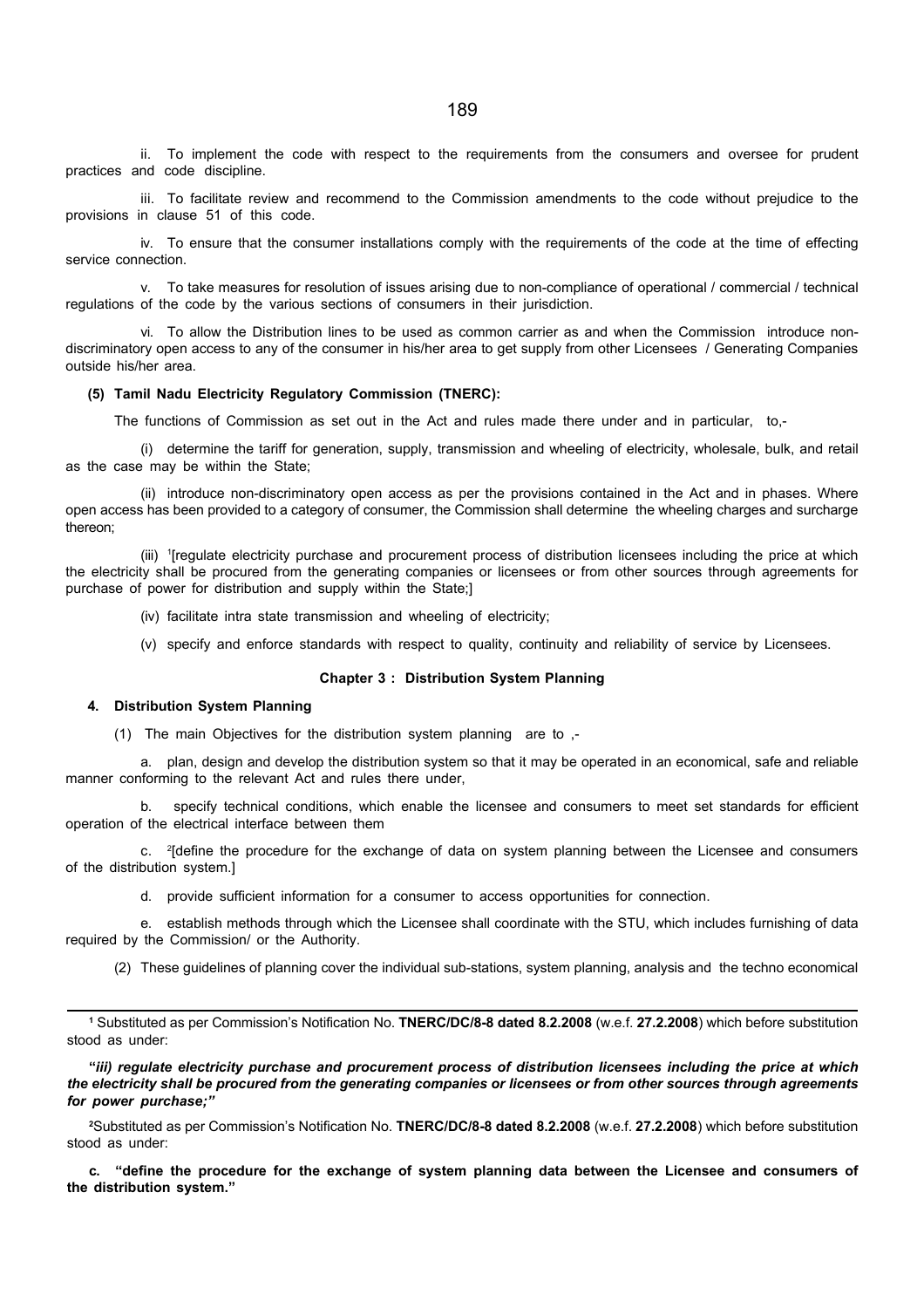ii. To implement the code with respect to the requirements from the consumers and oversee for prudent practices and code discipline.

iii. To facilitate review and recommend to the Commission amendments to the code without prejudice to the provisions in clause 51 of this code.

iv. To ensure that the consumer installations comply with the requirements of the code at the time of effecting service connection.

v. To take measures for resolution of issues arising due to non-compliance of operational / commercial / technical regulations of the code by the various sections of consumers in their jurisdiction.

vi. To allow the Distribution lines to be used as common carrier as and when the Commission introduce non-discriminatory open access to any of the consumer in his/her area to get supply from other Licensees / Generating Companies outside his/her area.

**(5) Tamil Nadu Electricity Regulatory Commission (TNERC):**

The functions of Commission as set out in the Act and rules made there under and in particular, to,-

(i) determine the tariff for generation, supply, transmission and wheeling of electricity, wholesale, bulk, and retail as the case may be within the State;

(ii) introduce non-discriminatory open access as per the provisions contained in the Act and in phases. Where open access has been provided to a category of consumer, the Commission shall determine the wheeling charges and surcharge thereon;

(iii) [1][regulate electricity purchase and procurement process of distribution licensees including the price at which the electricity shall be procured from the generating companies or licensees or from other sources through agreements for purchase of power for distribution and supply within the State;]

(iv) facilitate intra state transmission and wheeling of electricity;

(v) specify and enforce standards with respect to quality, continuity and reliability of service by Licensees.

## Chapter 3 : Distribution System Planning

**4. Distribution System Planning**

(1) The main Objectives for the distribution system planning are to ,-

a. plan, design and develop the distribution system so that it may be operated in an economical, safe and reliable manner conforming to the relevant Act and rules there under,

b. specify technical conditions, which enable the licensee and consumers to meet set standards for efficient operation of the electrical interface between them

c. [2][define the procedure for the exchange of data on system planning between the Licensee and consumers of the distribution system.]

d. provide sufficient information for a consumer to access opportunities for connection.

e. establish methods through which the Licensee shall coordinate with the STU, which includes furnishing of data required by the Commission/ or the Authority.

(2) These guidelines of planning cover the individual sub-stations, system planning, analysis and the techno economical

---

[1] Substituted as per Commission's Notification No. **TNERC/DC/8-8 dated 8.2.2008** (w.e.f. **27.2.2008**) which before substitution stood as under:

***"iii) regulate electricity purchase and procurement process of distribution licensees including the price at which the electricity shall be procured from the generating companies or licensees or from other sources through agreements for power purchase;"***

[2] Substituted as per Commission's Notification No. **TNERC/DC/8-8 dated 8.2.2008** (w.e.f. **27.2.2008**) which before substitution stood as under:

**c. "define the procedure for the exchange of system planning data between the Licensee and consumers of the distribution system."**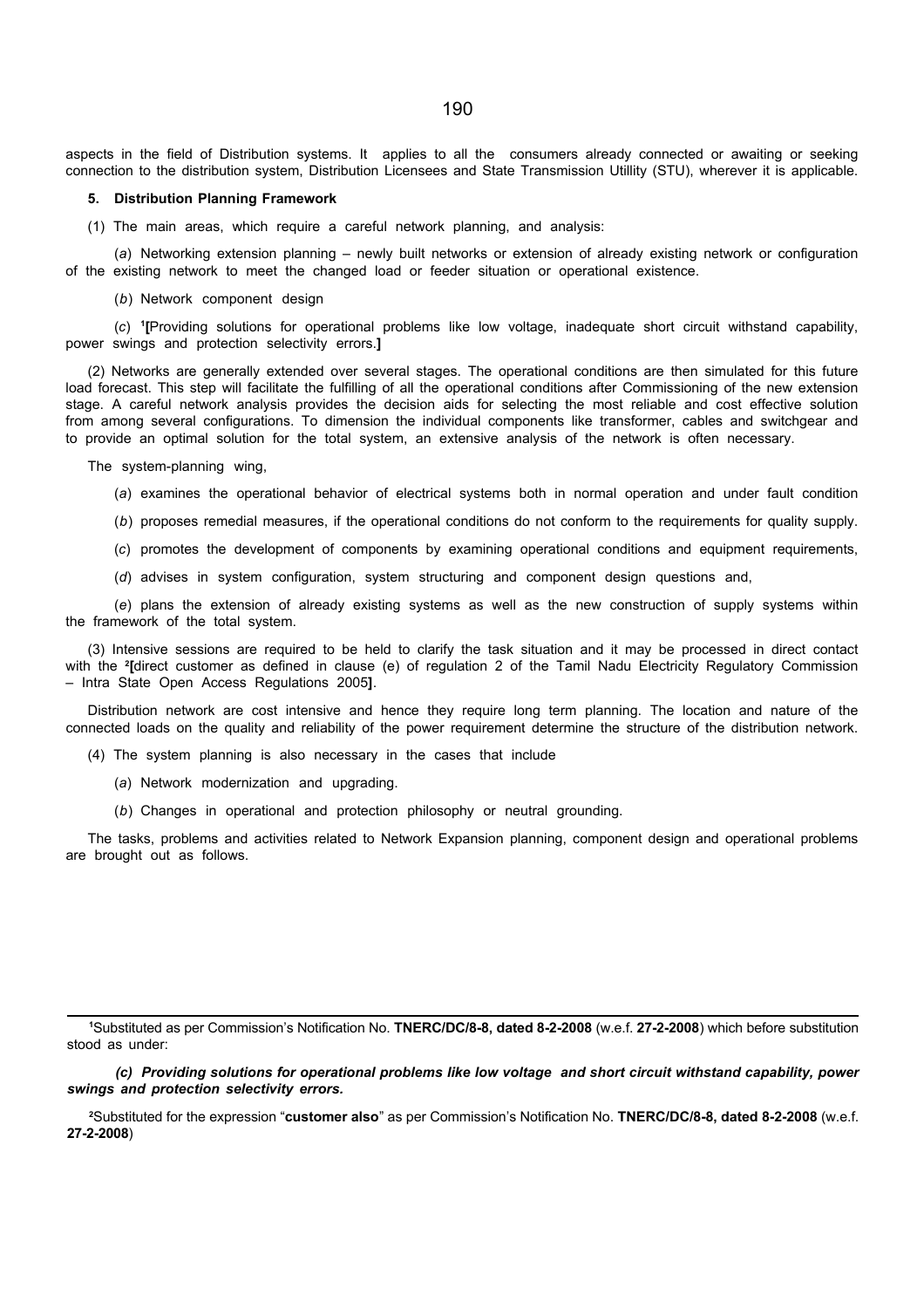aspects in the field of Distribution systems. It applies to all the consumers already connected or awaiting or seeking connection to the distribution system, Distribution Licensees and State Transmission Utillity (STU), wherever it is applicable.

**5. Distribution Planning Framework**

(1) The main areas, which require a careful network planning, and analysis:

(*a*) Networking extension planning – newly built networks or extension of already existing network or configuration of the existing network to meet the changed load or feeder situation or operational existence.

(*b*) Network component design

(*c*) [1]**[**Providing solutions for operational problems like low voltage, inadequate short circuit withstand capability, power swings and protection selectivity errors.**]**

(2) Networks are generally extended over several stages. The operational conditions are then simulated for this future load forecast. This step will facilitate the fulfilling of all the operational conditions after Commissioning of the new extension stage. A careful network analysis provides the decision aids for selecting the most reliable and cost effective solution from among several configurations. To dimension the individual components like transformer, cables and switchgear and to provide an optimal solution for the total system, an extensive analysis of the network is often necessary.

The system-planning wing,

(*a*) examines the operational behavior of electrical systems both in normal operation and under fault condition

(*b*) proposes remedial measures, if the operational conditions do not conform to the requirements for quality supply.

(*c*) promotes the development of components by examining operational conditions and equipment requirements,

(*d*) advises in system configuration, system structuring and component design questions and,

(*e*) plans the extension of already existing systems as well as the new construction of supply systems within the framework of the total system.

(3) Intensive sessions are required to be held to clarify the task situation and it may be processed in direct contact with the [2]**[**direct customer as defined in clause (e) of regulation 2 of the Tamil Nadu Electricity Regulatory Commission – Intra State Open Access Regulations 2005**]**.

Distribution network are cost intensive and hence they require long term planning. The location and nature of the connected loads on the quality and reliability of the power requirement determine the structure of the distribution network.

(4) The system planning is also necessary in the cases that include

(*a*) Network modernization and upgrading.

(*b*) Changes in operational and protection philosophy or neutral grounding.

The tasks, problems and activities related to Network Expansion planning, component design and operational problems are brought out as follows.

---

[1]Substituted as per Commission's Notification No. **TNERC/DC/8-8, dated 8-2-2008** (w.e.f. **27-2-2008**) which before substitution stood as under:

***(c) Providing solutions for operational problems like low voltage and short circuit withstand capability, power swings and protection selectivity errors.***

[2]Substituted for the expression "**customer also**" as per Commission's Notification No. **TNERC/DC/8-8, dated 8-2-2008** (w.e.f. **27-2-2008**)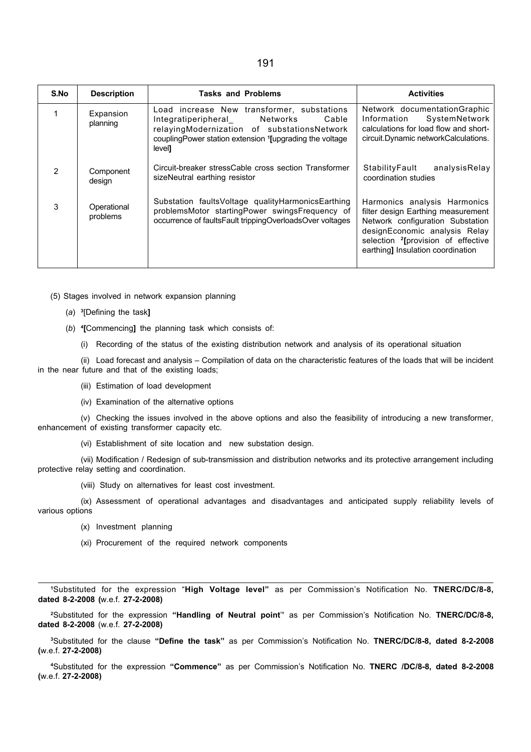| S.No | Description | Tasks and Problems | Activities |
|---|---|---|---|
| 1 | Expansion planning | Load increase New transformer, substations Integratiperipheral_ Networks Cable relayingModernization of substationsNetwork couplingPower station extension [1][upgrading the voltage level] | Network documentationGraphic Information SystemNetwork calculations for load flow and short-circuit.Dynamic networkCalculations. |
| 2 | Component design | Circuit-breaker stressCable cross section Transformer sizeNeutral earthing resistor | StabilityFault analysisRelay coordination studies |
| 3 | Operational problems | Substation faultsVoltage qualityHarmonicsEarthing problemsMotor startingPower swingsFrequency of occurrence of faultsFault trippingOverloadsOver voltages | Harmonics analysis Harmonics filter design Earthing measurement Network configuration Substation designEconomic analysis Relay selection [2][provision of effective earthing] Insulation coordination |

(5) Stages involved in network expansion planning

(*a*) [3][Defining the task]

(*b*) [4][Commencing] the planning task which consists of:

(i) Recording of the status of the existing distribution network and analysis of its operational situation

(ii) Load forecast and analysis – Compilation of data on the characteristic features of the loads that will be incident in the near future and that of the existing loads;

(iii) Estimation of load development

(iv) Examination of the alternative options

(v) Checking the issues involved in the above options and also the feasibility of introducing a new transformer, enhancement of existing transformer capacity etc.

(vi) Establishment of site location and new substation design.

(vii) Modification / Redesign of sub-transmission and distribution networks and its protective arrangement including protective relay setting and coordination.

(viii) Study on alternatives for least cost investment.

(ix) Assessment of operational advantages and disadvantages and anticipated supply reliability levels of various options

(x) Investment planning

(xi) Procurement of the required network components

---

[1]Substituted for the expression "**High Voltage level"** as per Commission's Notification No. **TNERC/DC/8-8, dated 8-2-2008 (**w.e.f. **27-2-2008)**

[2]Substituted for the expression **"Handling of Neutral point''** as per Commission's Notification No. **TNERC/DC/8-8, dated 8-2-2008** (w.e.f. **27-2-2008)**

[3]Substituted for the clause **"Define the task"** as per Commission's Notification No. **TNERC/DC/8-8, dated 8-2-2008 (**w.e.f. **27-2-2008)**

[4]Substituted for the expression **"Commence"** as per Commission's Notification No. **TNERC /DC/8-8, dated 8-2-2008 (**w.e.f. **27-2-2008)**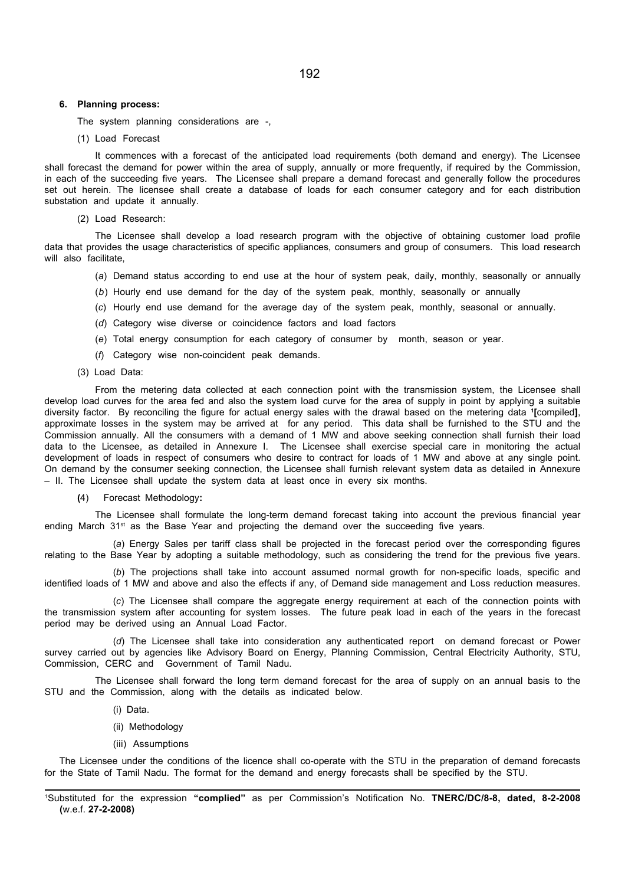**6. Planning process:**

The system planning considerations are -,

(1) Load Forecast

It commences with a forecast of the anticipated load requirements (both demand and energy). The Licensee shall forecast the demand for power within the area of supply, annually or more frequently, if required by the Commission, in each of the succeeding five years. The Licensee shall prepare a demand forecast and generally follow the procedures set out herein. The licensee shall create a database of loads for each consumer category and for each distribution substation and update it annually.

(2) Load Research:

The Licensee shall develop a load research program with the objective of obtaining customer load profile data that provides the usage characteristics of specific appliances, consumers and group of consumers. This load research will also facilitate,

(*a*) Demand status according to end use at the hour of system peak, daily, monthly, seasonally or annually

(*b*) Hourly end use demand for the day of the system peak, monthly, seasonally or annually

(*c*) Hourly end use demand for the average day of the system peak, monthly, seasonal or annually.

(*d*) Category wise diverse or coincidence factors and load factors

(*e*) Total energy consumption for each category of consumer by month, season or year.

(*f*) Category wise non-coincident peak demands.

(3) Load Data:

From the metering data collected at each connection point with the transmission system, the Licensee shall develop load curves for the area fed and also the system load curve for the area of supply in point by applying a suitable diversity factor. By reconciling the figure for actual energy sales with the drawal based on the metering data [1]**[**compiled**]**, approximate losses in the system may be arrived at for any period. This data shall be furnished to the STU and the Commission annually. All the consumers with a demand of 1 MW and above seeking connection shall furnish their load data to the Licensee, as detailed in Annexure I. The Licensee shall exercise special care in monitoring the actual development of loads in respect of consumers who desire to contract for loads of 1 MW and above at any single point. On demand by the consumer seeking connection, the Licensee shall furnish relevant system data as detailed in Annexure – II. The Licensee shall update the system data at least once in every six months.

**(**4) Forecast Methodology**:**

The Licensee shall formulate the long-term demand forecast taking into account the previous financial year ending March 31st as the Base Year and projecting the demand over the succeeding five years.

(*a*) Energy Sales per tariff class shall be projected in the forecast period over the corresponding figures relating to the Base Year by adopting a suitable methodology, such as considering the trend for the previous five years.

(*b*) The projections shall take into account assumed normal growth for non-specific loads, specific and identified loads of 1 MW and above and also the effects if any, of Demand side management and Loss reduction measures.

(*c*) The Licensee shall compare the aggregate energy requirement at each of the connection points with the transmission system after accounting for system losses. The future peak load in each of the years in the forecast period may be derived using an Annual Load Factor.

(*d*) The Licensee shall take into consideration any authenticated report on demand forecast or Power survey carried out by agencies like Advisory Board on Energy, Planning Commission, Central Electricity Authority, STU, Commission, CERC and Government of Tamil Nadu.

The Licensee shall forward the long term demand forecast for the area of supply on an annual basis to the STU and the Commission, along with the details as indicated below.

(i) Data.

(ii) Methodology

(iii) Assumptions

The Licensee under the conditions of the licence shall co-operate with the STU in the preparation of demand forecasts for the State of Tamil Nadu. The format for the demand and energy forecasts shall be specified by the STU.

---

[1]Substituted for the expression **"complied"** as per Commission's Notification No. **TNERC/DC/8-8, dated, 8-2-2008 (**w.e.f. **27-2-2008)**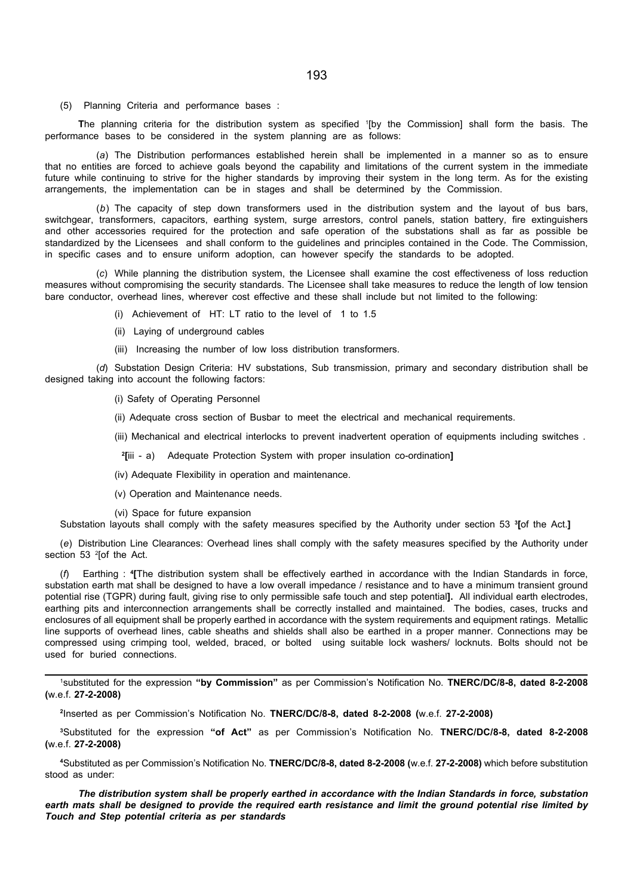(5) Planning Criteria and performance bases :

**T**he planning criteria for the distribution system as specified [1][by the Commission] shall form the basis. The performance bases to be considered in the system planning are as follows:

(*a*) The Distribution performances established herein shall be implemented in a manner so as to ensure that no entities are forced to achieve goals beyond the capability and limitations of the current system in the immediate future while continuing to strive for the higher standards by improving their system in the long term. As for the existing arrangements, the implementation can be in stages and shall be determined by the Commission.

(*b*) The capacity of step down transformers used in the distribution system and the layout of bus bars, switchgear, transformers, capacitors, earthing system, surge arrestors, control panels, station battery, fire extinguishers and other accessories required for the protection and safe operation of the substations shall as far as possible be standardized by the Licensees and shall conform to the guidelines and principles contained in the Code. The Commission, in specific cases and to ensure uniform adoption, can however specify the standards to be adopted.

(*c*) While planning the distribution system, the Licensee shall examine the cost effectiveness of loss reduction measures without compromising the security standards. The Licensee shall take measures to reduce the length of low tension bare conductor, overhead lines, wherever cost effective and these shall include but not limited to the following:

(i) Achievement of HT: LT ratio to the level of 1 to 1.5

(ii) Laying of underground cables

(iii) Increasing the number of low loss distribution transformers.

(*d*) Substation Design Criteria: HV substations, Sub transmission, primary and secondary distribution shall be designed taking into account the following factors:

(i) Safety of Operating Personnel

(ii) Adequate cross section of Busbar to meet the electrical and mechanical requirements.

(iii) Mechanical and electrical interlocks to prevent inadvertent operation of equipments including switches .

[2]**[**iii - a) Adequate Protection System with proper insulation co-ordination**]**

(iv) Adequate Flexibility in operation and maintenance.

(v) Operation and Maintenance needs.

(vi) Space for future expansion

Substation layouts shall comply with the safety measures specified by the Authority under section 53 [3]**[**of the Act.**]**

(*e*) Distribution Line Clearances: Overhead lines shall comply with the safety measures specified by the Authority under section 53 [2][of the Act.

(*f*) Earthing : [4]**[**The distribution system shall be effectively earthed in accordance with the Indian Standards in force, substation earth mat shall be designed to have a low overall impedance / resistance and to have a minimum transient ground potential rise (TGPR) during fault, giving rise to only permissible safe touch and step potential**].** All individual earth electrodes, earthing pits and interconnection arrangements shall be correctly installed and maintained. The bodies, cases, trucks and enclosures of all equipment shall be properly earthed in accordance with the system requirements and equipment ratings. Metallic line supports of overhead lines, cable sheaths and shields shall also be earthed in a proper manner. Connections may be compressed using crimping tool, welded, braced, or bolted using suitable lock washers/ locknuts. Bolts should not be used for buried connections.

---

[1]substituted for the expression **"by Commission"** as per Commission's Notification No. **TNERC/DC/8-8, dated 8-2-2008 (**w.e.f. **27-2-2008)**

[2]Inserted as per Commission's Notification No. **TNERC/DC/8-8, dated 8-2-2008 (**w.e.f. **27-2-2008)**

[3]Substituted for the expression **"of Act"** as per Commission's Notification No. **TNERC/DC/8-8, dated 8-2-2008 (**w.e.f. **27-2-2008)**

[4]Substituted as per Commission's Notification No. **TNERC/DC/8-8, dated 8-2-2008 (**w.e.f. **27-2-2008)** which before substitution stood as under:

***The distribution system shall be properly earthed in accordance with the Indian Standards in force, substation earth mats shall be designed to provide the required earth resistance and limit the ground potential rise limited by Touch and Step potential criteria as per standards***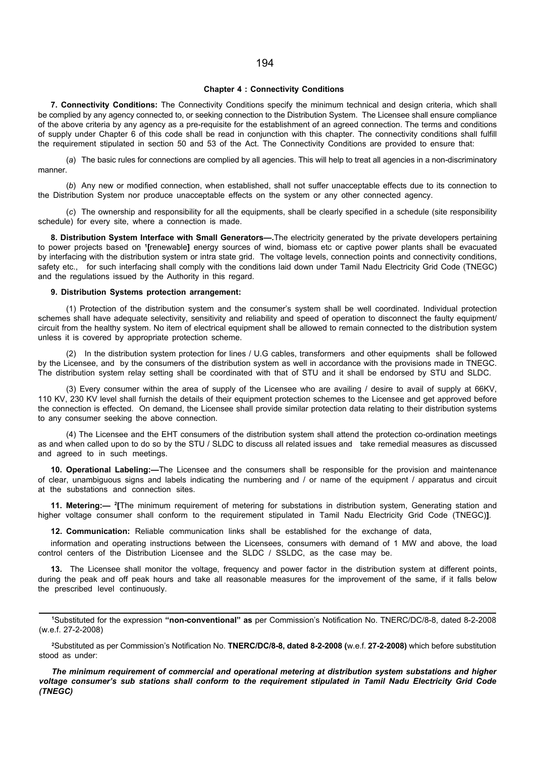### Chapter 4 : Connectivity Conditions

**7. Connectivity Conditions:** The Connectivity Conditions specify the minimum technical and design criteria, which shall be complied by any agency connected to, or seeking connection to the Distribution System. The Licensee shall ensure compliance of the above criteria by any agency as a pre-requisite for the establishment of an agreed connection. The terms and conditions of supply under Chapter 6 of this code shall be read in conjunction with this chapter. The connectivity conditions shall fulfill the requirement stipulated in section 50 and 53 of the Act. The Connectivity Conditions are provided to ensure that:

(*a*) The basic rules for connections are complied by all agencies. This will help to treat all agencies in a non-discriminatory manner.

(*b*) Any new or modified connection, when established, shall not suffer unacceptable effects due to its connection to the Distribution System nor produce unacceptable effects on the system or any other connected agency.

(*c*) The ownership and responsibility for all the equipments, shall be clearly specified in a schedule (site responsibility schedule) for every site, where a connection is made.

**8. Distribution System Interface with Small Generators—.**The electricity generated by the private developers pertaining to power projects based on [1]**[**renewable**]** energy sources of wind, biomass etc or captive power plants shall be evacuated by interfacing with the distribution system or intra state grid. The voltage levels, connection points and connectivity conditions, safety etc., for such interfacing shall comply with the conditions laid down under Tamil Nadu Electricity Grid Code (TNEGC) and the regulations issued by the Authority in this regard.

**9. Distribution Systems protection arrangement:**

(1) Protection of the distribution system and the consumer's system shall be well coordinated. Individual protection schemes shall have adequate selectivity, sensitivity and reliability and speed of operation to disconnect the faulty equipment/ circuit from the healthy system. No item of electrical equipment shall be allowed to remain connected to the distribution system unless it is covered by appropriate protection scheme.

(2) In the distribution system protection for lines / U.G cables, transformers and other equipments shall be followed by the Licensee, and by the consumers of the distribution system as well in accordance with the provisions made in TNEGC. The distribution system relay setting shall be coordinated with that of STU and it shall be endorsed by STU and SLDC.

(3) Every consumer within the area of supply of the Licensee who are availing / desire to avail of supply at 66KV, 110 KV, 230 KV level shall furnish the details of their equipment protection schemes to the Licensee and get approved before the connection is effected. On demand, the Licensee shall provide similar protection data relating to their distribution systems to any consumer seeking the above connection.

(4) The Licensee and the EHT consumers of the distribution system shall attend the protection co-ordination meetings as and when called upon to do so by the STU / SLDC to discuss all related issues and take remedial measures as discussed and agreed to in such meetings.

**10. Operational Labeling:—**The Licensee and the consumers shall be responsible for the provision and maintenance of clear, unambiguous signs and labels indicating the numbering and / or name of the equipment / apparatus and circuit at the substations and connection sites.

**11. Metering:—** [2]**[**The minimum requirement of metering for substations in distribution system, Generating station and higher voltage consumer shall conform to the requirement stipulated in Tamil Nadu Electricity Grid Code (TNEGC)**]**.

**12. Communication:** Reliable communication links shall be established for the exchange of data, information and operating instructions between the Licensees, consumers with demand of 1 MW and above, the load control centers of the Distribution Licensee and the SLDC / SSLDC, as the case may be.

**13.** The Licensee shall monitor the voltage, frequency and power factor in the distribution system at different points, during the peak and off peak hours and take all reasonable measures for the improvement of the same, if it falls below the prescribed level continuously.

---

[1]Substituted for the expression **"non-conventional" as** per Commission's Notification No. TNERC/DC/8-8, dated 8-2-2008 (w.e.f. 27-2-2008)

[2]Substituted as per Commission's Notification No. **TNERC/DC/8-8, dated 8-2-2008 (**w.e.f. **27-2-2008)** which before substitution stood as under:

***The minimum requirement of commercial and operational metering at distribution system substations and higher voltage consumer's sub stations shall conform to the requirement stipulated in Tamil Nadu Electricity Grid Code (TNEGC)***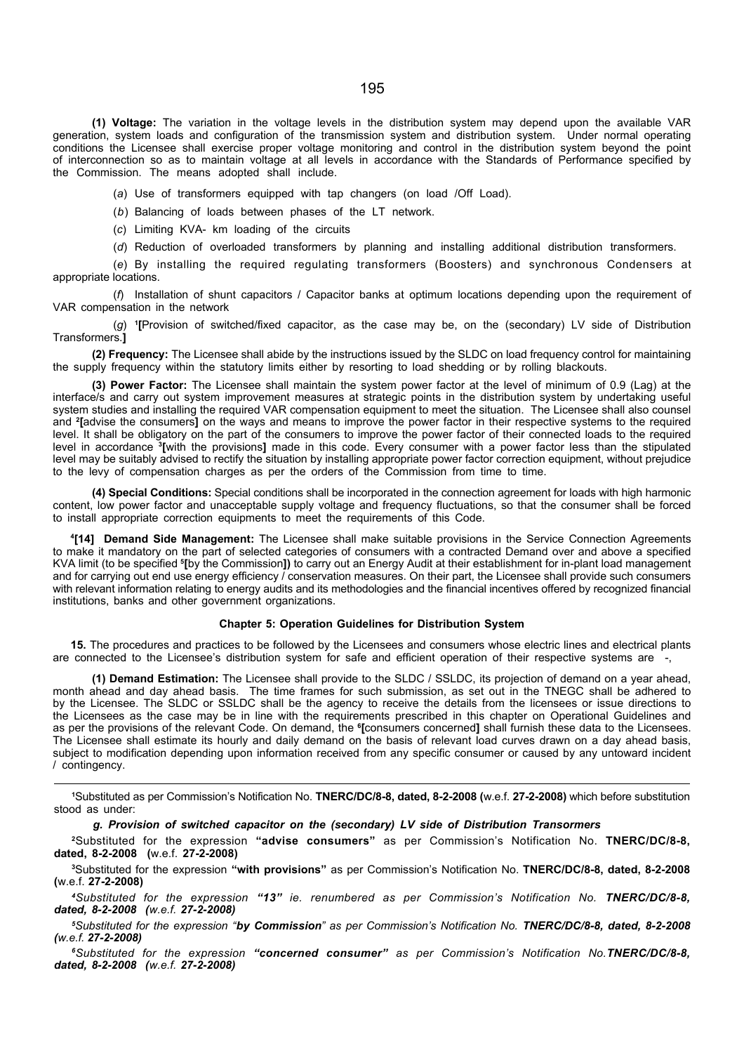**(1) Voltage:** The variation in the voltage levels in the distribution system may depend upon the available VAR generation, system loads and configuration of the transmission system and distribution system. Under normal operating conditions the Licensee shall exercise proper voltage monitoring and control in the distribution system beyond the point of interconnection so as to maintain voltage at all levels in accordance with the Standards of Performance specified by the Commission. The means adopted shall include.

(*a*) Use of transformers equipped with tap changers (on load /Off Load).

(*b*) Balancing of loads between phases of the LT network.

(*c*) Limiting KVA- km loading of the circuits

(*d*) Reduction of overloaded transformers by planning and installing additional distribution transformers.

(*e*) By installing the required regulating transformers (Boosters) and synchronous Condensers at appropriate locations.

(*f*) Installation of shunt capacitors / Capacitor banks at optimum locations depending upon the requirement of VAR compensation in the network

(*g*) [1]**[**Provision of switched/fixed capacitor, as the case may be, on the (secondary) LV side of Distribution Transformers.**]**

**(2) Frequency:** The Licensee shall abide by the instructions issued by the SLDC on load frequency control for maintaining the supply frequency within the statutory limits either by resorting to load shedding or by rolling blackouts.

**(3) Power Factor:** The Licensee shall maintain the system power factor at the level of minimum of 0.9 (Lag) at the interface/s and carry out system improvement measures at strategic points in the distribution system by undertaking useful system studies and installing the required VAR compensation equipment to meet the situation. The Licensee shall also counsel and [2]**[**advise the consumers**]** on the ways and means to improve the power factor in their respective systems to the required level. It shall be obligatory on the part of the consumers to improve the power factor of their connected loads to the required level in accordance [3]**[**with the provisions**]** made in this code. Every consumer with a power factor less than the stipulated level may be suitably advised to rectify the situation by installing appropriate power factor correction equipment, without prejudice to the levy of compensation charges as per the orders of the Commission from time to time.

**(4) Special Conditions:** Special conditions shall be incorporated in the connection agreement for loads with high harmonic content, low power factor and unacceptable supply voltage and frequency fluctuations, so that the consumer shall be forced to install appropriate correction equipments to meet the requirements of this Code.

[4]**[14] Demand Side Management:** The Licensee shall make suitable provisions in the Service Connection Agreements to make it mandatory on the part of selected categories of consumers with a contracted Demand over and above a specified KVA limit (to be specified [5]**[**by the Commission**])** to carry out an Energy Audit at their establishment for in-plant load management and for carrying out end use energy efficiency / conservation measures. On their part, the Licensee shall provide such consumers with relevant information relating to energy audits and its methodologies and the financial incentives offered by recognized financial institutions, banks and other government organizations.

### Chapter 5: Operation Guidelines for Distribution System

**15.** The procedures and practices to be followed by the Licensees and consumers whose electric lines and electrical plants are connected to the Licensee's distribution system for safe and efficient operation of their respective systems are -,

**(1) Demand Estimation:** The Licensee shall provide to the SLDC / SSLDC, its projection of demand on a year ahead, month ahead and day ahead basis. The time frames for such submission, as set out in the TNEGC shall be adhered to by the Licensee. The SLDC or SSLDC shall be the agency to receive the details from the licensees or issue directions to the Licensees as the case may be in line with the requirements prescribed in this chapter on Operational Guidelines and as per the provisions of the relevant Code. On demand, the [6]**[**consumers concerned**]** shall furnish these data to the Licensees. The Licensee shall estimate its hourly and daily demand on the basis of relevant load curves drawn on a day ahead basis, subject to modification depending upon information received from any specific consumer or caused by any untoward incident / contingency.

---

[1]Substituted as per Commission's Notification No. **TNERC/DC/8-8, dated, 8-2-2008 (**w.e.f. **27-2-2008)** which before substitution stood as under:

***g. Provision of switched capacitor on the (secondary) LV side of Distribution Transormers***

[2]Substituted for the expression **"advise consumers"** as per Commission's Notification No. **TNERC/DC/8-8, dated, 8-2-2008 (**w.e.f. **27-2-2008)**

[3]Substituted for the expression **"with provisions"** as per Commission's Notification No. **TNERC/DC/8-8, dated, 8-2-2008 (**w.e.f. **27-2-2008)**

*[4]Substituted for the expression **"13"** ie. renumbered as per Commission's Notification No. **TNERC/DC/8-8, dated, 8-2-2008 (**w.e.f. **27-2-2008)***

*[5]Substituted for the expression "**by Commission**" as per Commission's Notification No. **TNERC/DC/8-8, dated, 8-2-2008 (**w.e.f. **27-2-2008)***

*[6]Substituted for the expression **"concerned consumer"** as per Commission's Notification No.**TNERC/DC/8-8, dated, 8-2-2008 (**w.e.f. **27-2-2008)***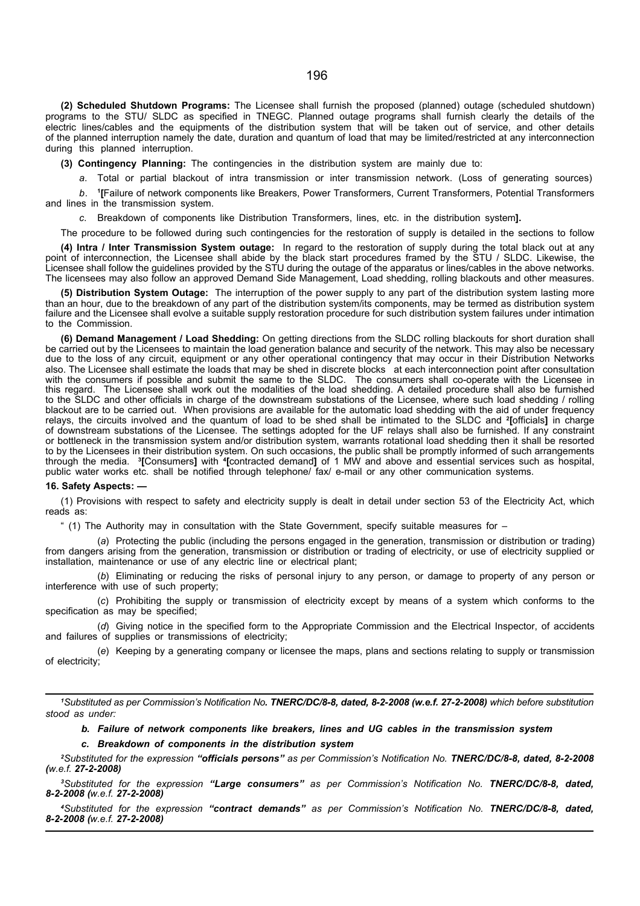**(2) Scheduled Shutdown Programs:** The Licensee shall furnish the proposed (planned) outage (scheduled shutdown) programs to the STU/ SLDC as specified in TNEGC. Planned outage programs shall furnish clearly the details of the electric lines/cables and the equipments of the distribution system that will be taken out of service, and other details of the planned interruption namely the date, duration and quantum of load that may be limited/restricted at any interconnection during this planned interruption.

**(3) Contingency Planning:** The contingencies in the distribution system are mainly due to:

*a*. Total or partial blackout of intra transmission or inter transmission network. (Loss of generating sources)

*b*. [1]**[**Failure of network components like Breakers, Power Transformers, Current Transformers, Potential Transformers and lines in the transmission system.

*c*. Breakdown of components like Distribution Transformers, lines, etc. in the distribution system**].**

The procedure to be followed during such contingencies for the restoration of supply is detailed in the sections to follow

**(4) Intra / Inter Transmission System outage:** In regard to the restoration of supply during the total black out at any point of interconnection, the Licensee shall abide by the black start procedures framed by the STU / SLDC. Likewise, the Licensee shall follow the guidelines provided by the STU during the outage of the apparatus or lines/cables in the above networks. The licensees may also follow an approved Demand Side Management, Load shedding, rolling blackouts and other measures.

**(5) Distribution System Outage:** The interruption of the power supply to any part of the distribution system lasting more than an hour, due to the breakdown of any part of the distribution system/its components, may be termed as distribution system failure and the Licensee shall evolve a suitable supply restoration procedure for such distribution system failures under intimation to the Commission.

**(6) Demand Management / Load Shedding:** On getting directions from the SLDC rolling blackouts for short duration shall be carried out by the Licensees to maintain the load generation balance and security of the network. This may also be necessary due to the loss of any circuit, equipment or any other operational contingency that may occur in their Distribution Networks also. The Licensee shall estimate the loads that may be shed in discrete blocks at each interconnection point after consultation with the consumers if possible and submit the same to the SLDC. The consumers shall co-operate with the Licensee in this regard. The Licensee shall work out the modalities of the load shedding. A detailed procedure shall also be furnished to the SLDC and other officials in charge of the downstream substations of the Licensee, where such load shedding / rolling blackout are to be carried out. When provisions are available for the automatic load shedding with the aid of under frequency relays, the circuits involved and the quantum of load to be shed shall be intimated to the SLDC and [2]**[**officials**]** in charge of downstream substations of the Licensee. The settings adopted for the UF relays shall also be furnished. If any constraint or bottleneck in the transmission system and/or distribution system, warrants rotational load shedding then it shall be resorted to by the Licensees in their distribution system. On such occasions, the public shall be promptly informed of such arrangements through the media. [3]**[**Consumers**]** with [4]**[**contracted demand**]** of 1 MW and above and essential services such as hospital, public water works etc. shall be notified through telephone/ fax/ e-mail or any other communication systems.

**16. Safety Aspects: —**

(1) Provisions with respect to safety and electricity supply is dealt in detail under section 53 of the Electricity Act, which reads as:

" (1) The Authority may in consultation with the State Government, specify suitable measures for –

(*a*) Protecting the public (including the persons engaged in the generation, transmission or distribution or trading) from dangers arising from the generation, transmission or distribution or trading of electricity, or use of electricity supplied or installation, maintenance or use of any electric line or electrical plant;

(*b*) Eliminating or reducing the risks of personal injury to any person, or damage to property of any person or interference with use of such property;

(*c*) Prohibiting the supply or transmission of electricity except by means of a system which conforms to the specification as may be specified;

(*d*) Giving notice in the specified form to the Appropriate Commission and the Electrical Inspector, of accidents and failures of supplies or transmissions of electricity;

(*e*) Keeping by a generating company or licensee the maps, plans and sections relating to supply or transmission of electricity;

---

[1]*Substituted as per Commission's Notification No* ***. TNERC/DC/8-8, dated, 8-2-2008 (w.e.f. 27-2-2008)*** *which before substitution stood as under:*

***b. Failure of network components like breakers, lines and UG cables in the transmission system***

***c. Breakdown of components in the distribution system***

[2]*Substituted for the expression* ***"officials persons"*** *as per Commission's Notification No.* ***TNERC/DC/8-8, dated, 8-2-2008 (****w.e.f.* ***27-2-2008)***

[3]*Substituted for the expression* ***"Large consumers"*** *as per Commission's Notification No.* ***TNERC/DC/8-8, dated, 8-2-2008 (****w.e.f.* ***27-2-2008)***

[4]*Substituted for the expression* ***"contract demands"*** *as per Commission's Notification No.* ***TNERC/DC/8-8, dated, 8-2-2008 (****w.e.f.* ***27-2-2008)***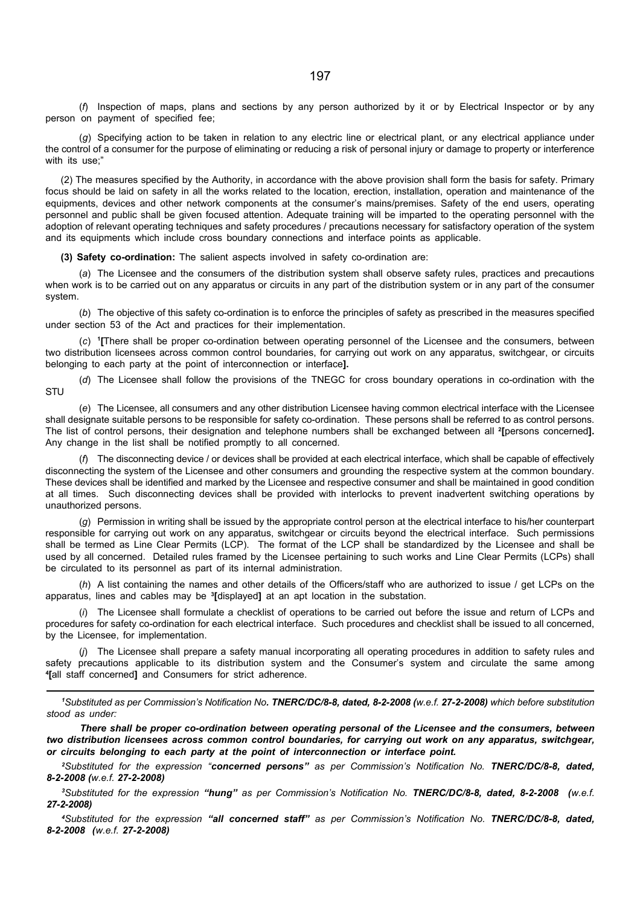(*f*) Inspection of maps, plans and sections by any person authorized by it or by Electrical Inspector or by any person on payment of specified fee;

(*g*) Specifying action to be taken in relation to any electric line or electrical plant, or any electrical appliance under the control of a consumer for the purpose of eliminating or reducing a risk of personal injury or damage to property or interference with its use;"

(2) The measures specified by the Authority, in accordance with the above provision shall form the basis for safety. Primary focus should be laid on safety in all the works related to the location, erection, installation, operation and maintenance of the equipments, devices and other network components at the consumer's mains/premises. Safety of the end users, operating personnel and public shall be given focused attention. Adequate training will be imparted to the operating personnel with the adoption of relevant operating techniques and safety procedures / precautions necessary for satisfactory operation of the system and its equipments which include cross boundary connections and interface points as applicable.

**(3) Safety co-ordination:** The salient aspects involved in safety co-ordination are:

(*a*) The Licensee and the consumers of the distribution system shall observe safety rules, practices and precautions when work is to be carried out on any apparatus or circuits in any part of the distribution system or in any part of the consumer system.

(*b*) The objective of this safety co-ordination is to enforce the principles of safety as prescribed in the measures specified under section 53 of the Act and practices for their implementation.

(*c*) [1]**[**There shall be proper co-ordination between operating personnel of the Licensee and the consumers, between two distribution licensees across common control boundaries, for carrying out work on any apparatus, switchgear, or circuits belonging to each party at the point of interconnection or interface**].**

(*d*) The Licensee shall follow the provisions of the TNEGC for cross boundary operations in co-ordination with the STU

(*e*) The Licensee, all consumers and any other distribution Licensee having common electrical interface with the Licensee shall designate suitable persons to be responsible for safety co-ordination. These persons shall be referred to as control persons. The list of control persons, their designation and telephone numbers shall be exchanged between all [2]**[**persons concerned**].** Any change in the list shall be notified promptly to all concerned.

(*f*) The disconnecting device / or devices shall be provided at each electrical interface, which shall be capable of effectively disconnecting the system of the Licensee and other consumers and grounding the respective system at the common boundary. These devices shall be identified and marked by the Licensee and respective consumer and shall be maintained in good condition at all times. Such disconnecting devices shall be provided with interlocks to prevent inadvertent switching operations by unauthorized persons.

(*g*) Permission in writing shall be issued by the appropriate control person at the electrical interface to his/her counterpart responsible for carrying out work on any apparatus, switchgear or circuits beyond the electrical interface. Such permissions shall be termed as Line Clear Permits (LCP). The format of the LCP shall be standardized by the Licensee and shall be used by all concerned. Detailed rules framed by the Licensee pertaining to such works and Line Clear Permits (LCPs) shall be circulated to its personnel as part of its internal administration.

(*h*) A list containing the names and other details of the Officers/staff who are authorized to issue / get LCPs on the apparatus, lines and cables may be [3]**[**displayed**]** at an apt location in the substation.

(*i*) The Licensee shall formulate a checklist of operations to be carried out before the issue and return of LCPs and procedures for safety co-ordination for each electrical interface. Such procedures and checklist shall be issued to all concerned, by the Licensee, for implementation.

(*j*) The Licensee shall prepare a safety manual incorporating all operating procedures in addition to safety rules and safety precautions applicable to its distribution system and the Consumer's system and circulate the same among [4]**[**all staff concerned**]** and Consumers for strict adherence.

---

[1]*Substituted as per Commission's Notification No. **TNERC/DC/8-8, dated, 8-2-2008 (**w.e.f. **27-2-2008)** which before substitution stood as under:*

***There shall be proper co-ordination between operating personal of the Licensee and the consumers, between two distribution licensees across common control boundaries, for carrying out work on any apparatus, switchgear, or circuits belonging to each party at the point of interconnection or interface point.***

[2]*Substituted for the expression "**concerned persons"** as per Commission's Notification No. **TNERC/DC/8-8, dated, 8-2-2008 (**w.e.f. **27-2-2008)***

[3]*Substituted for the expression **"hung"** as per Commission's Notification No. **TNERC/DC/8-8, dated, 8-2-2008 (**w.e.f. **27-2-2008)***

[4]*Substituted for the expression **"all concerned staff"** as per Commission's Notification No. **TNERC/DC/8-8, dated, 8-2-2008 (**w.e.f. **27-2-2008)***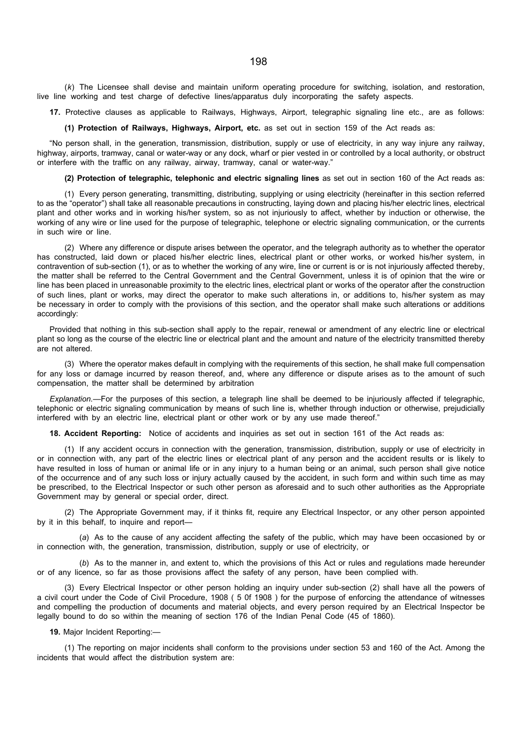(*k*) The Licensee shall devise and maintain uniform operating procedure for switching, isolation, and restoration, live line working and test charge of defective lines/apparatus duly incorporating the safety aspects.

**17.** Protective clauses as applicable to Railways, Highways, Airport, telegraphic signaling line etc., are as follows:

**(1) Protection of Railways, Highways, Airport, etc.** as set out in section 159 of the Act reads as:

"No person shall, in the generation, transmission, distribution, supply or use of electricity, in any way injure any railway, highway, airports, tramway, canal or water-way or any dock, wharf or pier vested in or controlled by a local authority, or obstruct or interfere with the traffic on any railway, airway, tramway, canal or water-way."

**(2) Protection of telegraphic, telephonic and electric signaling lines** as set out in section 160 of the Act reads as:

(1) Every person generating, transmitting, distributing, supplying or using electricity (hereinafter in this section referred to as the "operator") shall take all reasonable precautions in constructing, laying down and placing his/her electric lines, electrical plant and other works and in working his/her system, so as not injuriously to affect, whether by induction or otherwise, the working of any wire or line used for the purpose of telegraphic, telephone or electric signaling communication, or the currents in such wire or line.

(2) Where any difference or dispute arises between the operator, and the telegraph authority as to whether the operator has constructed, laid down or placed his/her electric lines, electrical plant or other works, or worked his/her system, in contravention of sub-section (1), or as to whether the working of any wire, line or current is or is not injuriously affected thereby, the matter shall be referred to the Central Government and the Central Government, unless it is of opinion that the wire or line has been placed in unreasonable proximity to the electric lines, electrical plant or works of the operator after the construction of such lines, plant or works, may direct the operator to make such alterations in, or additions to, his/her system as may be necessary in order to comply with the provisions of this section, and the operator shall make such alterations or additions accordingly:

Provided that nothing in this sub-section shall apply to the repair, renewal or amendment of any electric line or electrical plant so long as the course of the electric line or electrical plant and the amount and nature of the electricity transmitted thereby are not altered.

(3) Where the operator makes default in complying with the requirements of this section, he shall make full compensation for any loss or damage incurred by reason thereof, and, where any difference or dispute arises as to the amount of such compensation, the matter shall be determined by arbitration

*Explanation.*—For the purposes of this section, a telegraph line shall be deemed to be injuriously affected if telegraphic, telephonic or electric signaling communication by means of such line is, whether through induction or otherwise, prejudicially interfered with by an electric line, electrical plant or other work or by any use made thereof."

**18. Accident Reporting:** Notice of accidents and inquiries as set out in section 161 of the Act reads as:

(1) If any accident occurs in connection with the generation, transmission, distribution, supply or use of electricity in or in connection with, any part of the electric lines or electrical plant of any person and the accident results or is likely to have resulted in loss of human or animal life or in any injury to a human being or an animal, such person shall give notice of the occurrence and of any such loss or injury actually caused by the accident, in such form and within such time as may be prescribed, to the Electrical Inspector or such other person as aforesaid and to such other authorities as the Appropriate Government may by general or special order, direct.

(2) The Appropriate Government may, if it thinks fit, require any Electrical Inspector, or any other person appointed by it in this behalf, to inquire and report—

(*a*) As to the cause of any accident affecting the safety of the public, which may have been occasioned by or in connection with, the generation, transmission, distribution, supply or use of electricity, or

(*b*) As to the manner in, and extent to, which the provisions of this Act or rules and regulations made hereunder or of any licence, so far as those provisions affect the safety of any person, have been complied with.

(3) Every Electrical Inspector or other person holding an inquiry under sub-section (2) shall have all the powers of a civil court under the Code of Civil Procedure, 1908 ( 5 0f 1908 ) for the purpose of enforcing the attendance of witnesses and compelling the production of documents and material objects, and every person required by an Electrical Inspector be legally bound to do so within the meaning of section 176 of the Indian Penal Code (45 of 1860).

**19.** Major Incident Reporting:—

(1) The reporting on major incidents shall conform to the provisions under section 53 and 160 of the Act. Among the incidents that would affect the distribution system are: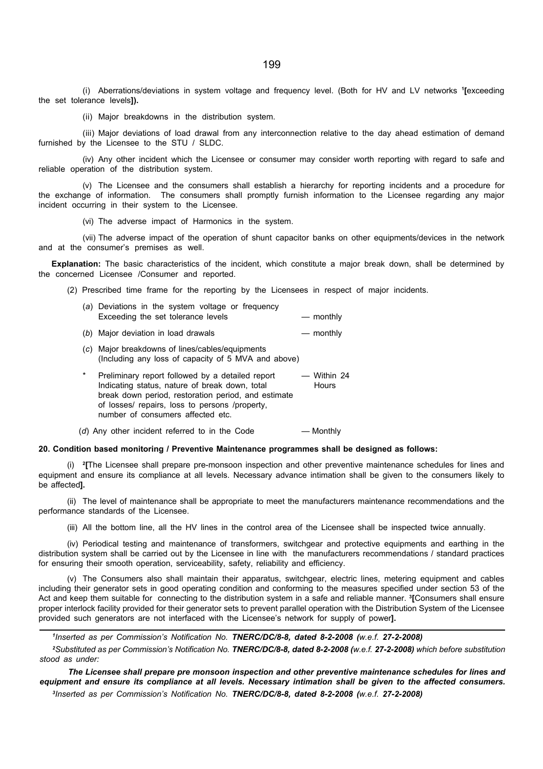(i) Aberrations/deviations in system voltage and frequency level. (Both for HV and LV networks [1]**[**exceeding the set tolerance levels**]).**

(ii) Major breakdowns in the distribution system.

(iii) Major deviations of load drawal from any interconnection relative to the day ahead estimation of demand furnished by the Licensee to the STU / SLDC.

(iv) Any other incident which the Licensee or consumer may consider worth reporting with regard to safe and reliable operation of the distribution system.

(v) The Licensee and the consumers shall establish a hierarchy for reporting incidents and a procedure for the exchange of information. The consumers shall promptly furnish information to the Licensee regarding any major incident occurring in their system to the Licensee.

(vi) The adverse impact of Harmonics in the system.

(vii) The adverse impact of the operation of shunt capacitor banks on other equipments/devices in the network and at the consumer's premises as well.

**Explanation:** The basic characteristics of the incident, which constitute a major break down, shall be determined by the concerned Licensee /Consumer and reported.

(2) Prescribed time frame for the reporting by the Licensees in respect of major incidents.

| | | |
|---|---|---|
| (*a*) | Deviations in the system voltage or frequency Exceeding the set tolerance levels | — monthly |
| (*b*) | Major deviation in load drawals | — monthly |
| (*c*) | Major breakdowns of lines/cables/equipments (Including any loss of capacity of 5 MVA and above) | |
| * | Preliminary report followed by a detailed report Indicating status, nature of break down, total break down period, restoration period, and estimate of losses/ repairs, loss to persons /property, number of consumers affected etc. | — Within 24 Hours |
| (*d*) | Any other incident referred to in the Code | — Monthly |

**20. Condition based monitoring / Preventive Maintenance programmes shall be designed as follows:**

(i) [2]**[**The Licensee shall prepare pre-monsoon inspection and other preventive maintenance schedules for lines and equipment and ensure its compliance at all levels. Necessary advance intimation shall be given to the consumers likely to be affected**].**

(ii) The level of maintenance shall be appropriate to meet the manufacturers maintenance recommendations and the performance standards of the Licensee.

(iii) All the bottom line, all the HV lines in the control area of the Licensee shall be inspected twice annually.

(iv) Periodical testing and maintenance of transformers, switchgear and protective equipments and earthing in the distribution system shall be carried out by the Licensee in line with the manufacturers recommendations / standard practices for ensuring their smooth operation, serviceability, safety, reliability and efficiency.

(v) The Consumers also shall maintain their apparatus, switchgear, electric lines, metering equipment and cables including their generator sets in good operating condition and conforming to the measures specified under section 53 of the Act and keep them suitable for connecting to the distribution system in a safe and reliable manner. [3]**[**Consumers shall ensure proper interlock facility provided for their generator sets to prevent parallel operation with the Distribution System of the Licensee provided such generators are not interfaced with the Licensee's network for supply of power**].**

---

[1]*Inserted as per Commission's Notification No.* ***TNERC/DC/8-8, dated 8-2-2008*** *(w.e.f.* ***27-2-2008)***

[2]*Substituted as per Commission's Notification No.* ***TNERC/DC/8-8, dated 8-2-2008*** *(w.e.f.* ***27-2-2008)*** *which before substitution stood as under:*

***The Licensee shall prepare pre monsoon inspection and other preventive maintenance schedules for lines and equipment and ensure its compliance at all levels. Necessary intimation shall be given to the affected consumers.***

[3]*Inserted as per Commission's Notification No.* ***TNERC/DC/8-8, dated 8-2-2008*** *(w.e.f.* ***27-2-2008)***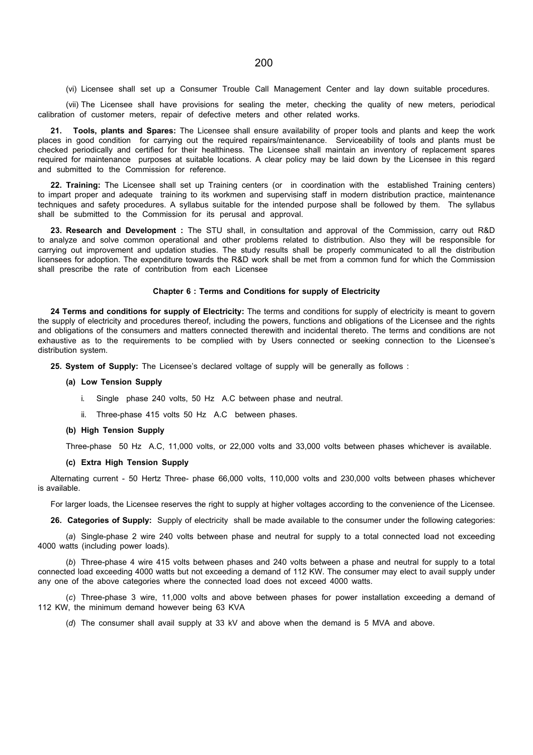(vi) Licensee shall set up a Consumer Trouble Call Management Center and lay down suitable procedures.

(vii) The Licensee shall have provisions for sealing the meter, checking the quality of new meters, periodical calibration of customer meters, repair of defective meters and other related works.

**21. Tools, plants and Spares:** The Licensee shall ensure availability of proper tools and plants and keep the work places in good condition for carrying out the required repairs/maintenance. Serviceability of tools and plants must be checked periodically and certified for their healthiness. The Licensee shall maintain an inventory of replacement spares required for maintenance purposes at suitable locations. A clear policy may be laid down by the Licensee in this regard and submitted to the Commission for reference.

**22. Training:** The Licensee shall set up Training centers (or in coordination with the established Training centers) to impart proper and adequate training to its workmen and supervising staff in modern distribution practice, maintenance techniques and safety procedures. A syllabus suitable for the intended purpose shall be followed by them. The syllabus shall be submitted to the Commission for its perusal and approval.

**23. Research and Development :** The STU shall, in consultation and approval of the Commission, carry out R&D to analyze and solve common operational and other problems related to distribution. Also they will be responsible for carrying out improvement and updation studies. The study results shall be properly communicated to all the distribution licensees for adoption. The expenditure towards the R&D work shall be met from a common fund for which the Commission shall prescribe the rate of contribution from each Licensee

## Chapter 6 : Terms and Conditions for supply of Electricity

**24 Terms and conditions for supply of Electricity:** The terms and conditions for supply of electricity is meant to govern the supply of electricity and procedures thereof, including the powers, functions and obligations of the Licensee and the rights and obligations of the consumers and matters connected therewith and incidental thereto. The terms and conditions are not exhaustive as to the requirements to be complied with by Users connected or seeking connection to the Licensee's distribution system.

**25. System of Supply:** The Licensee's declared voltage of supply will be generally as follows :

**(a) Low Tension Supply**

i. Single phase 240 volts, 50 Hz A.C between phase and neutral.

ii. Three-phase 415 volts 50 Hz A.C between phases.

**(b) High Tension Supply**

Three-phase 50 Hz A.C, 11,000 volts, or 22,000 volts and 33,000 volts between phases whichever is available.

**(c) Extra High Tension Supply**

Alternating current - 50 Hertz Three- phase 66,000 volts, 110,000 volts and 230,000 volts between phases whichever is available.

For larger loads, the Licensee reserves the right to supply at higher voltages according to the convenience of the Licensee.

**26. Categories of Supply:** Supply of electricity shall be made available to the consumer under the following categories:

(*a*) Single-phase 2 wire 240 volts between phase and neutral for supply to a total connected load not exceeding 4000 watts (including power loads).

(*b*) Three-phase 4 wire 415 volts between phases and 240 volts between a phase and neutral for supply to a total connected load exceeding 4000 watts but not exceeding a demand of 112 KW. The consumer may elect to avail supply under any one of the above categories where the connected load does not exceed 4000 watts.

(*c*) Three-phase 3 wire, 11,000 volts and above between phases for power installation exceeding a demand of 112 KW, the minimum demand however being 63 KVA

(*d*) The consumer shall avail supply at 33 kV and above when the demand is 5 MVA and above.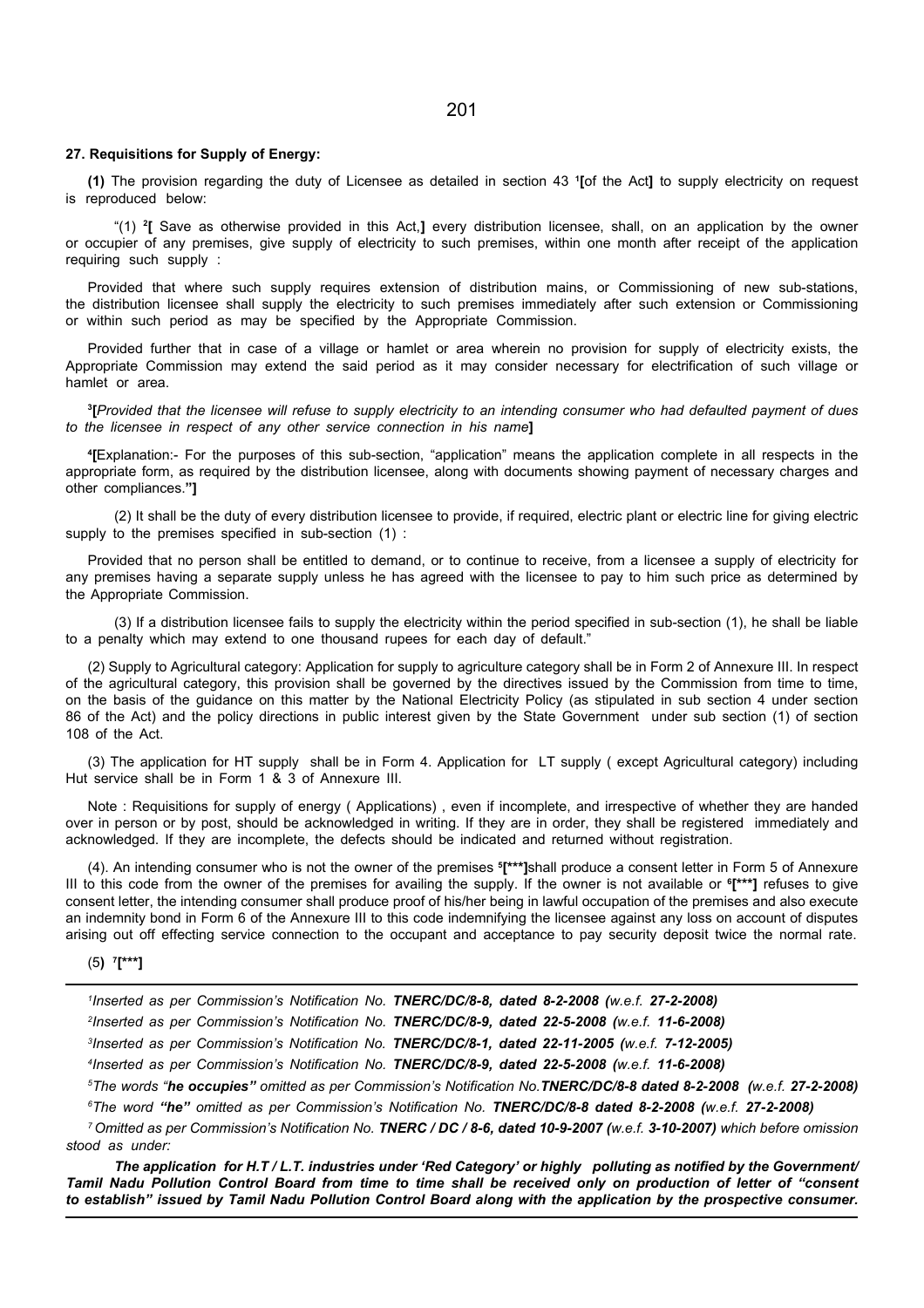#### 27. Requisitions for Supply of Energy:

**(1)** The provision regarding the duty of Licensee as detailed in section 43 [1]**[**of the Act**]** to supply electricity on request is reproduced below:

"(1) [2]**[** Save as otherwise provided in this Act,**]** every distribution licensee, shall, on an application by the owner or occupier of any premises, give supply of electricity to such premises, within one month after receipt of the application requiring such supply :

Provided that where such supply requires extension of distribution mains, or Commissioning of new sub-stations, the distribution licensee shall supply the electricity to such premises immediately after such extension or Commissioning or within such period as may be specified by the Appropriate Commission.

Provided further that in case of a village or hamlet or area wherein no provision for supply of electricity exists, the Appropriate Commission may extend the said period as it may consider necessary for electrification of such village or hamlet or area.

[3]**[***Provided that the licensee will refuse to supply electricity to an intending consumer who had defaulted payment of dues to the licensee in respect of any other service connection in his name***]**

[4]**[**Explanation:- For the purposes of this sub-section, "application" means the application complete in all respects in the appropriate form, as required by the distribution licensee, along with documents showing payment of necessary charges and other compliances.**"]**

(2) It shall be the duty of every distribution licensee to provide, if required, electric plant or electric line for giving electric supply to the premises specified in sub-section (1) :

Provided that no person shall be entitled to demand, or to continue to receive, from a licensee a supply of electricity for any premises having a separate supply unless he has agreed with the licensee to pay to him such price as determined by the Appropriate Commission.

(3) If a distribution licensee fails to supply the electricity within the period specified in sub-section (1), he shall be liable to a penalty which may extend to one thousand rupees for each day of default."

(2) Supply to Agricultural category: Application for supply to agriculture category shall be in Form 2 of Annexure III. In respect of the agricultural category, this provision shall be governed by the directives issued by the Commission from time to time, on the basis of the guidance on this matter by the National Electricity Policy (as stipulated in sub section 4 under section 86 of the Act) and the policy directions in public interest given by the State Government under sub section (1) of section 108 of the Act.

(3) The application for HT supply shall be in Form 4. Application for LT supply ( except Agricultural category) including Hut service shall be in Form 1 & 3 of Annexure III.

Note : Requisitions for supply of energy ( Applications) , even if incomplete, and irrespective of whether they are handed over in person or by post, should be acknowledged in writing. If they are in order, they shall be registered immediately and acknowledged. If they are incomplete, the defects should be indicated and returned without registration.

(4). An intending consumer who is not the owner of the premises [5]**[\*\*\*]**shall produce a consent letter in Form 5 of Annexure III to this code from the owner of the premises for availing the supply. If the owner is not available or [6]**[\*\*\*]** refuses to give consent letter, the intending consumer shall produce proof of his/her being in lawful occupation of the premises and also execute an indemnity bond in Form 6 of the Annexure III to this code indemnifying the licensee against any loss on account of disputes arising out off effecting service connection to the occupant and acceptance to pay security deposit twice the normal rate.

(5**)** [7]**[\*\*\*]**

---

[1] *Inserted as per Commission's Notification No.* ***TNERC/DC/8-8, dated 8-2-2008 (****w.e.f.* ***27-2-2008)***

[2] *Inserted as per Commission's Notification No.* ***TNERC/DC/8-9, dated 22-5-2008 (****w.e.f.* ***11-6-2008)***

[3] *Inserted as per Commission's Notification No.* ***TNERC/DC/8-1, dated 22-11-2005 (****w.e.f.* ***7-12-2005)***

[4] *Inserted as per Commission's Notification No.* ***TNERC/DC/8-9, dated 22-5-2008 (****w.e.f.* ***11-6-2008)***

[5] *The words "****he occupies"*** *omitted as per Commission's Notification No.****TNERC/DC/8-8 dated 8-2-2008 (****w.e.f.* ***27-2-2008)***

[6] *The word* ***"he"*** *omitted as per Commission's Notification No.* ***TNERC/DC/8-8 dated 8-2-2008 (****w.e.f.* ***27-2-2008)***

[7] *Omitted as per Commission's Notification No.* ***TNERC / DC / 8-6, dated 10-9-2007 (****w.e.f.* ***3-10-2007)*** *which before omission stood as under:*

***The application for H.T / L.T. industries under 'Red Category' or highly polluting as notified by the Government/ Tamil Nadu Pollution Control Board from time to time shall be received only on production of letter of "consent to establish" issued by Tamil Nadu Pollution Control Board along with the application by the prospective consumer.***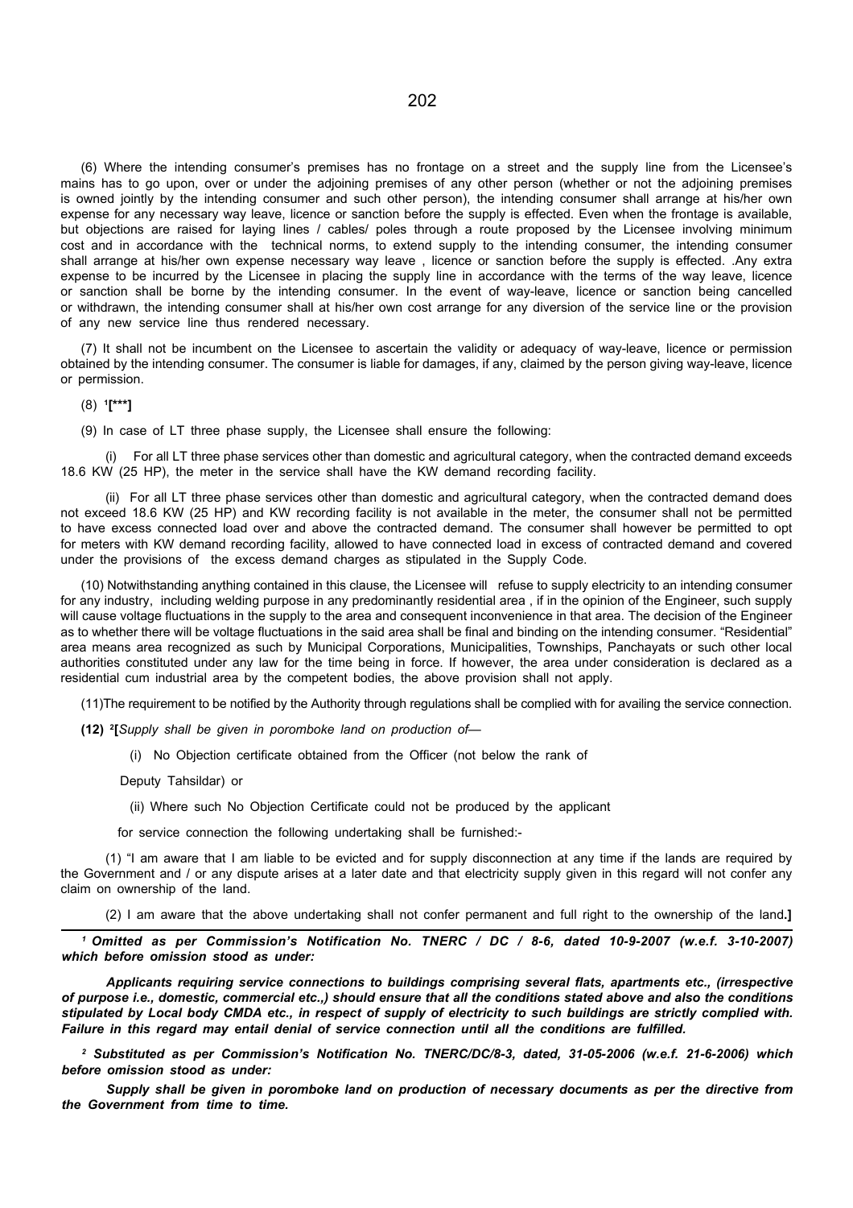(6) Where the intending consumer's premises has no frontage on a street and the supply line from the Licensee's mains has to go upon, over or under the adjoining premises of any other person (whether or not the adjoining premises is owned jointly by the intending consumer and such other person), the intending consumer shall arrange at his/her own expense for any necessary way leave, licence or sanction before the supply is effected. Even when the frontage is available, but objections are raised for laying lines / cables/ poles through a route proposed by the Licensee involving minimum cost and in accordance with the technical norms, to extend supply to the intending consumer, the intending consumer shall arrange at his/her own expense necessary way leave , licence or sanction before the supply is effected. .Any extra expense to be incurred by the Licensee in placing the supply line in accordance with the terms of the way leave, licence or sanction shall be borne by the intending consumer. In the event of way-leave, licence or sanction being cancelled or withdrawn, the intending consumer shall at his/her own cost arrange for any diversion of the service line or the provision of any new service line thus rendered necessary.

(7) It shall not be incumbent on the Licensee to ascertain the validity or adequacy of way-leave, licence or permission obtained by the intending consumer. The consumer is liable for damages, if any, claimed by the person giving way-leave, licence or permission.

(8) [1]**[***]**

(9) In case of LT three phase supply, the Licensee shall ensure the following:

(i) For all LT three phase services other than domestic and agricultural category, when the contracted demand exceeds 18.6 KW (25 HP), the meter in the service shall have the KW demand recording facility.

(ii) For all LT three phase services other than domestic and agricultural category, when the contracted demand does not exceed 18.6 KW (25 HP) and KW recording facility is not available in the meter, the consumer shall not be permitted to have excess connected load over and above the contracted demand. The consumer shall however be permitted to opt for meters with KW demand recording facility, allowed to have connected load in excess of contracted demand and covered under the provisions of the excess demand charges as stipulated in the Supply Code.

(10) Notwithstanding anything contained in this clause, the Licensee will refuse to supply electricity to an intending consumer for any industry, including welding purpose in any predominantly residential area , if in the opinion of the Engineer, such supply will cause voltage fluctuations in the supply to the area and consequent inconvenience in that area. The decision of the Engineer as to whether there will be voltage fluctuations in the said area shall be final and binding on the intending consumer. "Residential" area means area recognized as such by Municipal Corporations, Municipalities, Townships, Panchayats or such other local authorities constituted under any law for the time being in force. If however, the area under consideration is declared as a residential cum industrial area by the competent bodies, the above provision shall not apply.

(11)The requirement to be notified by the Authority through regulations shall be complied with for availing the service connection.

**(12)** [2]**[***Supply shall be given in poromboke land on production of—*

(i) No Objection certificate obtained from the Officer (not below the rank of Deputy Tahsildar) or

(ii) Where such No Objection Certificate could not be produced by the applicant for service connection the following undertaking shall be furnished:-

(1) "I am aware that I am liable to be evicted and for supply disconnection at any time if the lands are required by the Government and / or any dispute arises at a later date and that electricity supply given in this regard will not confer any claim on ownership of the land.

(2) I am aware that the above undertaking shall not confer permanent and full right to the ownership of the land.**]**

---

***[1] Omitted as per Commission's Notification No. TNERC / DC / 8-6, dated 10-9-2007 (w.e.f. 3-10-2007) which before omission stood as under:***

***Applicants requiring service connections to buildings comprising several flats, apartments etc., (irrespective of purpose i.e., domestic, commercial etc.,) should ensure that all the conditions stated above and also the conditions stipulated by Local body CMDA etc., in respect of supply of electricity to such buildings are strictly complied with. Failure in this regard may entail denial of service connection until all the conditions are fulfilled.***

***[2] Substituted as per Commission's Notification No. TNERC/DC/8-3, dated, 31-05-2006 (w.e.f. 21-6-2006) which before omission stood as under:***

***Supply shall be given in poromboke land on production of necessary documents as per the directive from the Government from time to time.***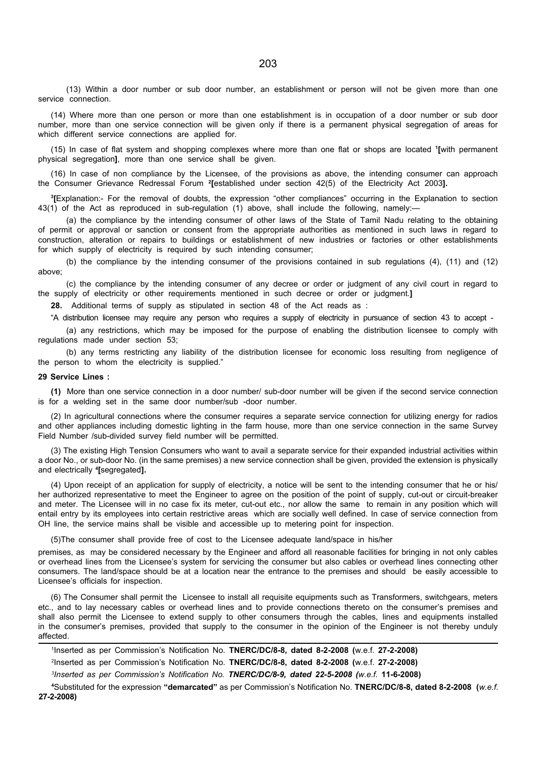(13) Within a door number or sub door number, an establishment or person will not be given more than one service connection.

(14) Where more than one person or more than one establishment is in occupation of a door number or sub door number, more than one service connection will be given only if there is a permanent physical segregation of areas for which different service connections are applied for.

(15) In case of flat system and shopping complexes where more than one flat or shops are located [1]**[**with permanent physical segregation**]**, more than one service shall be given.

(16) In case of non compliance by the Licensee, of the provisions as above, the intending consumer can approach the Consumer Grievance Redressal Forum [2]**[**established under section 42(5) of the Electricity Act 2003**].**

[3]**[**Explanation:- For the removal of doubts, the expression "other compliances" occurring in the Explanation to section 43(1) of the Act as reproduced in sub-regulation (1) above, shall include the following, namely:—

(a) the compliance by the intending consumer of other laws of the State of Tamil Nadu relating to the obtaining of permit or approval or sanction or consent from the appropriate authorities as mentioned in such laws in regard to construction, alteration or repairs to buildings or establishment of new industries or factories or other establishments for which supply of electricity is required by such intending consumer;

(b) the compliance by the intending consumer of the provisions contained in sub regulations (4), (11) and (12) above;

(c) the compliance by the intending consumer of any decree or order or judgment of any civil court in regard to the supply of electricity or other requirements mentioned in such decree or order or judgment.**]**

**28.** Additional terms of supply as stipulated in section 48 of the Act reads as :

"A distribution licensee may require any person who requires a supply of electricity in pursuance of section 43 to accept -

(a) any restrictions, which may be imposed for the purpose of enabling the distribution licensee to comply with regulations made under section 53;

(b) any terms restricting any liability of the distribution licensee for economic loss resulting from negligence of the person to whom the electricity is supplied."

**29 Service Lines :**

**(1)** More than one service connection in a door number/ sub-door number will be given if the second service connection is for a welding set in the same door number/sub -door number.

(2) In agricultural connections where the consumer requires a separate service connection for utilizing energy for radios and other appliances including domestic lighting in the farm house, more than one service connection in the same Survey Field Number /sub-divided survey field number will be permitted.

(3) The existing High Tension Consumers who want to avail a separate service for their expanded industrial activities within a door No., or sub-door No. (in the same premises) a new service connection shall be given, provided the extension is physically and electrically [4]**[**segregated**].**

(4) Upon receipt of an application for supply of electricity, a notice will be sent to the intending consumer that he or his/ her authorized representative to meet the Engineer to agree on the position of the point of supply, cut-out or circuit-breaker and meter. The Licensee will in no case fix its meter, cut-out etc., nor allow the same to remain in any position which will entail entry by its employees into certain restrictive areas which are socially well defined. In case of service connection from OH line, the service mains shall be visible and accessible up to metering point for inspection.

(5)The consumer shall provide free of cost to the Licensee adequate land/space in his/her premises, as may be considered necessary by the Engineer and afford all reasonable facilities for bringing in not only cables or overhead lines from the Licensee's system for servicing the consumer but also cables or overhead lines connecting other consumers. The land/space should be at a location near the entrance to the premises and should be easily accessible to Licensee's officials for inspection.

(6) The Consumer shall permit the Licensee to install all requisite equipments such as Transformers, switchgears, meters etc., and to lay necessary cables or overhead lines and to provide connections thereto on the consumer's premises and shall also permit the Licensee to extend supply to other consumers through the cables, lines and equipments installed in the consumer's premises, provided that supply to the consumer in the opinion of the Engineer is not thereby unduly affected.

---

[1]Inserted as per Commission's Notification No. **TNERC/DC/8-8, dated 8-2-2008 (**w.e.f. **27-2-2008)**

[2]Inserted as per Commission's Notification No. **TNERC/DC/8-8, dated 8-2-2008 (**w.e.f. **27-2-2008)**

[3]*Inserted as per Commission's Notification No.* ***TNERC/DC/8-9, dated 22-5-2008*** *(w.e.f.* **11-6-2008)**

[4]Substituted for the expression **"demarcated"** as per Commission's Notification No. **TNERC/DC/8-8, dated 8-2-2008 (***w.e.f.* **27-2-2008)**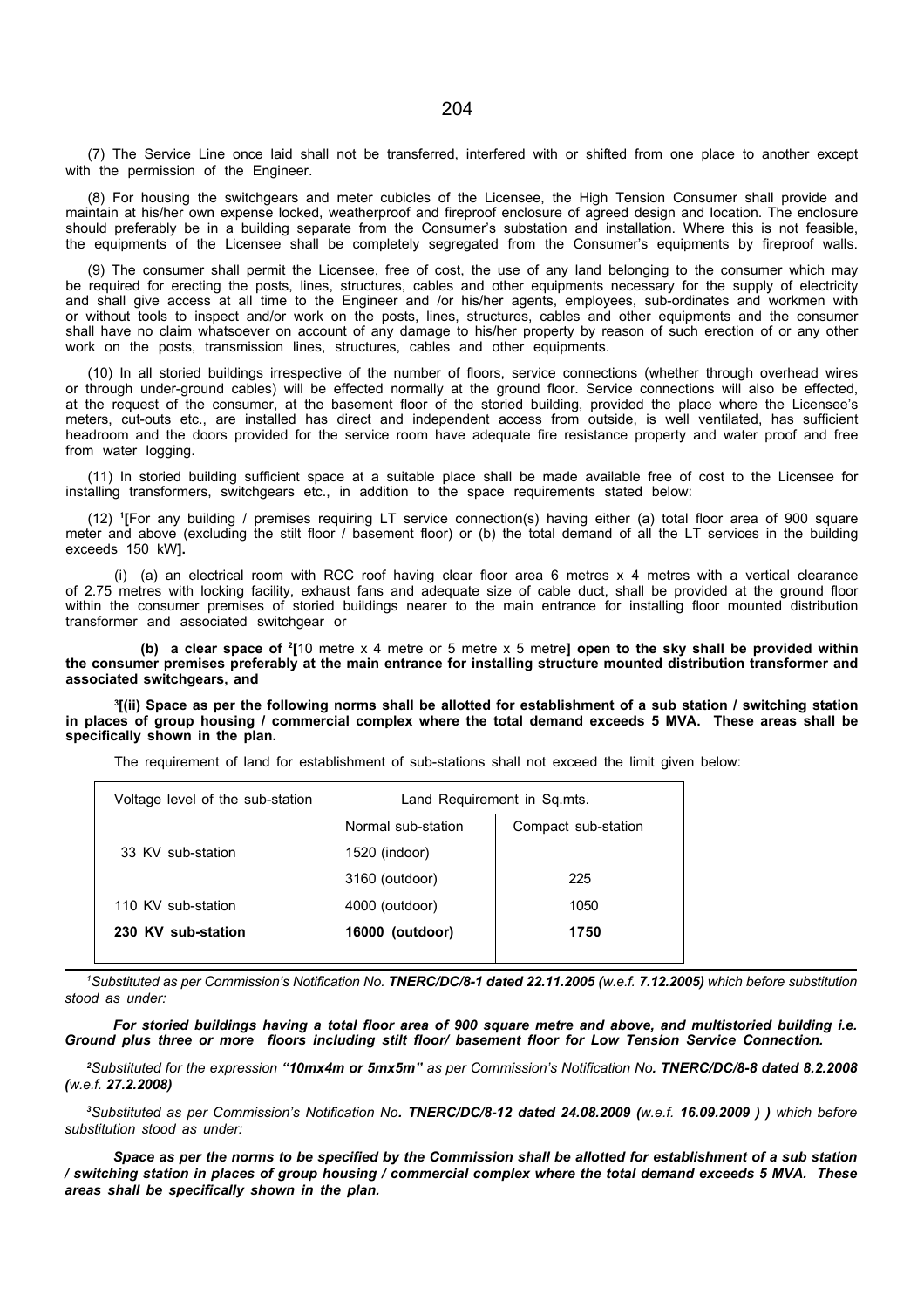(7) The Service Line once laid shall not be transferred, interfered with or shifted from one place to another except with the permission of the Engineer.

(8) For housing the switchgears and meter cubicles of the Licensee, the High Tension Consumer shall provide and maintain at his/her own expense locked, weatherproof and fireproof enclosure of agreed design and location. The enclosure should preferably be in a building separate from the Consumer's substation and installation. Where this is not feasible, the equipments of the Licensee shall be completely segregated from the Consumer's equipments by fireproof walls.

(9) The consumer shall permit the Licensee, free of cost, the use of any land belonging to the consumer which may be required for erecting the posts, lines, structures, cables and other equipments necessary for the supply of electricity and shall give access at all time to the Engineer and /or his/her agents, employees, sub-ordinates and workmen with or without tools to inspect and/or work on the posts, lines, structures, cables and other equipments and the consumer shall have no claim whatsoever on account of any damage to his/her property by reason of such erection of or any other work on the posts, transmission lines, structures, cables and other equipments.

(10) In all storied buildings irrespective of the number of floors, service connections (whether through overhead wires or through under-ground cables) will be effected normally at the ground floor. Service connections will also be effected, at the request of the consumer, at the basement floor of the storied building, provided the place where the Licensee's meters, cut-outs etc., are installed has direct and independent access from outside, is well ventilated, has sufficient headroom and the doors provided for the service room have adequate fire resistance property and water proof and free from water logging.

(11) In storied building sufficient space at a suitable place shall be made available free of cost to the Licensee for installing transformers, switchgears etc., in addition to the space requirements stated below:

(12) [1]**[**For any building / premises requiring LT service connection(s) having either (a) total floor area of 900 square meter and above (excluding the stilt floor / basement floor) or (b) the total demand of all the LT services in the building exceeds 150 kW**].**

(i) (a) an electrical room with RCC roof having clear floor area 6 metres x 4 metres with a vertical clearance of 2.75 metres with locking facility, exhaust fans and adequate size of cable duct, shall be provided at the ground floor within the consumer premises of storied buildings nearer to the main entrance for installing floor mounted distribution transformer and associated switchgear or

**(b) a clear space of [2][**10 metre x 4 metre or 5 metre x 5 metre**] open to the sky shall be provided within the consumer premises preferably at the main entrance for installing structure mounted distribution transformer and associated switchgears, and**

[3]**[(ii) Space as per the following norms shall be allotted for establishment of a sub station / switching station in places of group housing / commercial complex where the total demand exceeds 5 MVA. These areas shall be specifically shown in the plan.**

The requirement of land for establishment of sub-stations shall not exceed the limit given below:

| Voltage level of the sub-station | Land Requirement in Sq.mts. | |
|---|---|---|
| | Normal sub-station | Compact sub-station |
| 33 KV sub-station | 1520 (indoor) | |
| | 3160 (outdoor) | 225 |
| 110 KV sub-station | 4000 (outdoor) | 1050 |
| **230 KV sub-station** | **16000 (outdoor)** | **1750** |

[1]*Substituted as per Commission's Notification No.* ***TNERC/DC/8-1 dated 22.11.2005 (****w.e.f.* ***7.12.2005)*** *which before substitution stood as under:*

***For storied buildings having a total floor area of 900 square metre and above, and multistoried building i.e. Ground plus three or more floors including stilt floor/ basement floor for Low Tension Service Connection.***

[2]*Substituted for the expression* ***"10mx4m or 5mx5m"*** *as per Commission's Notification No.* ***TNERC/DC/8-8 dated 8.2.2008*** *(w.e.f.* ***27.2.2008)***

[3]*Substituted as per Commission's Notification No.* ***TNERC/DC/8-12 dated 24.08.2009*** *(w.e.f.* ***16.09.2009 ) )*** *which before substitution stood as under:*

***Space as per the norms to be specified by the Commission shall be allotted for establishment of a sub station / switching station in places of group housing / commercial complex where the total demand exceeds 5 MVA. These areas shall be specifically shown in the plan.***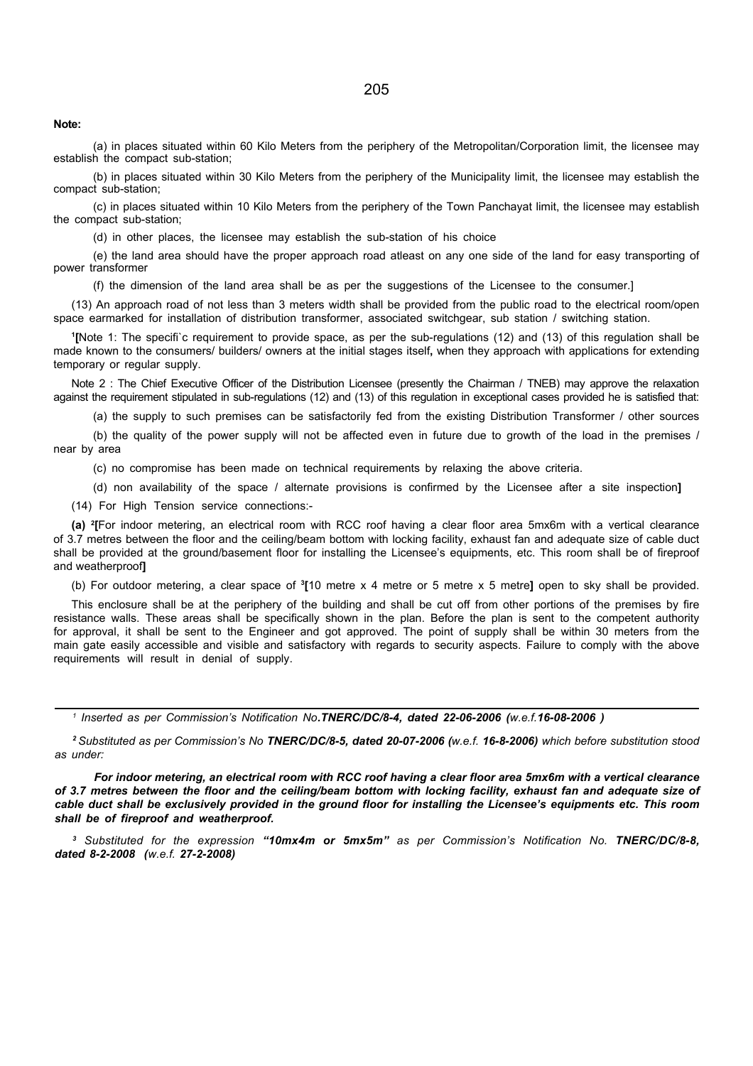**Note:**

(a) in places situated within 60 Kilo Meters from the periphery of the Metropolitan/Corporation limit, the licensee may establish the compact sub-station;

(b) in places situated within 30 Kilo Meters from the periphery of the Municipality limit, the licensee may establish the compact sub-station;

(c) in places situated within 10 Kilo Meters from the periphery of the Town Panchayat limit, the licensee may establish the compact sub-station;

(d) in other places, the licensee may establish the sub-station of his choice

(e) the land area should have the proper approach road atleast on any one side of the land for easy transporting of power transformer

(f) the dimension of the land area shall be as per the suggestions of the Licensee to the consumer.]

(13) An approach road of not less than 3 meters width shall be provided from the public road to the electrical room/open space earmarked for installation of distribution transformer, associated switchgear, sub station / switching station.

[1]**[**Note 1: The specifi`c requirement to provide space, as per the sub-regulations (12) and (13) of this regulation shall be made known to the consumers/ builders/ owners at the initial stages itself**,** when they approach with applications for extending temporary or regular supply.

Note 2 : The Chief Executive Officer of the Distribution Licensee (presently the Chairman / TNEB) may approve the relaxation against the requirement stipulated in sub-regulations (12) and (13) of this regulation in exceptional cases provided he is satisfied that:

(a) the supply to such premises can be satisfactorily fed from the existing Distribution Transformer / other sources

(b) the quality of the power supply will not be affected even in future due to growth of the load in the premises / near by area

(c) no compromise has been made on technical requirements by relaxing the above criteria.

(d) non availability of the space / alternate provisions is confirmed by the Licensee after a site inspection**]**

(14) For High Tension service connections:-

**(a)** [2]**[**For indoor metering, an electrical room with RCC roof having a clear floor area 5mx6m with a vertical clearance of 3.7 metres between the floor and the ceiling/beam bottom with locking facility, exhaust fan and adequate size of cable duct shall be provided at the ground/basement floor for installing the Licensee's equipments, etc. This room shall be of fireproof and weatherproof**]**

(b) For outdoor metering, a clear space of [3]**[**10 metre x 4 metre or 5 metre x 5 metre**]** open to sky shall be provided.

This enclosure shall be at the periphery of the building and shall be cut off from other portions of the premises by fire resistance walls. These areas shall be specifically shown in the plan. Before the plan is sent to the competent authority for approval, it shall be sent to the Engineer and got approved. The point of supply shall be within 30 meters from the main gate easily accessible and visible and satisfactory with regards to security aspects. Failure to comply with the above requirements will result in denial of supply.

---

[1] *Inserted as per Commission's Notification No.**TNERC/DC/8-4, dated 22-06-2006 (**w.e.f.**16-08-2006 )***

[2] *Substituted as per Commission's No **TNERC/DC/8-5, dated 20-07-2006 (**w.e.f. **16-8-2006)** which before substitution stood as under:*

***For indoor metering, an electrical room with RCC roof having a clear floor area 5mx6m with a vertical clearance of 3.7 metres between the floor and the ceiling/beam bottom with locking facility, exhaust fan and adequate size of cable duct shall be exclusively provided in the ground floor for installing the Licensee's equipments etc. This room shall be of fireproof and weatherproof.***

[3] *Substituted for the expression **"10mx4m or 5mx5m"** as per Commission's Notification No. **TNERC/DC/8-8, dated 8-2-2008 (**w.e.f. **27-2-2008)***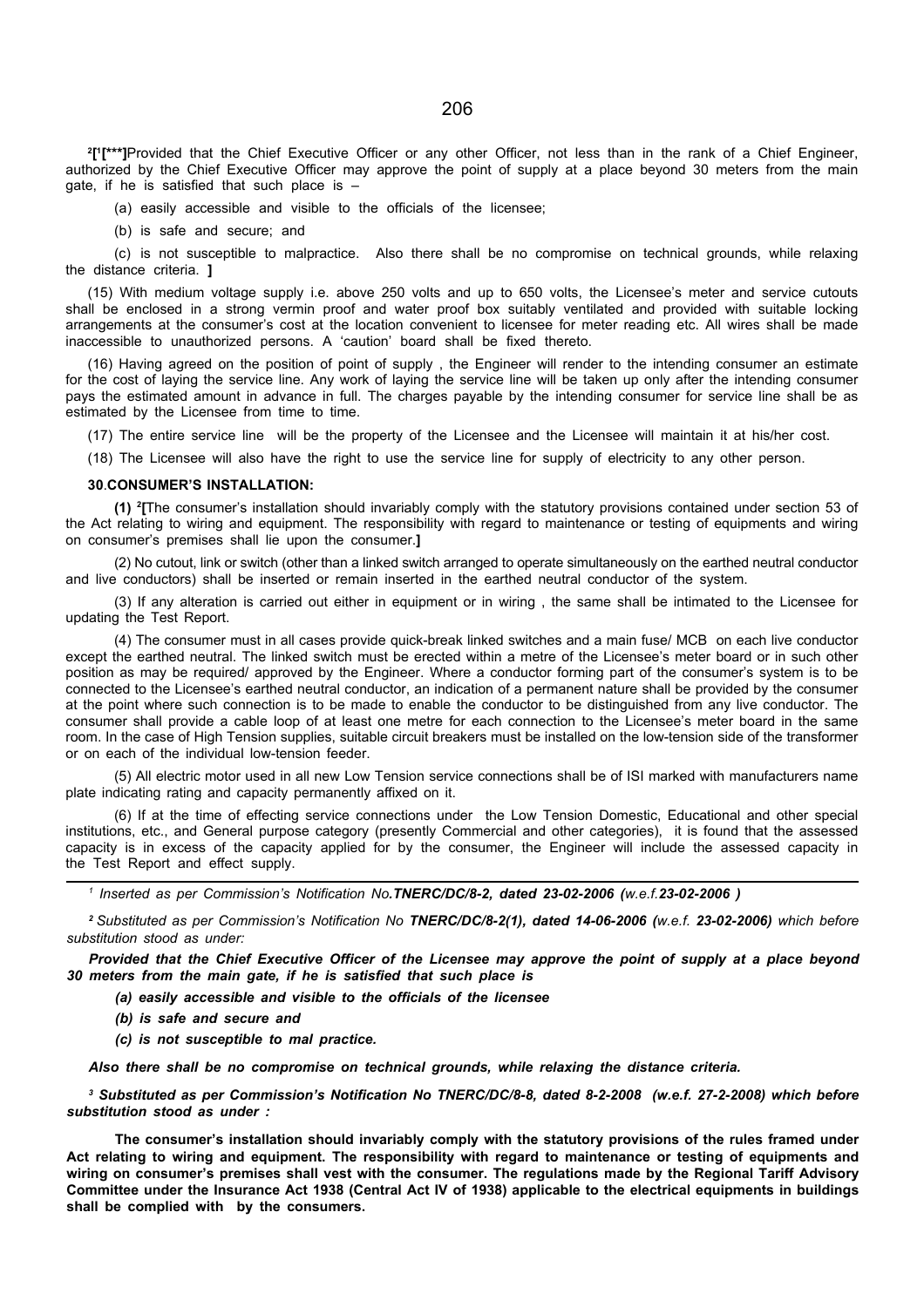[2][[1][***]]Provided that the Chief Executive Officer or any other Officer, not less than in the rank of a Chief Engineer, authorized by the Chief Executive Officer may approve the point of supply at a place beyond 30 meters from the main gate, if he is satisfied that such place is –

(a) easily accessible and visible to the officials of the licensee;

(b) is safe and secure; and

(c) is not susceptible to malpractice. Also there shall be no compromise on technical grounds, while relaxing the distance criteria. **]**

(15) With medium voltage supply i.e. above 250 volts and up to 650 volts, the Licensee's meter and service cutouts shall be enclosed in a strong vermin proof and water proof box suitably ventilated and provided with suitable locking arrangements at the consumer's cost at the location convenient to licensee for meter reading etc. All wires shall be made inaccessible to unauthorized persons. A 'caution' board shall be fixed thereto.

(16) Having agreed on the position of point of supply , the Engineer will render to the intending consumer an estimate for the cost of laying the service line. Any work of laying the service line will be taken up only after the intending consumer pays the estimated amount in advance in full. The charges payable by the intending consumer for service line shall be as estimated by the Licensee from time to time.

(17) The entire service line will be the property of the Licensee and the Licensee will maintain it at his/her cost.

(18) The Licensee will also have the right to use the service line for supply of electricity to any other person.

**30.CONSUMER'S INSTALLATION:**

**(1)** [2]**[**The consumer's installation should invariably comply with the statutory provisions contained under section 53 of the Act relating to wiring and equipment. The responsibility with regard to maintenance or testing of equipments and wiring on consumer's premises shall lie upon the consumer.**]**

(2) No cutout, link or switch (other than a linked switch arranged to operate simultaneously on the earthed neutral conductor and live conductors) shall be inserted or remain inserted in the earthed neutral conductor of the system.

(3) If any alteration is carried out either in equipment or in wiring , the same shall be intimated to the Licensee for updating the Test Report.

(4) The consumer must in all cases provide quick-break linked switches and a main fuse/ MCB on each live conductor except the earthed neutral. The linked switch must be erected within a metre of the Licensee's meter board or in such other position as may be required/ approved by the Engineer. Where a conductor forming part of the consumer's system is to be connected to the Licensee's earthed neutral conductor, an indication of a permanent nature shall be provided by the consumer at the point where such connection is to be made to enable the conductor to be distinguished from any live conductor. The consumer shall provide a cable loop of at least one metre for each connection to the Licensee's meter board in the same room. In the case of High Tension supplies, suitable circuit breakers must be installed on the low-tension side of the transformer or on each of the individual low-tension feeder.

(5) All electric motor used in all new Low Tension service connections shall be of ISI marked with manufacturers name plate indicating rating and capacity permanently affixed on it.

(6) If at the time of effecting service connections under the Low Tension Domestic, Educational and other special institutions, etc., and General purpose category (presently Commercial and other categories), it is found that the assessed capacity is in excess of the capacity applied for by the consumer, the Engineer will include the assessed capacity in the Test Report and effect supply.

---

[1] *Inserted as per Commission's Notification No.**TNERC/DC/8-2, dated 23-02-2006** (w.e.f.**23-02-2006** )*

[2] *Substituted as per Commission's Notification No **TNERC/DC/8-2(1), dated 14-06-2006** (w.e.f. **23-02-2006)** which before substitution stood as under:*

***Provided that the Chief Executive Officer of the Licensee may approve the point of supply at a place beyond 30 meters from the main gate, if he is satisfied that such place is***

***(a) easily accessible and visible to the officials of the licensee***

***(b) is safe and secure and***

***(c) is not susceptible to mal practice.***

***Also there shall be no compromise on technical grounds, while relaxing the distance criteria.***

[3] ***Substituted as per Commission's Notification No TNERC/DC/8-8, dated 8-2-2008 (w.e.f. 27-2-2008) which before substitution stood as under :***

**The consumer's installation should invariably comply with the statutory provisions of the rules framed under Act relating to wiring and equipment. The responsibility with regard to maintenance or testing of equipments and wiring on consumer's premises shall vest with the consumer. The regulations made by the Regional Tariff Advisory Committee under the Insurance Act 1938 (Central Act IV of 1938) applicable to the electrical equipments in buildings shall be complied with by the consumers.**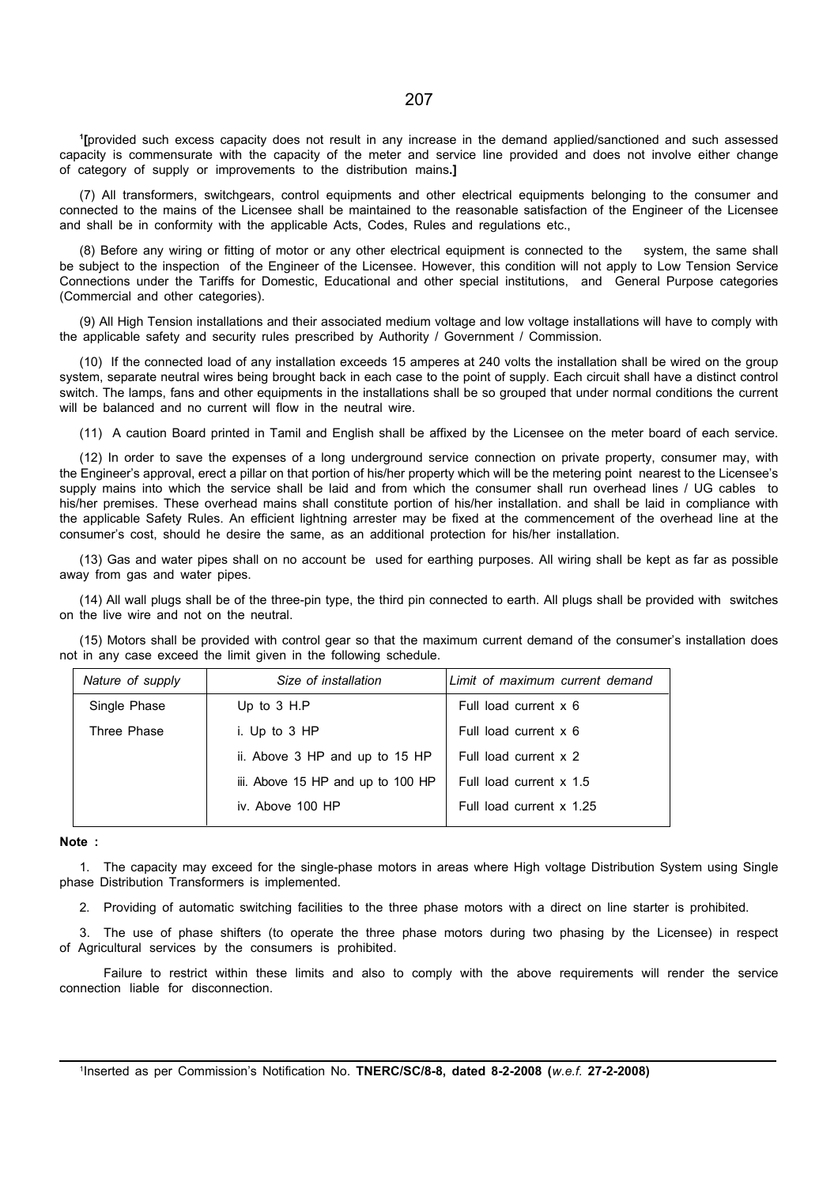[1][provided such excess capacity does not result in any increase in the demand applied/sanctioned and such assessed capacity is commensurate with the capacity of the meter and service line provided and does not involve either change of category of supply or improvements to the distribution mains.]

(7) All transformers, switchgears, control equipments and other electrical equipments belonging to the consumer and connected to the mains of the Licensee shall be maintained to the reasonable satisfaction of the Engineer of the Licensee and shall be in conformity with the applicable Acts, Codes, Rules and regulations etc.,

(8) Before any wiring or fitting of motor or any other electrical equipment is connected to the system, the same shall be subject to the inspection of the Engineer of the Licensee. However, this condition will not apply to Low Tension Service Connections under the Tariffs for Domestic, Educational and other special institutions, and General Purpose categories (Commercial and other categories).

(9) All High Tension installations and their associated medium voltage and low voltage installations will have to comply with the applicable safety and security rules prescribed by Authority / Government / Commission.

(10) If the connected load of any installation exceeds 15 amperes at 240 volts the installation shall be wired on the group system, separate neutral wires being brought back in each case to the point of supply. Each circuit shall have a distinct control switch. The lamps, fans and other equipments in the installations shall be so grouped that under normal conditions the current will be balanced and no current will flow in the neutral wire.

(11) A caution Board printed in Tamil and English shall be affixed by the Licensee on the meter board of each service.

(12) In order to save the expenses of a long underground service connection on private property, consumer may, with the Engineer's approval, erect a pillar on that portion of his/her property which will be the metering point nearest to the Licensee's supply mains into which the service shall be laid and from which the consumer shall run overhead lines / UG cables to his/her premises. These overhead mains shall constitute portion of his/her installation. and shall be laid in compliance with the applicable Safety Rules. An efficient lightning arrester may be fixed at the commencement of the overhead line at the consumer's cost, should he desire the same, as an additional protection for his/her installation.

(13) Gas and water pipes shall on no account be used for earthing purposes. All wiring shall be kept as far as possible away from gas and water pipes.

(14) All wall plugs shall be of the three-pin type, the third pin connected to earth. All plugs shall be provided with switches on the live wire and not on the neutral.

(15) Motors shall be provided with control gear so that the maximum current demand of the consumer's installation does not in any case exceed the limit given in the following schedule.

| *Nature of supply* | *Size of installation* | *Limit of maximum current demand* |
|---|---|---|
| Single Phase | Up to 3 H.P | Full load current x 6 |
| Three Phase | i. Up to 3 HP | Full load current x 6 |
| | ii. Above 3 HP and up to 15 HP | Full load current x 2 |
| | iii. Above 15 HP and up to 100 HP | Full load current x 1.5 |
| | iv. Above 100 HP | Full load current x 1.25 |

**Note :**

1. The capacity may exceed for the single-phase motors in areas where High voltage Distribution System using Single phase Distribution Transformers is implemented.

2. Providing of automatic switching facilities to the three phase motors with a direct on line starter is prohibited.

3. The use of phase shifters (to operate the three phase motors during two phasing by the Licensee) in respect of Agricultural services by the consumers is prohibited.

Failure to restrict within these limits and also to comply with the above requirements will render the service connection liable for disconnection.

---

[1]Inserted as per Commission's Notification No. **TNERC/SC/8-8, dated 8-2-2008 (***w.e.f.* **27-2-2008)**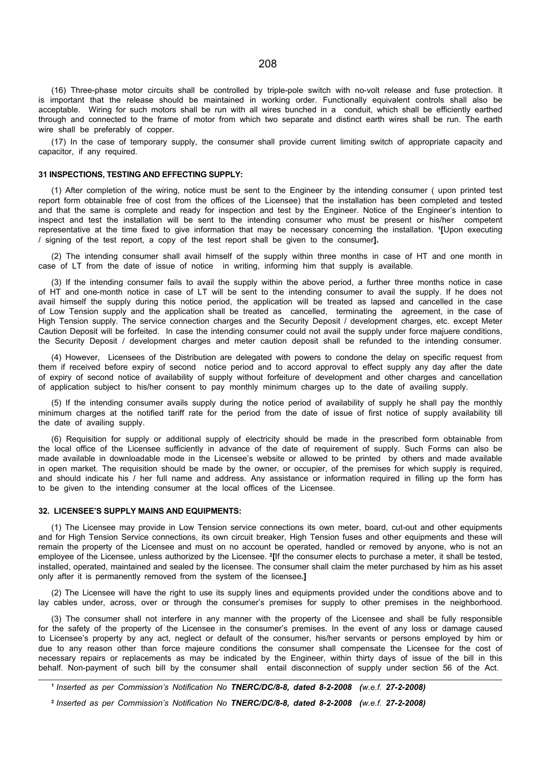(16) Three-phase motor circuits shall be controlled by triple-pole switch with no-volt release and fuse protection. It is important that the release should be maintained in working order. Functionally equivalent controls shall also be acceptable. Wiring for such motors shall be run with all wires bunched in a conduit, which shall be efficiently earthed through and connected to the frame of motor from which two separate and distinct earth wires shall be run. The earth wire shall be preferably of copper.

(17) In the case of temporary supply, the consumer shall provide current limiting switch of appropriate capacity and capacitor, if any required.

**31 INSPECTIONS, TESTING AND EFFECTING SUPPLY:**

(1) After completion of the wiring, notice must be sent to the Engineer by the intending consumer ( upon printed test report form obtainable free of cost from the offices of the Licensee) that the installation has been completed and tested and that the same is complete and ready for inspection and test by the Engineer. Notice of the Engineer's intention to inspect and test the installation will be sent to the intending consumer who must be present or his/her competent representative at the time fixed to give information that may be necessary concerning the installation. [1]**[**Upon executing / signing of the test report, a copy of the test report shall be given to the consumer**].**

(2) The intending consumer shall avail himself of the supply within three months in case of HT and one month in case of LT from the date of issue of notice in writing, informing him that supply is available.

(3) If the intending consumer fails to avail the supply within the above period, a further three months notice in case of HT and one-month notice in case of LT will be sent to the intending consumer to avail the supply. If he does not avail himself the supply during this notice period, the application will be treated as lapsed and cancelled in the case of Low Tension supply and the application shall be treated as cancelled, terminating the agreement, in the case of High Tension supply. The service connection charges and the Security Deposit / development charges, etc. except Meter Caution Deposit will be forfeited. In case the intending consumer could not avail the supply under force majuere conditions, the Security Deposit / development charges and meter caution deposit shall be refunded to the intending consumer.

(4) However, Licensees of the Distribution are delegated with powers to condone the delay on specific request from them if received before expiry of second notice period and to accord approval to effect supply any day after the date of expiry of second notice of availability of supply without forfeiture of development and other charges and cancellation of application subject to his/her consent to pay monthly minimum charges up to the date of availing supply.

(5) If the intending consumer avails supply during the notice period of availability of supply he shall pay the monthly minimum charges at the notified tariff rate for the period from the date of issue of first notice of supply availability till the date of availing supply.

(6) Requisition for supply or additional supply of electricity should be made in the prescribed form obtainable from the local office of the Licensee sufficiently in advance of the date of requirement of supply. Such Forms can also be made available in downloadable mode in the Licensee's website or allowed to be printed by others and made available in open market. The requisition should be made by the owner, or occupier, of the premises for which supply is required, and should indicate his / her full name and address. Any assistance or information required in filling up the form has to be given to the intending consumer at the local offices of the Licensee.

**32. LICENSEE'S SUPPLY MAINS AND EQUIPMENTS:**

(1) The Licensee may provide in Low Tension service connections its own meter, board, cut-out and other equipments and for High Tension Service connections, its own circuit breaker, High Tension fuses and other equipments and these will remain the property of the Licensee and must on no account be operated, handled or removed by anyone, who is not an employee of the Licensee, unless authorized by the Licensee. [2]**[**If the consumer elects to purchase a meter, it shall be tested, installed, operated, maintained and sealed by the licensee. The consumer shall claim the meter purchased by him as his asset only after it is permanently removed from the system of the licensee**.]**

(2) The Licensee will have the right to use its supply lines and equipments provided under the conditions above and to lay cables under, across, over or through the consumer's premises for supply to other premises in the neighborhood.

(3) The consumer shall not interfere in any manner with the property of the Licensee and shall be fully responsible for the safety of the property of the Licensee in the consumer's premises. In the event of any loss or damage caused to Licensee's property by any act, neglect or default of the consumer, his/her servants or persons employed by him or due to any reason other than force majeure conditions the consumer shall compensate the Licensee for the cost of necessary repairs or replacements as may be indicated by the Engineer, within thirty days of issue of the bill in this behalf. Non-payment of such bill by the consumer shall entail disconnection of supply under section 56 of the Act.

---

[1] *Inserted as per Commission's Notification No* ***TNERC/DC/8-8, dated 8-2-2008*** *(w.e.f.* ***27-2-2008)***

[2] *Inserted as per Commission's Notification No* ***TNERC/DC/8-8, dated 8-2-2008*** *(w.e.f.* ***27-2-2008)***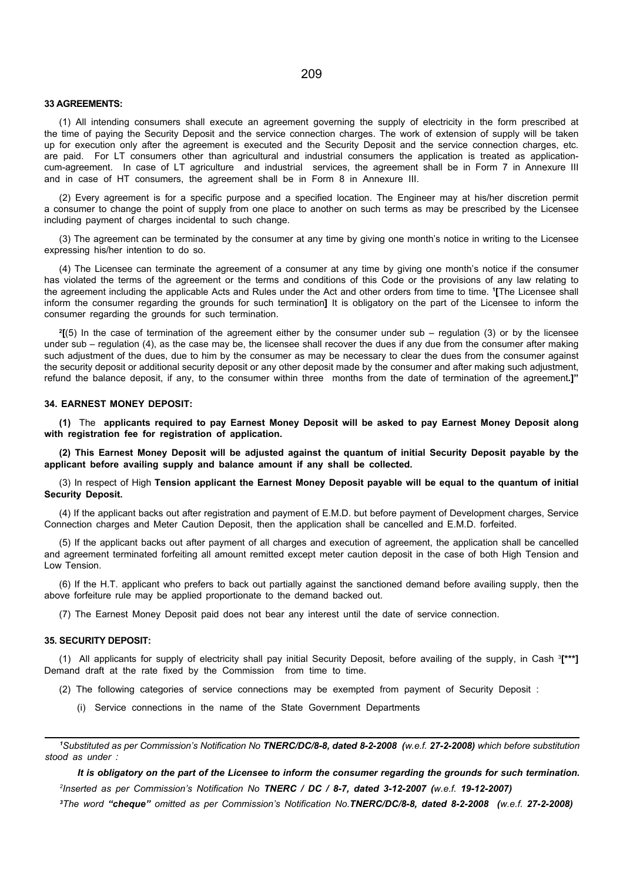### 33 AGREEMENTS:

(1) All intending consumers shall execute an agreement governing the supply of electricity in the form prescribed at the time of paying the Security Deposit and the service connection charges. The work of extension of supply will be taken up for execution only after the agreement is executed and the Security Deposit and the service connection charges, etc. are paid. For LT consumers other than agricultural and industrial consumers the application is treated as application-cum-agreement. In case of LT agriculture and industrial services, the agreement shall be in Form 7 in Annexure III and in case of HT consumers, the agreement shall be in Form 8 in Annexure III.

(2) Every agreement is for a specific purpose and a specified location. The Engineer may at his/her discretion permit a consumer to change the point of supply from one place to another on such terms as may be prescribed by the Licensee including payment of charges incidental to such change.

(3) The agreement can be terminated by the consumer at any time by giving one month's notice in writing to the Licensee expressing his/her intention to do so.

(4) The Licensee can terminate the agreement of a consumer at any time by giving one month's notice if the consumer has violated the terms of the agreement or the terms and conditions of this Code or the provisions of any law relating to the agreement including the applicable Acts and Rules under the Act and other orders from time to time. [1]**[**The Licensee shall inform the consumer regarding the grounds for such termination**]** It is obligatory on the part of the Licensee to inform the consumer regarding the grounds for such termination.

[2]**[**(5) In the case of termination of the agreement either by the consumer under sub – regulation (3) or by the licensee under sub – regulation (4), as the case may be, the licensee shall recover the dues if any due from the consumer after making such adjustment of the dues, due to him by the consumer as may be necessary to clear the dues from the consumer against the security deposit or additional security deposit or any other deposit made by the consumer and after making such adjustment, refund the balance deposit, if any, to the consumer within three months from the date of termination of the agreement**.]"**

### 34. EARNEST MONEY DEPOSIT:

**(1)** The **applicants required to pay Earnest Money Deposit will be asked to pay Earnest Money Deposit along with registration fee for registration of application.**

**(2) This Earnest Money Deposit will be adjusted against the quantum of initial Security Deposit payable by the applicant before availing supply and balance amount if any shall be collected.**

(3) In respect of High **Tension applicant the Earnest Money Deposit payable will be equal to the quantum of initial Security Deposit.**

(4) If the applicant backs out after registration and payment of E.M.D. but before payment of Development charges, Service Connection charges and Meter Caution Deposit, then the application shall be cancelled and E.M.D. forfeited.

(5) If the applicant backs out after payment of all charges and execution of agreement, the application shall be cancelled and agreement terminated forfeiting all amount remitted except meter caution deposit in the case of both High Tension and Low Tension.

(6) If the H.T. applicant who prefers to back out partially against the sanctioned demand before availing supply, then the above forfeiture rule may be applied proportionate to the demand backed out.

(7) The Earnest Money Deposit paid does not bear any interest until the date of service connection.

### 35. SECURITY DEPOSIT:

(1) All applicants for supply of electricity shall pay initial Security Deposit, before availing of the supply, in Cash [3]**[\*\*\*]** Demand draft at the rate fixed by the Commission from time to time.

(2) The following categories of service connections may be exempted from payment of Security Deposit :

(i) Service connections in the name of the State Government Departments

---

[1] *Substituted as per Commission's Notification No* ***TNERC/DC/8-8, dated 8-2-2008*** *(w.e.f.* ***27-2-2008)*** *which before substitution stood as under :*

***It is obligatory on the part of the Licensee to inform the consumer regarding the grounds for such termination.***

[2] *Inserted as per Commission's Notification No* ***TNERC / DC / 8-7, dated 3-12-2007*** *(w.e.f.* ***19-12-2007)***

[3] *The word* ***"cheque"*** *omitted as per Commission's Notification No.****TNERC/DC/8-8, dated 8-2-2008*** *(w.e.f.* ***27-2-2008)***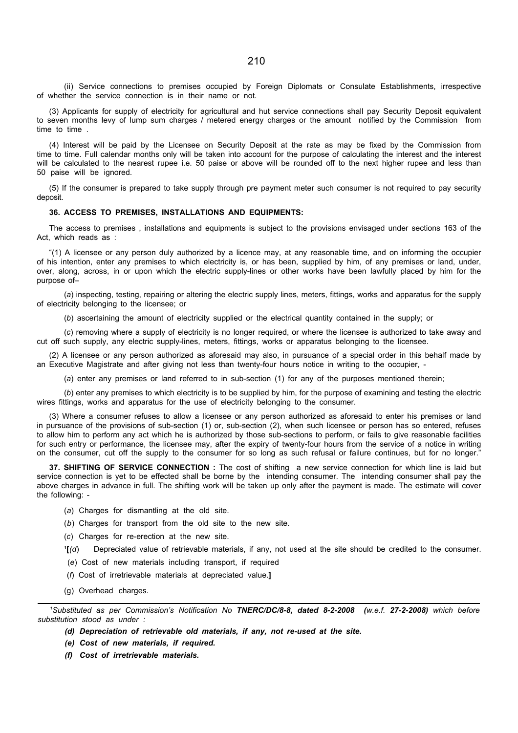(ii) Service connections to premises occupied by Foreign Diplomats or Consulate Establishments, irrespective of whether the service connection is in their name or not.

(3) Applicants for supply of electricity for agricultural and hut service connections shall pay Security Deposit equivalent to seven months levy of lump sum charges / metered energy charges or the amount notified by the Commission from time to time .

(4) Interest will be paid by the Licensee on Security Deposit at the rate as may be fixed by the Commission from time to time. Full calendar months only will be taken into account for the purpose of calculating the interest and the interest will be calculated to the nearest rupee i.e. 50 paise or above will be rounded off to the next higher rupee and less than 50 paise will be ignored.

(5) If the consumer is prepared to take supply through pre payment meter such consumer is not required to pay security deposit.

**36. ACCESS TO PREMISES, INSTALLATIONS AND EQUIPMENTS:**

The access to premises , installations and equipments is subject to the provisions envisaged under sections 163 of the Act, which reads as :

"(1) A licensee or any person duly authorized by a licence may, at any reasonable time, and on informing the occupier of his intention, enter any premises to which electricity is, or has been, supplied by him, of any premises or land, under, over, along, across, in or upon which the electric supply-lines or other works have been lawfully placed by him for the purpose of–

(*a*) inspecting, testing, repairing or altering the electric supply lines, meters, fittings, works and apparatus for the supply of electricity belonging to the licensee; or

(*b*) ascertaining the amount of electricity supplied or the electrical quantity contained in the supply; or

(*c*) removing where a supply of electricity is no longer required, or where the licensee is authorized to take away and cut off such supply, any electric supply-lines, meters, fittings, works or apparatus belonging to the licensee.

(2) A licensee or any person authorized as aforesaid may also, in pursuance of a special order in this behalf made by an Executive Magistrate and after giving not less than twenty-four hours notice in writing to the occupier, -

(*a*) enter any premises or land referred to in sub-section (1) for any of the purposes mentioned therein;

(*b*) enter any premises to which electricity is to be supplied by him, for the purpose of examining and testing the electric wires fittings, works and apparatus for the use of electricity belonging to the consumer.

(3) Where a consumer refuses to allow a licensee or any person authorized as aforesaid to enter his premises or land in pursuance of the provisions of sub-section (1) or, sub-section (2), when such licensee or person has so entered, refuses to allow him to perform any act which he is authorized by those sub-sections to perform, or fails to give reasonable facilities for such entry or performance, the licensee may, after the expiry of twenty-four hours from the service of a notice in writing on the consumer, cut off the supply to the consumer for so long as such refusal or failure continues, but for no longer."

**37. SHIFTING OF SERVICE CONNECTION :** The cost of shifting a new service connection for which line is laid but service connection is yet to be effected shall be borne by the intending consumer. The intending consumer shall pay the above charges in advance in full. The shifting work will be taken up only after the payment is made. The estimate will cover the following: -

(*a*) Charges for dismantling at the old site.

(*b*) Charges for transport from the old site to the new site.

(*c*) Charges for re-erection at the new site.

[1]**[**(*d*) Depreciated value of retrievable materials, if any, not used at the site should be credited to the consumer.

(*e*) Cost of new materials including transport, if required

(*f*) Cost of irretrievable materials at depreciated value.**]**

(g) Overhead charges.

---

[1]*Substituted as per Commission's Notification No* ***TNERC/DC/8-8, dated 8-2-2008*** ***(w.e.f. 27-2-2008)*** *which before substitution stood as under :*

***(d) Depreciation of retrievable old materials, if any, not re-used at the site.***

***(e) Cost of new materials, if required.***

***(f) Cost of irretrievable materials.***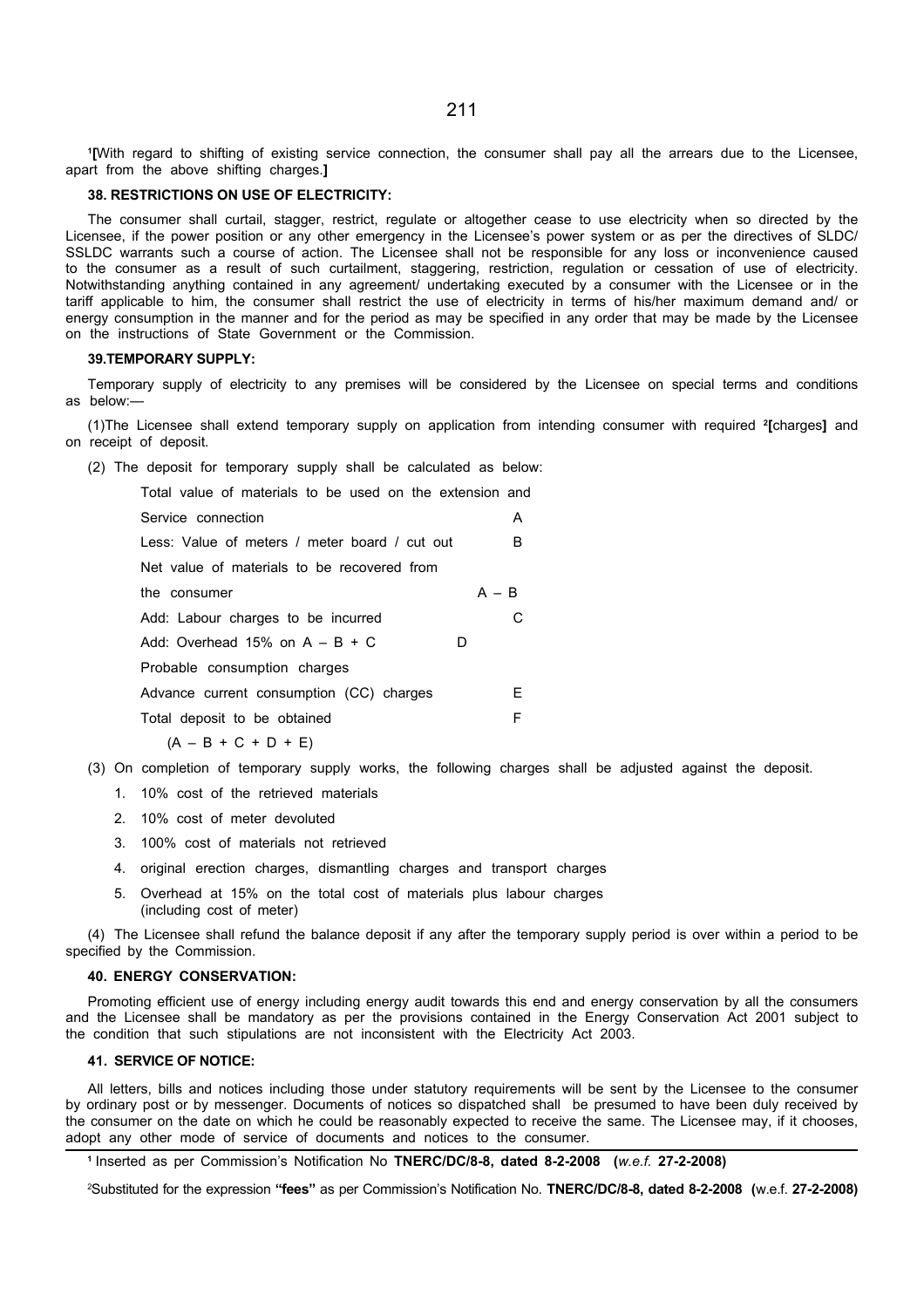[1][With regard to shifting of existing service connection, the consumer shall pay all the arrears due to the Licensee, apart from the above shifting charges.]

### 38. RESTRICTIONS ON USE OF ELECTRICITY:

The consumer shall curtail, stagger, restrict, regulate or altogether cease to use electricity when so directed by the Licensee, if the power position or any other emergency in the Licensee's power system or as per the directives of SLDC/ SSLDC warrants such a course of action. The Licensee shall not be responsible for any loss or inconvenience caused to the consumer as a result of such curtailment, staggering, restriction, regulation or cessation of use of electricity. Notwithstanding anything contained in any agreement/ undertaking executed by a consumer with the Licensee or in the tariff applicable to him, the consumer shall restrict the use of electricity in terms of his/her maximum demand and/ or energy consumption in the manner and for the period as may be specified in any order that may be made by the Licensee on the instructions of State Government or the Commission.

### 39.TEMPORARY SUPPLY:

Temporary supply of electricity to any premises will be considered by the Licensee on special terms and conditions as below:—

(1)The Licensee shall extend temporary supply on application from intending consumer with required [2][charges] and on receipt of deposit.

(2) The deposit for temporary supply shall be calculated as below:

| | |
|---|---|
| Total value of materials to be used on the extension and Service connection | A |
| Less: Value of meters / meter board / cut out | B |
| Net value of materials to be recovered from the consumer | A – B |
| Add: Labour charges to be incurred | C |
| Add: Overhead 15% on A – B + C | D |
| Probable consumption charges | |
| Advance current consumption (CC) charges | E |
| Total deposit to be obtained (A – B + C + D + E) | F |

(3) On completion of temporary supply works, the following charges shall be adjusted against the deposit.

1. 10% cost of the retrieved materials
2. 10% cost of meter devoluted
3. 100% cost of materials not retrieved
4. original erection charges, dismantling charges and transport charges
5. Overhead at 15% on the total cost of materials plus labour charges (including cost of meter)

(4) The Licensee shall refund the balance deposit if any after the temporary supply period is over within a period to be specified by the Commission.

### 40. ENERGY CONSERVATION:

Promoting efficient use of energy including energy audit towards this end and energy conservation by all the consumers and the Licensee shall be mandatory as per the provisions contained in the Energy Conservation Act 2001 subject to the condition that such stipulations are not inconsistent with the Electricity Act 2003.

### 41. SERVICE OF NOTICE:

All letters, bills and notices including those under statutory requirements will be sent by the Licensee to the consumer by ordinary post or by messenger. Documents of notices so dispatched shall be presumed to have been duly received by the consumer on the date on which he could be reasonably expected to receive the same. The Licensee may, if it chooses, adopt any other mode of service of documents and notices to the consumer.

---

[1] Inserted as per Commission's Notification No **TNERC/DC/8-8, dated 8-2-2008** (*w.e.f.* **27-2-2008)**

[2]Substituted for the expression **"fees"** as per Commission's Notification No. **TNERC/DC/8-8, dated 8-2-2008** (w.e.f. **27-2-2008)**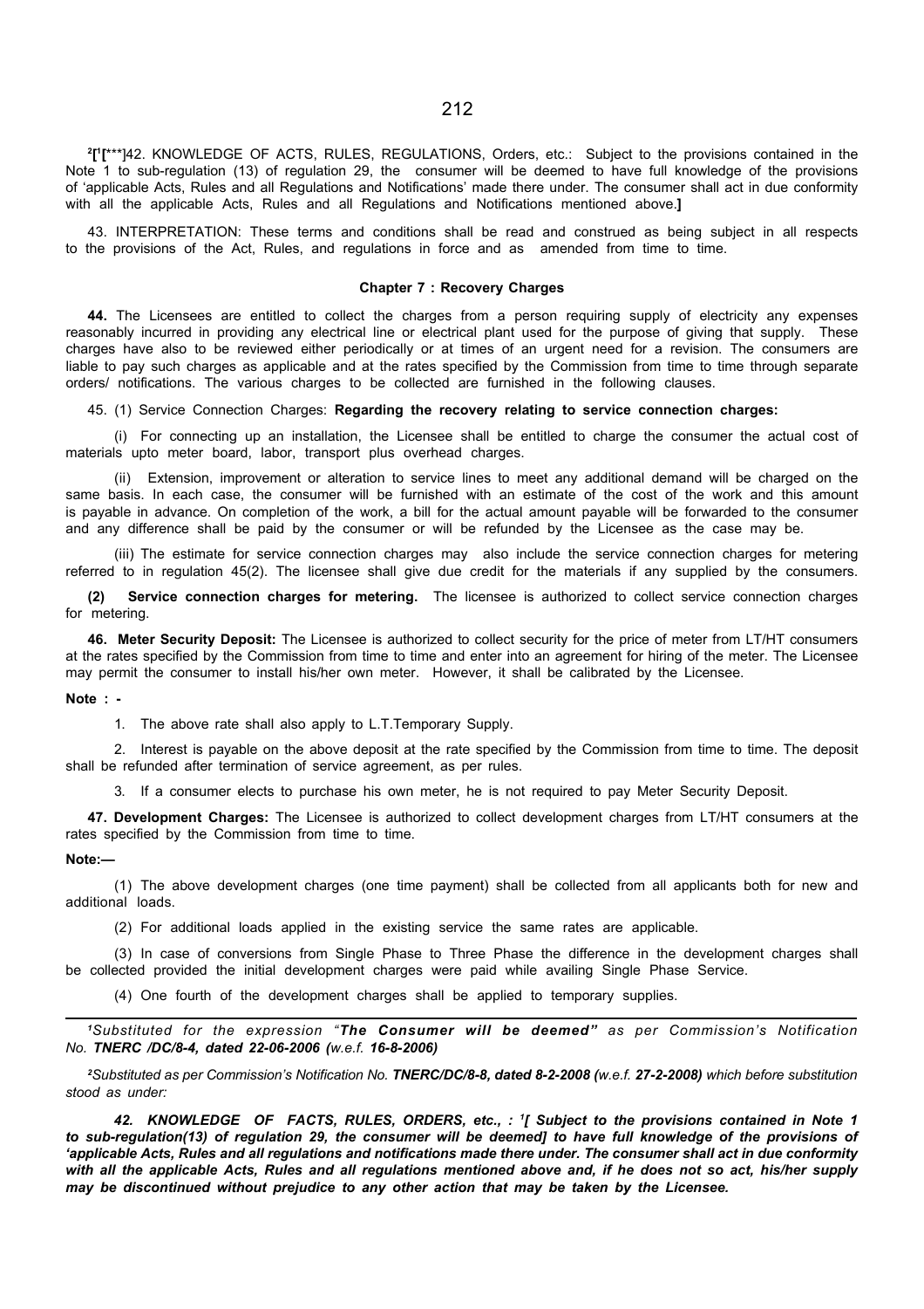[2][[1][***]42. KNOWLEDGE OF ACTS, RULES, REGULATIONS, Orders, etc.: Subject to the provisions contained in the Note 1 to sub-regulation (13) of regulation 29, the consumer will be deemed to have full knowledge of the provisions of 'applicable Acts, Rules and all Regulations and Notifications' made there under. The consumer shall act in due conformity with all the applicable Acts, Rules and all Regulations and Notifications mentioned above.**]**

43. INTERPRETATION: These terms and conditions shall be read and construed as being subject in all respects to the provisions of the Act, Rules, and regulations in force and as amended from time to time.

### Chapter 7 : Recovery Charges

**44.** The Licensees are entitled to collect the charges from a person requiring supply of electricity any expenses reasonably incurred in providing any electrical line or electrical plant used for the purpose of giving that supply. These charges have also to be reviewed either periodically or at times of an urgent need for a revision. The consumers are liable to pay such charges as applicable and at the rates specified by the Commission from time to time through separate orders/ notifications. The various charges to be collected are furnished in the following clauses.

45. (1) Service Connection Charges: **Regarding the recovery relating to service connection charges:**

(i) For connecting up an installation, the Licensee shall be entitled to charge the consumer the actual cost of materials upto meter board, labor, transport plus overhead charges.

(ii) Extension, improvement or alteration to service lines to meet any additional demand will be charged on the same basis. In each case, the consumer will be furnished with an estimate of the cost of the work and this amount is payable in advance. On completion of the work, a bill for the actual amount payable will be forwarded to the consumer and any difference shall be paid by the consumer or will be refunded by the Licensee as the case may be.

(iii) The estimate for service connection charges may also include the service connection charges for metering referred to in regulation 45(2). The licensee shall give due credit for the materials if any supplied by the consumers.

**(2) Service connection charges for metering.** The licensee is authorized to collect service connection charges for metering.

**46. Meter Security Deposit:** The Licensee is authorized to collect security for the price of meter from LT/HT consumers at the rates specified by the Commission from time to time and enter into an agreement for hiring of the meter. The Licensee may permit the consumer to install his/her own meter. However, it shall be calibrated by the Licensee.

**Note : -**

1. The above rate shall also apply to L.T.Temporary Supply.

2. Interest is payable on the above deposit at the rate specified by the Commission from time to time. The deposit shall be refunded after termination of service agreement, as per rules.

3. If a consumer elects to purchase his own meter, he is not required to pay Meter Security Deposit.

**47. Development Charges:** The Licensee is authorized to collect development charges from LT/HT consumers at the rates specified by the Commission from time to time.

**Note:—**

(1) The above development charges (one time payment) shall be collected from all applicants both for new and additional loads.

(2) For additional loads applied in the existing service the same rates are applicable.

(3) In case of conversions from Single Phase to Three Phase the difference in the development charges shall be collected provided the initial development charges were paid while availing Single Phase Service.

(4) One fourth of the development charges shall be applied to temporary supplies.

---

*[1]Substituted for the expression "**The Consumer will be deemed"** as per Commission's Notification No. **TNERC /DC/8-4, dated 22-06-2006 (**w.e.f. **16-8-2006)***

*[2]Substituted as per Commission's Notification No. **TNERC/DC/8-8, dated 8-2-2008 (**w.e.f. **27-2-2008)** which before substitution stood as under:*

***42. KNOWLEDGE OF FACTS, RULES, ORDERS, etc., : [1][ Subject to the provisions contained in Note 1 to sub-regulation(13) of regulation 29, the consumer will be deemed] to have full knowledge of the provisions of 'applicable Acts, Rules and all regulations and notifications made there under. The consumer shall act in due conformity with all the applicable Acts, Rules and all regulations mentioned above and, if he does not so act, his/her supply may be discontinued without prejudice to any other action that may be taken by the Licensee.***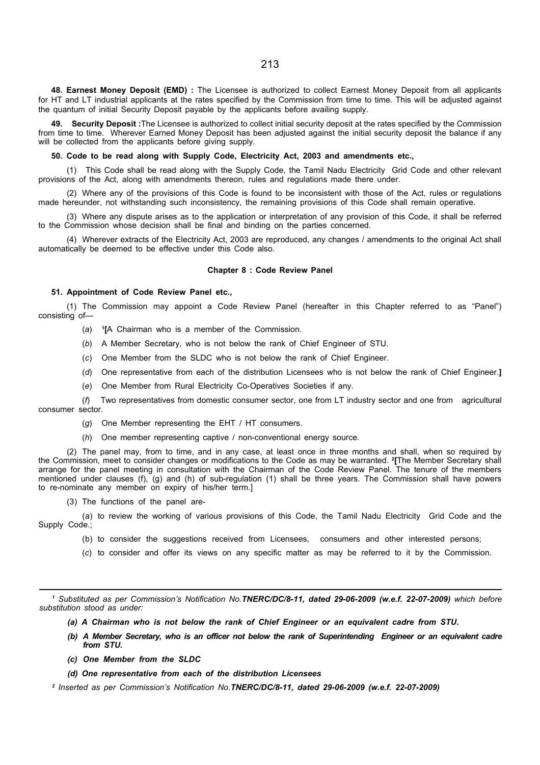**48. Earnest Money Deposit (EMD) :** The Licensee is authorized to collect Earnest Money Deposit from all applicants for HT and LT industrial applicants at the rates specified by the Commission from time to time. This will be adjusted against the quantum of initial Security Deposit payable by the applicants before availing supply.

**49. Security Deposit :**The Licensee is authorized to collect initial security deposit at the rates specified by the Commission from time to time. Wherever Earned Money Deposit has been adjusted against the initial security deposit the balance if any will be collected from the applicants before giving supply.

**50. Code to be read along with Supply Code, Electricity Act, 2003 and amendments etc.,**

(1) This Code shall be read along with the Supply Code, the Tamil Nadu Electricity Grid Code and other relevant provisions of the Act, along with amendments thereon, rules and regulations made there under.

(2) Where any of the provisions of this Code is found to be inconsistent with those of the Act, rules or regulations made hereunder, not withstanding such inconsistency, the remaining provisions of this Code shall remain operative.

(3) Where any dispute arises as to the application or interpretation of any provision of this Code, it shall be referred to the Commission whose decision shall be final and binding on the parties concerned.

(4) Wherever extracts of the Electricity Act, 2003 are reproduced, any changes / amendments to the original Act shall automatically be deemed to be effective under this Code also.

## Chapter 8 : Code Review Panel

**51. Appointment of Code Review Panel etc.,**

(1) The Commission may appoint a Code Review Panel (hereafter in this Chapter referred to as "Panel") consisting of—

(*a*) [1][A Chairman who is a member of the Commission.

(*b*) A Member Secretary, who is not below the rank of Chief Engineer of STU.

(*c*) One Member from the SLDC who is not below the rank of Chief Engineer.

(*d*) One representative from each of the distribution Licensees who is not below the rank of Chief Engineer.**]**

(*e*) One Member from Rural Electricity Co-Operatives Societies if any.

(*f*) Two representatives from domestic consumer sector, one from LT industry sector and one from agricultural consumer sector.

(*g*) One Member representing the EHT / HT consumers.

(*h*) One member representing captive / non-conventional energy source.

(2) The panel may, from to time, and in any case, at least once in three months and shall, when so required by the Commission, meet to consider changes or modifications to the Code as may be warranted. [2][The Member Secretary shall arrange for the panel meeting in consultation with the Chairman of the Code Review Panel. The tenure of the members mentioned under clauses (f), (g) and (h) of sub-regulation (1) shall be three years. The Commission shall have powers to re-nominate any member on expiry of his/her term.]

(3) The functions of the panel are-

(a) to review the working of various provisions of this Code, the Tamil Nadu Electricity Grid Code and the Supply Code.;

(b) to consider the suggestions received from Licensees, consumers and other interested persons;

(*c*) to consider and offer its views on any specific matter as may be referred to it by the Commission.

---

[1] *Substituted as per Commission's Notification No.**TNERC/DC/8-11, dated 29-06-2009 (w.e.f. 22-07-2009)** which before substitution stood as under:*

***(a) A Chairman who is not below the rank of Chief Engineer or an equivalent cadre from STU.***

***(b) A Member Secretary, who is an officer not below the rank of Superintending Engineer or an equivalent cadre from STU.***

***(c) One Member from the SLDC***

***(d) One representative from each of the distribution Licensees***

[2] *Inserted as per Commission's Notification No.**TNERC/DC/8-11, dated 29-06-2009 (w.e.f. 22-07-2009)***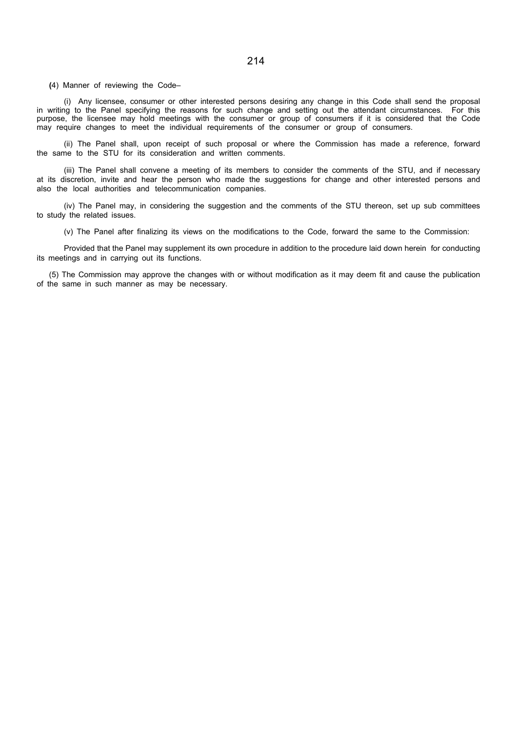**(**4) Manner of reviewing the Code–

(i) Any licensee, consumer or other interested persons desiring any change in this Code shall send the proposal in writing to the Panel specifying the reasons for such change and setting out the attendant circumstances. For this purpose, the licensee may hold meetings with the consumer or group of consumers if it is considered that the Code may require changes to meet the individual requirements of the consumer or group of consumers.

(ii) The Panel shall, upon receipt of such proposal or where the Commission has made a reference, forward the same to the STU for its consideration and written comments.

(iii) The Panel shall convene a meeting of its members to consider the comments of the STU, and if necessary at its discretion, invite and hear the person who made the suggestions for change and other interested persons and also the local authorities and telecommunication companies.

(iv) The Panel may, in considering the suggestion and the comments of the STU thereon, set up sub committees to study the related issues.

(v) The Panel after finalizing its views on the modifications to the Code, forward the same to the Commission:

Provided that the Panel may supplement its own procedure in addition to the procedure laid down herein for conducting its meetings and in carrying out its functions.

(5) The Commission may approve the changes with or without modification as it may deem fit and cause the publication of the same in such manner as may be necessary.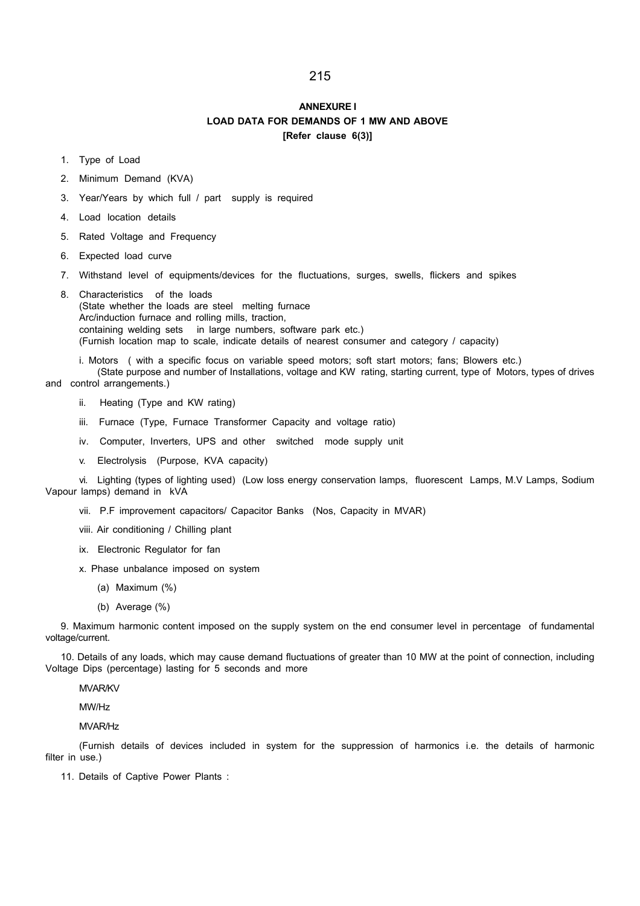**ANNEXURE I**

**LOAD DATA FOR DEMANDS OF 1 MW AND ABOVE**

**[Refer clause 6(3)]**

1. Type of Load
2. Minimum Demand (KVA)
3. Year/Years by which full / part supply is required
4. Load location details
5. Rated Voltage and Frequency
6. Expected load curve
7. Withstand level of equipments/devices for the fluctuations, surges, swells, flickers and spikes
8. Characteristics of the loads
   (State whether the loads are steel melting furnace
   Arc/induction furnace and rolling mills, traction,
   containing welding sets in large numbers, software park etc.)
   (Furnish location map to scale, indicate details of nearest consumer and category / capacity)

   i. Motors ( with a specific focus on variable speed motors; soft start motors; fans; Blowers etc.)
   (State purpose and number of Installations, voltage and KW rating, starting current, type of Motors, types of drives and control arrangements.)

   ii. Heating (Type and KW rating)

   iii. Furnace (Type, Furnace Transformer Capacity and voltage ratio)

   iv. Computer, Inverters, UPS and other switched mode supply unit

   v. Electrolysis (Purpose, KVA capacity)

   vi. Lighting (types of lighting used) (Low loss energy conservation lamps, fluorescent Lamps, M.V Lamps, Sodium Vapour lamps) demand in kVA

   vii. P.F improvement capacitors/ Capacitor Banks (Nos, Capacity in MVAR)

   viii. Air conditioning / Chilling plant

   ix. Electronic Regulator for fan

   x. Phase unbalance imposed on system

      (a) Maximum (%)

      (b) Average (%)

9. Maximum harmonic content imposed on the supply system on the end consumer level in percentage of fundamental voltage/current.

10. Details of any loads, which may cause demand fluctuations of greater than 10 MW at the point of connection, including Voltage Dips (percentage) lasting for 5 seconds and more

    MVAR/KV

    MW/Hz

    MVAR/Hz

    (Furnish details of devices included in system for the suppression of harmonics i.e. the details of harmonic filter in use.)

11. Details of Captive Power Plants :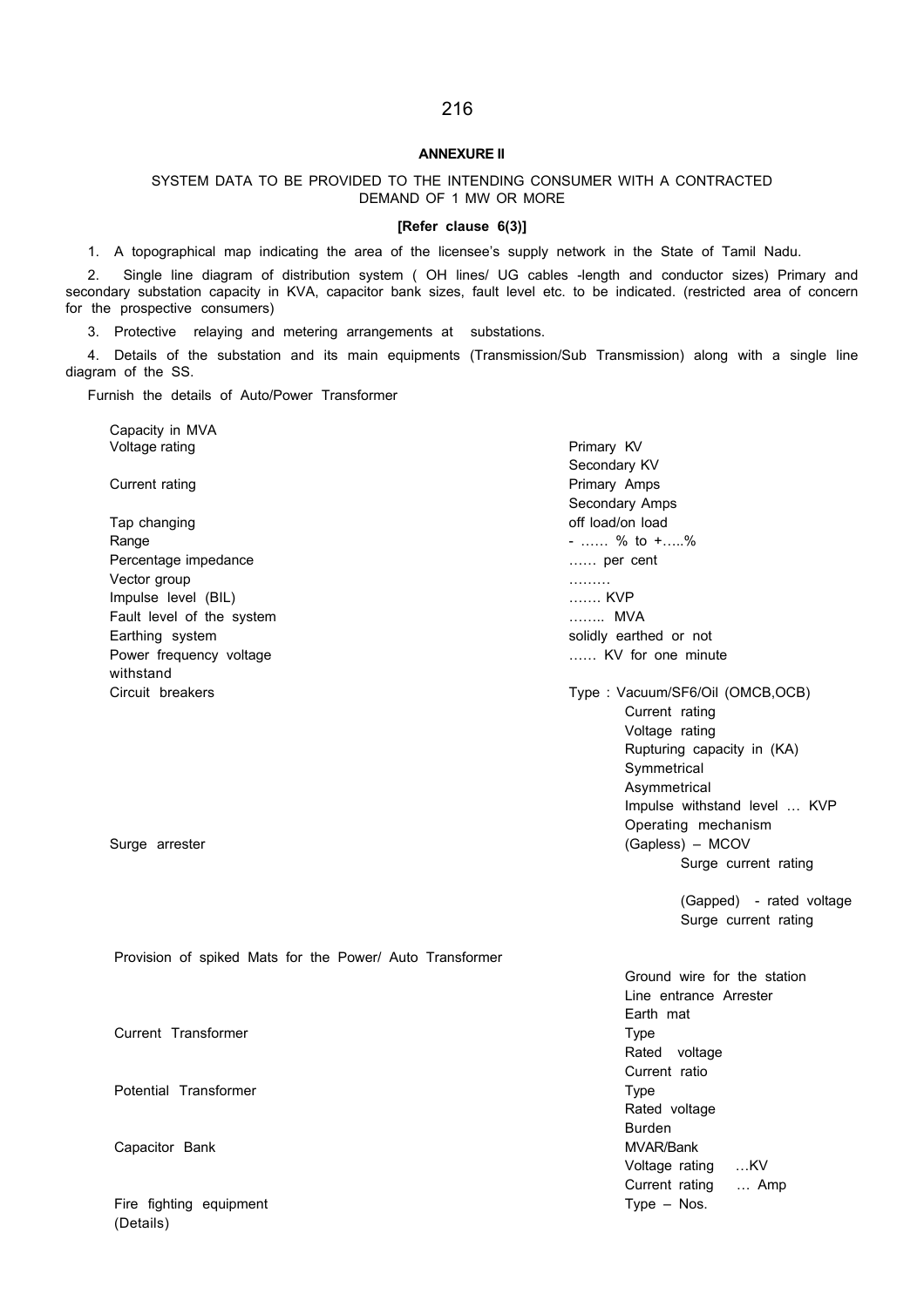## ANNEXURE II

SYSTEM DATA TO BE PROVIDED TO THE INTENDING CONSUMER WITH A CONTRACTED DEMAND OF 1 MW OR MORE

**[Refer clause 6(3)]**

1. A topographical map indicating the area of the licensee's supply network in the State of Tamil Nadu.

2. Single line diagram of distribution system ( OH lines/ UG cables -length and conductor sizes) Primary and secondary substation capacity in KVA, capacitor bank sizes, fault level etc. to be indicated. (restricted area of concern for the prospective consumers)

3. Protective relaying and metering arrangements at substations.

4. Details of the substation and its main equipments (Transmission/Sub Transmission) along with a single line diagram of the SS.

Furnish the details of Auto/Power Transformer

| | |
|---|---|
| Capacity in MVA | |
| Voltage rating | Primary KV<br>Secondary KV |
| Current rating | Primary Amps<br>Secondary Amps |
| Tap changing | off load/on load |
| Range | - …… % to +…..% |
| Percentage impedance | …… per cent |
| Vector group | ……… |
| Impulse level (BIL) | ……. KVP |
| Fault level of the system | …….. MVA |
| Earthing system | solidly earthed or not |
| Power frequency voltage withstand | …… KV for one minute |
| Circuit breakers | Type : Vacuum/SF6/Oil (OMCB,OCB)<br>Current rating<br>Voltage rating<br>Rupturing capacity in (KA)<br>Symmetrical<br>Asymmetrical<br>Impulse withstand level … KVP<br>Operating mechanism |
| Surge arrester | (Gapless) – MCOV<br>Surge current rating<br><br>(Gapped) - rated voltage<br>Surge current rating |
| Provision of spiked Mats for the Power/ Auto Transformer | |
| | Ground wire for the station<br>Line entrance Arrester<br>Earth mat |
| Current Transformer | Type<br>Rated voltage<br>Current ratio |
| Potential Transformer | Type<br>Rated voltage<br>Burden |
| Capacitor Bank | MVAR/Bank<br>Voltage rating …KV<br>Current rating … Amp |
| Fire fighting equipment (Details) | Type – Nos. |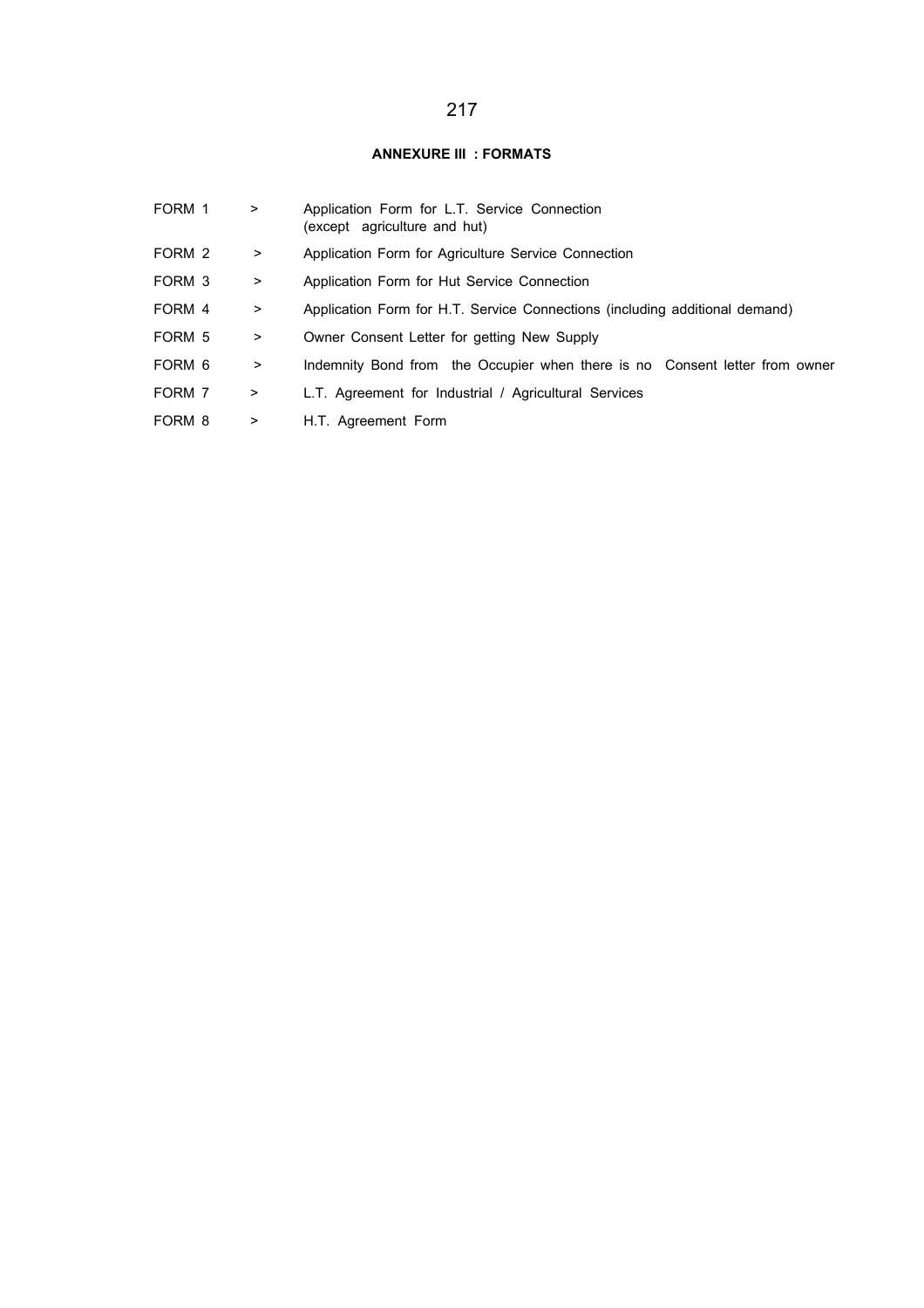## ANNEXURE III : FORMATS

| | | |
|---|---|---|
| FORM 1 | > | Application Form for L.T. Service Connection (except agriculture and hut) |
| FORM 2 | > | Application Form for Agriculture Service Connection |
| FORM 3 | > | Application Form for Hut Service Connection |
| FORM 4 | > | Application Form for H.T. Service Connections (including additional demand) |
| FORM 5 | > | Owner Consent Letter for getting New Supply |
| FORM 6 | > | Indemnity Bond from the Occupier when there is no Consent letter from owner |
| FORM 7 | > | L.T. Agreement for Industrial / Agricultural Services |
| FORM 8 | > | H.T. Agreement Form |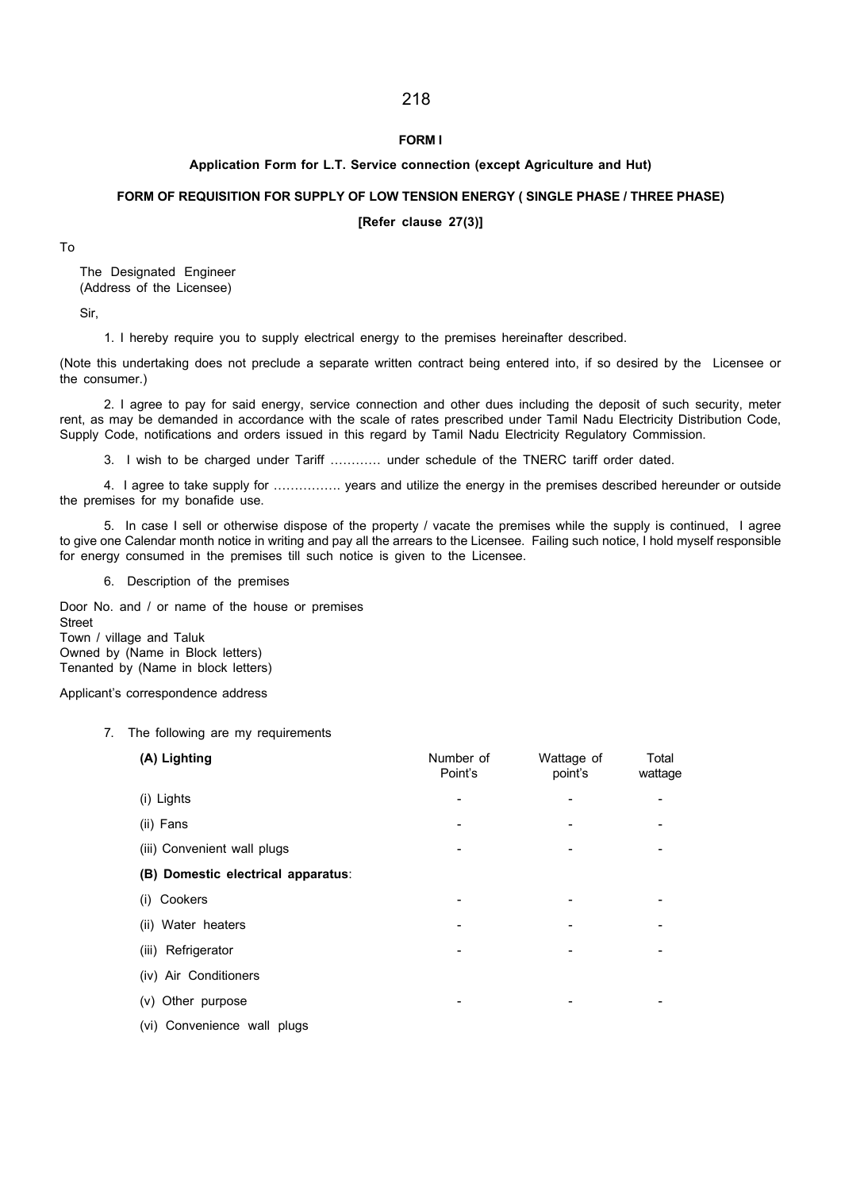**FORM I**

**Application Form for L.T. Service connection (except Agriculture and Hut)**

**FORM OF REQUISITION FOR SUPPLY OF LOW TENSION ENERGY ( SINGLE PHASE / THREE PHASE)**

**[Refer clause 27(3)]**

To

The Designated Engineer
(Address of the Licensee)

Sir,

1. I hereby require you to supply electrical energy to the premises hereinafter described.

(Note this undertaking does not preclude a separate written contract being entered into, if so desired by the Licensee or the consumer.)

2. I agree to pay for said energy, service connection and other dues including the deposit of such security, meter rent, as may be demanded in accordance with the scale of rates prescribed under Tamil Nadu Electricity Distribution Code, Supply Code, notifications and orders issued in this regard by Tamil Nadu Electricity Regulatory Commission.

3. I wish to be charged under Tariff ………… under schedule of the TNERC tariff order dated.

4. I agree to take supply for ……………. years and utilize the energy in the premises described hereunder or outside the premises for my bonafide use.

5. In case I sell or otherwise dispose of the property / vacate the premises while the supply is continued, I agree to give one Calendar month notice in writing and pay all the arrears to the Licensee. Failing such notice, I hold myself responsible for energy consumed in the premises till such notice is given to the Licensee.

6. Description of the premises

Door No. and / or name of the house or premises
Street
Town / village and Taluk
Owned by (Name in Block letters)
Tenanted by (Name in block letters)

Applicant's correspondence address

7. The following are my requirements

| **(A) Lighting** | Number of Point's | Wattage of point's | Total wattage |
|---|---|---|---|
| (i) Lights | - | - | - |
| (ii) Fans | - | - | - |
| (iii) Convenient wall plugs | - | - | - |
| **(B) Domestic electrical apparatus**: | | | |
| (i) Cookers | - | - | - |
| (ii) Water heaters | - | - | - |
| (iii) Refrigerator | - | - | - |
| (iv) Air Conditioners | | | |
| (v) Other purpose | - | - | - |
| (vi) Convenience wall plugs | | | |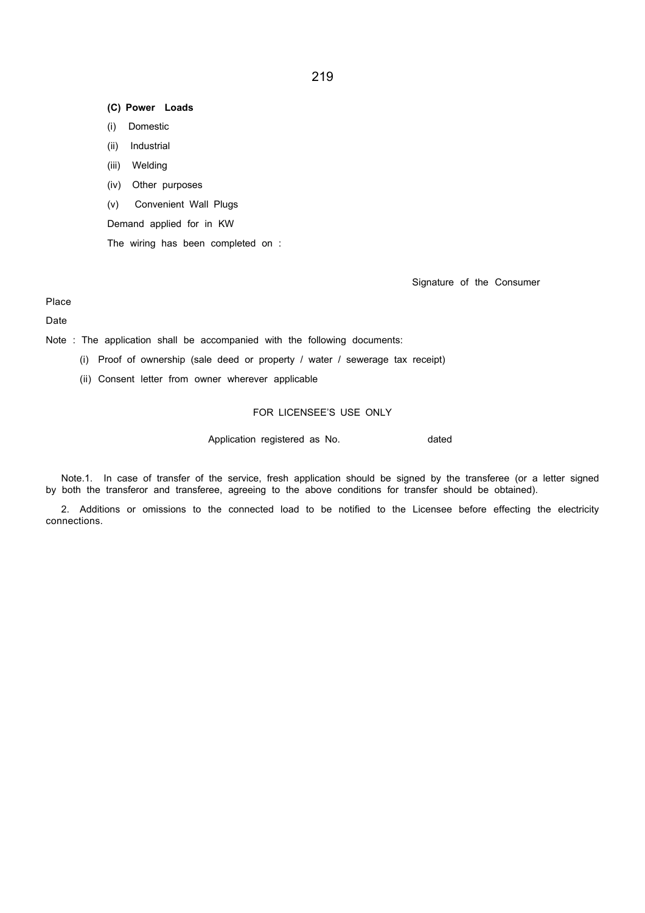**(C) Power Loads**

(i) Domestic

(ii) Industrial

(iii) Welding

(iv) Other purposes

(v) Convenient Wall Plugs

Demand applied for in KW

The wiring has been completed on :

Signature of the Consumer

Place

Date

Note : The application shall be accompanied with the following documents:

(i) Proof of ownership (sale deed or property / water / sewerage tax receipt)

(ii) Consent letter from owner wherever applicable

FOR LICENSEE'S USE ONLY

Application registered as No. dated

Note.1. In case of transfer of the service, fresh application should be signed by the transferee (or a letter signed by both the transferor and transferee, agreeing to the above conditions for transfer should be obtained).

2. Additions or omissions to the connected load to be notified to the Licensee before effecting the electricity connections.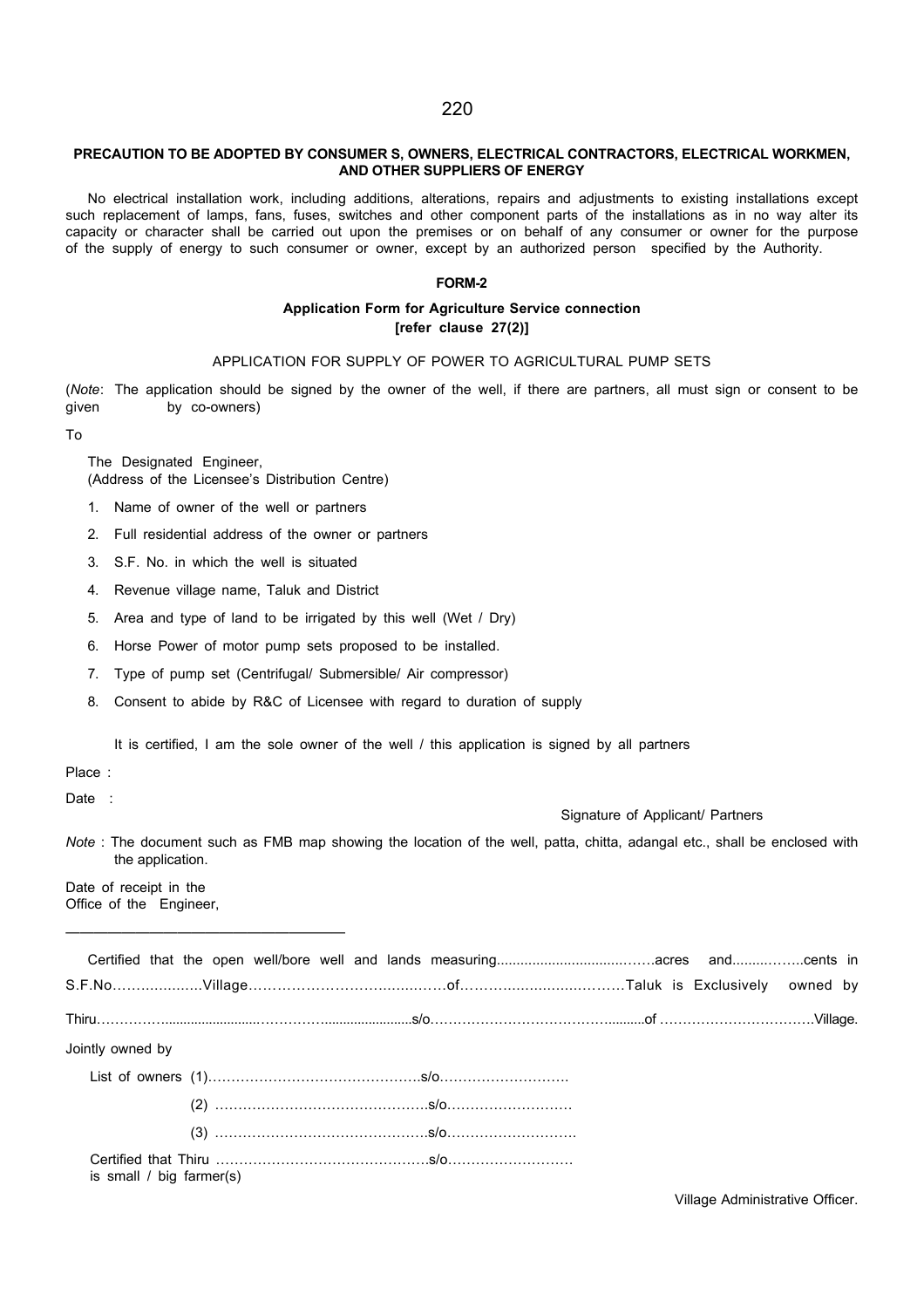## PRECAUTION TO BE ADOPTED BY CONSUMER S, OWNERS, ELECTRICAL CONTRACTORS, ELECTRICAL WORKMEN, AND OTHER SUPPLIERS OF ENERGY

No electrical installation work, including additions, alterations, repairs and adjustments to existing installations except such replacement of lamps, fans, fuses, switches and other component parts of the installations as in no way alter its capacity or character shall be carried out upon the premises or on behalf of any consumer or owner for the purpose of the supply of energy to such consumer or owner, except by an authorized person specified by the Authority.

### FORM-2

**Application Form for Agriculture Service connection**
**[refer clause 27(2)]**

APPLICATION FOR SUPPLY OF POWER TO AGRICULTURAL PUMP SETS

(*Note*: The application should be signed by the owner of the well, if there are partners, all must sign or consent to be given by co-owners)

To

The Designated Engineer,
(Address of the Licensee's Distribution Centre)

1. Name of owner of the well or partners
2. Full residential address of the owner or partners
3. S.F. No. in which the well is situated
4. Revenue village name, Taluk and District
5. Area and type of land to be irrigated by this well (Wet / Dry)
6. Horse Power of motor pump sets proposed to be installed.
7. Type of pump set (Centrifugal/ Submersible/ Air compressor)
8. Consent to abide by R&C of Licensee with regard to duration of supply

It is certified, I am the sole owner of the well / this application is signed by all partners

Place :

Date :

Signature of Applicant/ Partners

*Note* : The document such as FMB map showing the location of the well, patta, chitta, adangal etc., shall be enclosed with the application.

Date of receipt in the
Office of the Engineer,

___________________________________

Certified that the open well/bore well and lands measuring.......................................acres and..................cents in S.F.No.....................Village.............................................of........................................Taluk is Exclusively owned by

Thiru.......................................................................................s/o..........................................................of ..................................Village.

Jointly owned by

List of owners (1)............................................s/o............................

(2) ............................................s/o............................

(3) ............................................s/o............................

Certified that Thiru ............................................s/o............................
is small / big farmer(s)

Village Administrative Officer.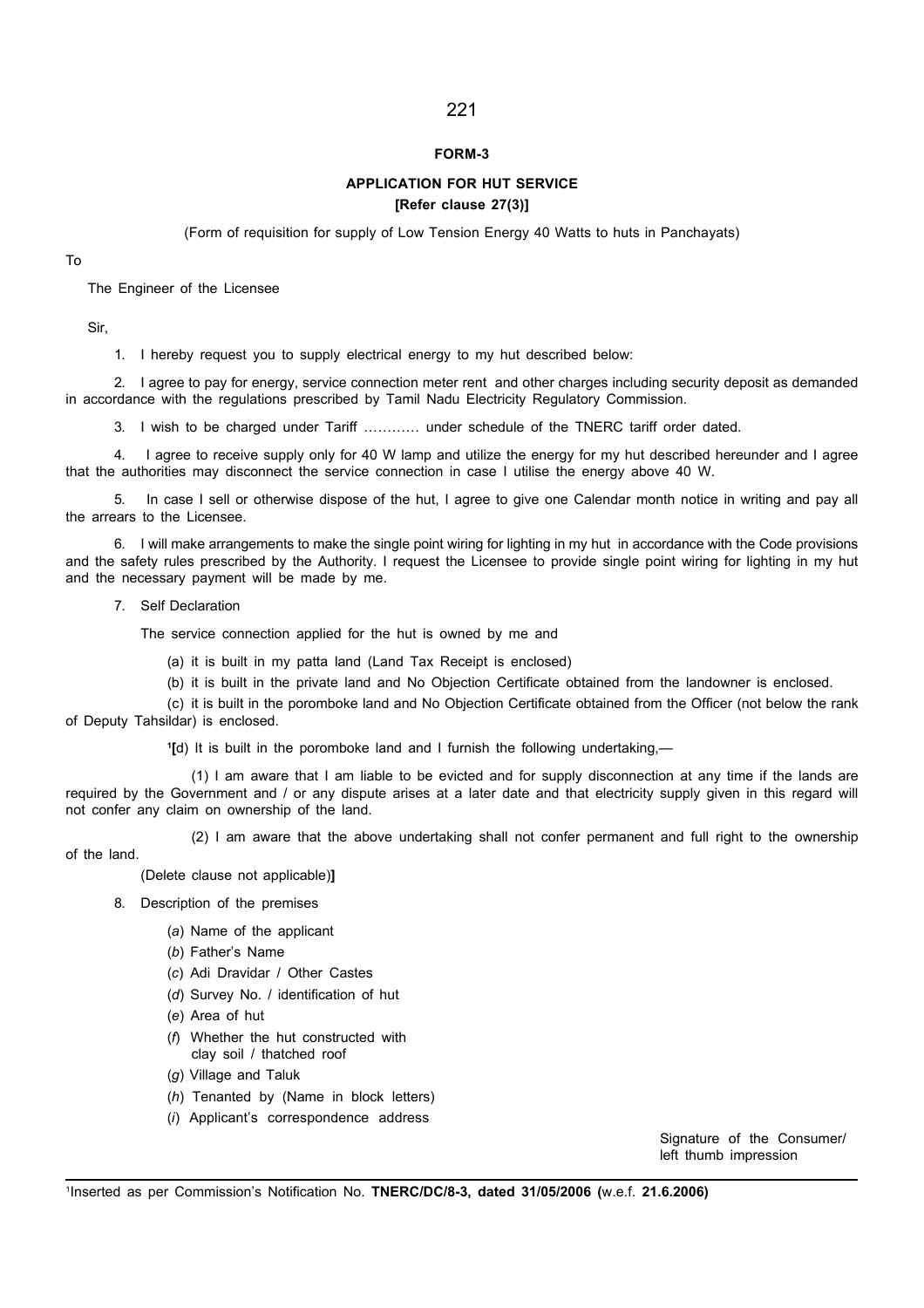## FORM-3

### APPLICATION FOR HUT SERVICE
**[Refer clause 27(3)]**

(Form of requisition for supply of Low Tension Energy 40 Watts to huts in Panchayats)

To

The Engineer of the Licensee

Sir,

1. I hereby request you to supply electrical energy to my hut described below:

2. I agree to pay for energy, service connection meter rent and other charges including security deposit as demanded in accordance with the regulations prescribed by Tamil Nadu Electricity Regulatory Commission.

3. I wish to be charged under Tariff ………… under schedule of the TNERC tariff order dated.

4. I agree to receive supply only for 40 W lamp and utilize the energy for my hut described hereunder and I agree that the authorities may disconnect the service connection in case I utilise the energy above 40 W.

5. In case I sell or otherwise dispose of the hut, I agree to give one Calendar month notice in writing and pay all the arrears to the Licensee.

6. I will make arrangements to make the single point wiring for lighting in my hut in accordance with the Code provisions and the safety rules prescribed by the Authority. I request the Licensee to provide single point wiring for lighting in my hut and the necessary payment will be made by me.

7. Self Declaration

The service connection applied for the hut is owned by me and

(a) it is built in my patta land (Land Tax Receipt is enclosed)

(b) it is built in the private land and No Objection Certificate obtained from the landowner is enclosed.

(c) it is built in the poromboke land and No Objection Certificate obtained from the Officer (not below the rank of Deputy Tahsildar) is enclosed.

[1]**[**d) It is built in the poromboke land and I furnish the following undertaking,—

(1) I am aware that I am liable to be evicted and for supply disconnection at any time if the lands are required by the Government and / or any dispute arises at a later date and that electricity supply given in this regard will not confer any claim on ownership of the land.

(2) I am aware that the above undertaking shall not confer permanent and full right to the ownership of the land.

(Delete clause not applicable)**]**

8. Description of the premises

(*a*) Name of the applicant

(*b*) Father's Name

(*c*) Adi Dravidar / Other Castes

(*d*) Survey No. / identification of hut

(*e*) Area of hut

(*f*) Whether the hut constructed with clay soil / thatched roof

(*g*) Village and Taluk

(*h*) Tenanted by (Name in block letters)

(*i*) Applicant's correspondence address

Signature of the Consumer/
left thumb impression

---

[1]Inserted as per Commission's Notification No. **TNERC/DC/8-3, dated 31/05/2006 (**w.e.f. **21.6.2006)**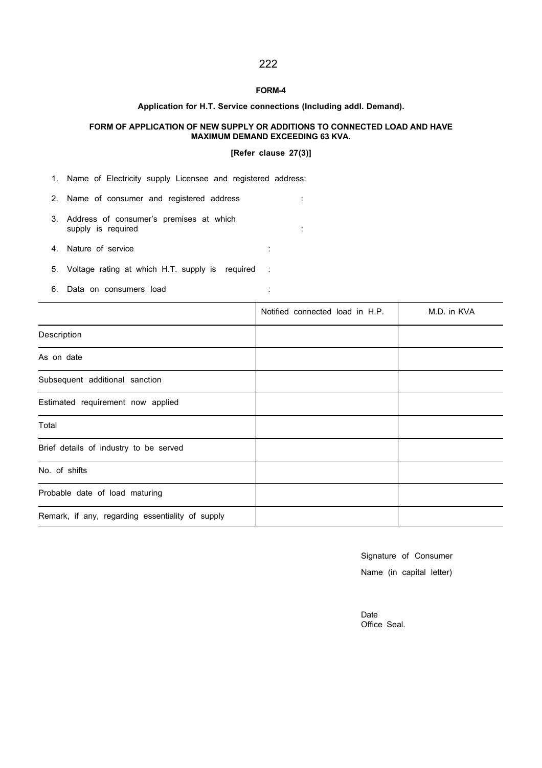# FORM-4

**Application for H.T. Service connections (Including addl. Demand).**

**FORM OF APPLICATION OF NEW SUPPLY OR ADDITIONS TO CONNECTED LOAD AND HAVE MAXIMUM DEMAND EXCEEDING 63 KVA.**

**[Refer clause 27(3)]**

1. Name of Electricity supply Licensee and registered address:
2. Name of consumer and registered address :
3. Address of consumer's premises at which supply is required :
4. Nature of service :
5. Voltage rating at which H.T. supply is required :
6. Data on consumers load :

| | Notified connected load in H.P. | M.D. in KVA |
|---|---|---|
| Description | | |
| As on date | | |
| Subsequent additional sanction | | |
| Estimated requirement now applied | | |
| Total | | |
| Brief details of industry to be served | | |
| No. of shifts | | |
| Probable date of load maturing | | |
| Remark, if any, regarding essentiality of supply | | |

Signature of Consumer

Name (in capital letter)

Date

Office Seal.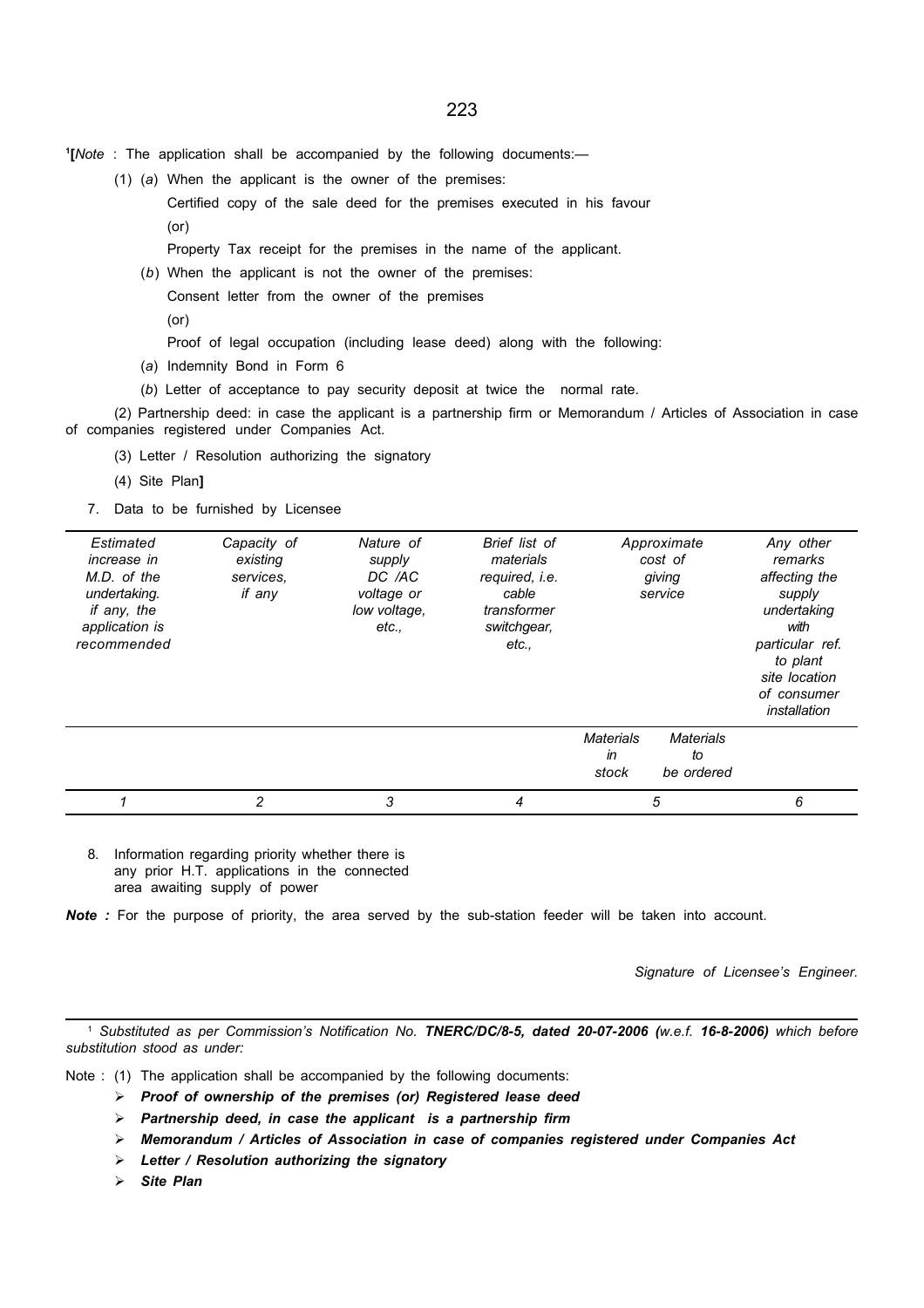[1][*Note* : The application shall be accompanied by the following documents:—

(1) (*a*) When the applicant is the owner of the premises:

Certified copy of the sale deed for the premises executed in his favour

(or)

Property Tax receipt for the premises in the name of the applicant.

(*b*) When the applicant is not the owner of the premises:

Consent letter from the owner of the premises

(or)

Proof of legal occupation (including lease deed) along with the following:

(*a*) Indemnity Bond in Form 6

(*b*) Letter of acceptance to pay security deposit at twice the normal rate.

(2) Partnership deed: in case the applicant is a partnership firm or Memorandum / Articles of Association in case of companies registered under Companies Act.

(3) Letter / Resolution authorizing the signatory

(4) Site Plan]

7. Data to be furnished by Licensee

| *Estimated increase in M.D. of the undertaking. if any, the application is recommended* | *Capacity of existing services, if any* | *Nature of supply DC /AC voltage or low voltage, etc.,* | *Brief list of materials required, i.e. cable transformer switchgear, etc.,* | *Approximate cost of giving service* | | *Any other remarks affecting the supply undertaking with particular ref. to plant site location of consumer installation* |
|---|---|---|---|---|---|---|
| | | | | *Materials in stock* | *Materials to be ordered* | |
| *1* | *2* | *3* | *4* | *5* | | *6* |

8. Information regarding priority whether there is any prior H.T. applications in the connected area awaiting supply of power

***Note :*** For the purpose of priority, the area served by the sub-station feeder will be taken into account.

*Signature of Licensee's Engineer.*

---

[1] *Substituted as per Commission's Notification No.* ***TNERC/DC/8-5, dated 20-07-2006 (****w.e.f.* ***16-8-2006)*** *which before substitution stood as under:*

Note : (1) The application shall be accompanied by the following documents:

- ***Proof of ownership of the premises (or) Registered lease deed***
- ***Partnership deed, in case the applicant is a partnership firm***
- ***Memorandum / Articles of Association in case of companies registered under Companies Act***
- ***Letter / Resolution authorizing the signatory***
- ***Site Plan***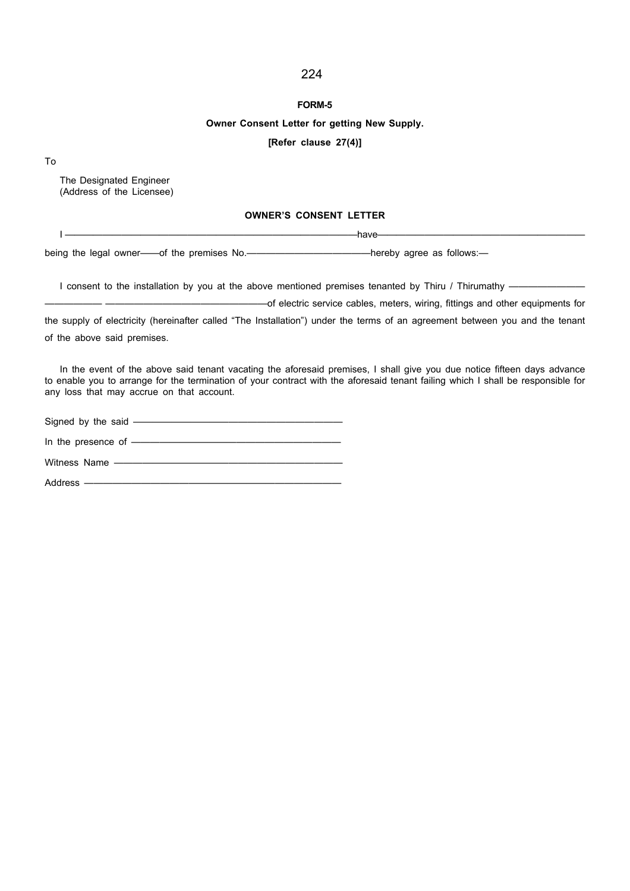**FORM-5**

**Owner Consent Letter for getting New Supply.**

**[Refer clause 27(4)]**

To

The Designated Engineer
(Address of the Licensee)

**OWNER'S CONSENT LETTER**

I ————————————————————————have————————————————————

being the legal owner——of the premises No.————————————hereby agree as follows:—

I consent to the installation by you at the above mentioned premises tenanted by Thiru / Thirumathy ———————— ——————— ————————————————of electric service cables, meters, wiring, fittings and other equipments for the supply of electricity (hereinafter called "The Installation") under the terms of an agreement between you and the tenant of the above said premises.

In the event of the above said tenant vacating the aforesaid premises, I shall give you due notice fifteen days advance to enable you to arrange for the termination of your contract with the aforesaid tenant failing which I shall be responsible for any loss that may accrue on that account.

Signed by the said ————————————————————

In the presence of ————————————————————

Witness Name ———————————————————————

Address —————————————————————————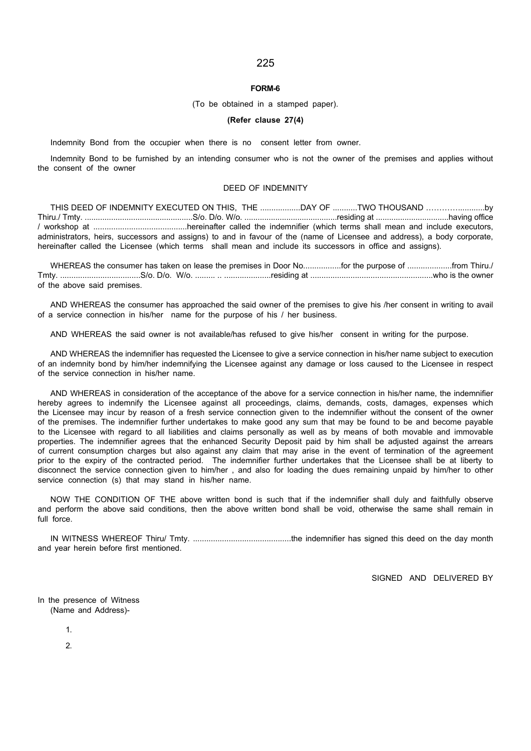**FORM-6**

(To be obtained in a stamped paper).

**(Refer clause 27(4)**

Indemnity Bond from the occupier when there is no consent letter from owner.

Indemnity Bond to be furnished by an intending consumer who is not the owner of the premises and applies without the consent of the owner

DEED OF INDEMNITY

THIS DEED OF INDEMNITY EXECUTED ON THIS, THE ..................DAY OF ...........TWO THOUSAND ………….............by Thiru./ Tmty. .................................................S/o. D/o. W/o. ..........................................residing at .................................having office / workshop at ..........................................hereinafter called the indemnifier (which terms shall mean and include executors, administrators, heirs, successors and assigns) to and in favour of the (name of Licensee and address), a body corporate, hereinafter called the Licensee (which terms shall mean and include its successors in office and assigns).

WHEREAS the consumer has taken on lease the premises in Door No.................for the purpose of ....................from Thiru./ Tmty. ....................................S/o. D/o. W/o. ......... .. .....................residing at .......................................................who is the owner of the above said premises.

AND WHEREAS the consumer has approached the said owner of the premises to give his /her consent in writing to avail of a service connection in his/her name for the purpose of his / her business.

AND WHEREAS the said owner is not available/has refused to give his/her consent in writing for the purpose.

AND WHEREAS the indemnifier has requested the Licensee to give a service connection in his/her name subject to execution of an indemnity bond by him/her indemnifying the Licensee against any damage or loss caused to the Licensee in respect of the service connection in his/her name.

AND WHEREAS in consideration of the acceptance of the above for a service connection in his/her name, the indemnifier hereby agrees to indemnify the Licensee against all proceedings, claims, demands, costs, damages, expenses which the Licensee may incur by reason of a fresh service connection given to the indemnifier without the consent of the owner of the premises. The indemnifier further undertakes to make good any sum that may be found to be and become payable to the Licensee with regard to all liabilities and claims personally as well as by means of both movable and immovable properties. The indemnifier agrees that the enhanced Security Deposit paid by him shall be adjusted against the arrears of current consumption charges but also against any claim that may arise in the event of termination of the agreement prior to the expiry of the contracted period. The indemnifier further undertakes that the Licensee shall be at liberty to disconnect the service connection given to him/her , and also for loading the dues remaining unpaid by him/her to other service connection (s) that may stand in his/her name.

NOW THE CONDITION OF THE above written bond is such that if the indemnifier shall duly and faithfully observe and perform the above said conditions, then the above written bond shall be void, otherwise the same shall remain in full force.

IN WITNESS WHEREOF Thiru/ Tmty. ............................................the indemnifier has signed this deed on the day month and year herein before first mentioned.

SIGNED AND DELIVERED BY

In the presence of Witness
(Name and Address)-

1.

2.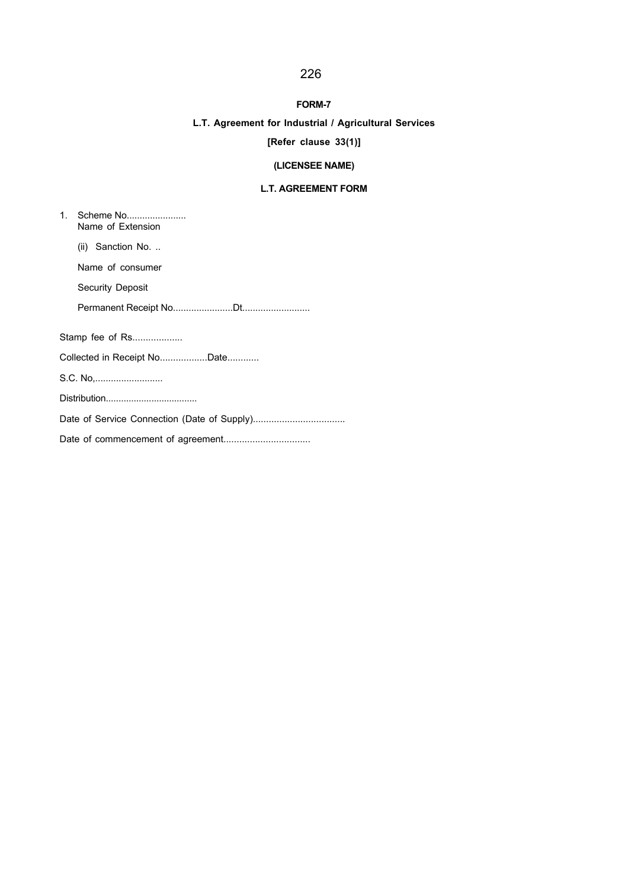**FORM-7**

**L.T. Agreement for Industrial / Agricultural Services**

**[Refer clause 33(1)]**

**(LICENSEE NAME)**

**L.T. AGREEMENT FORM**

1. Scheme No.......................
   Name of Extension

   (ii) Sanction No. ..

   Name of consumer

   Security Deposit

   Permanent Receipt No.......................Dt..........................

Stamp fee of Rs...................

Collected in Receipt No..................Date............

S.C. No,..........................

Distribution...................................

Date of Service Connection (Date of Supply)...................................

Date of commencement of agreement.................................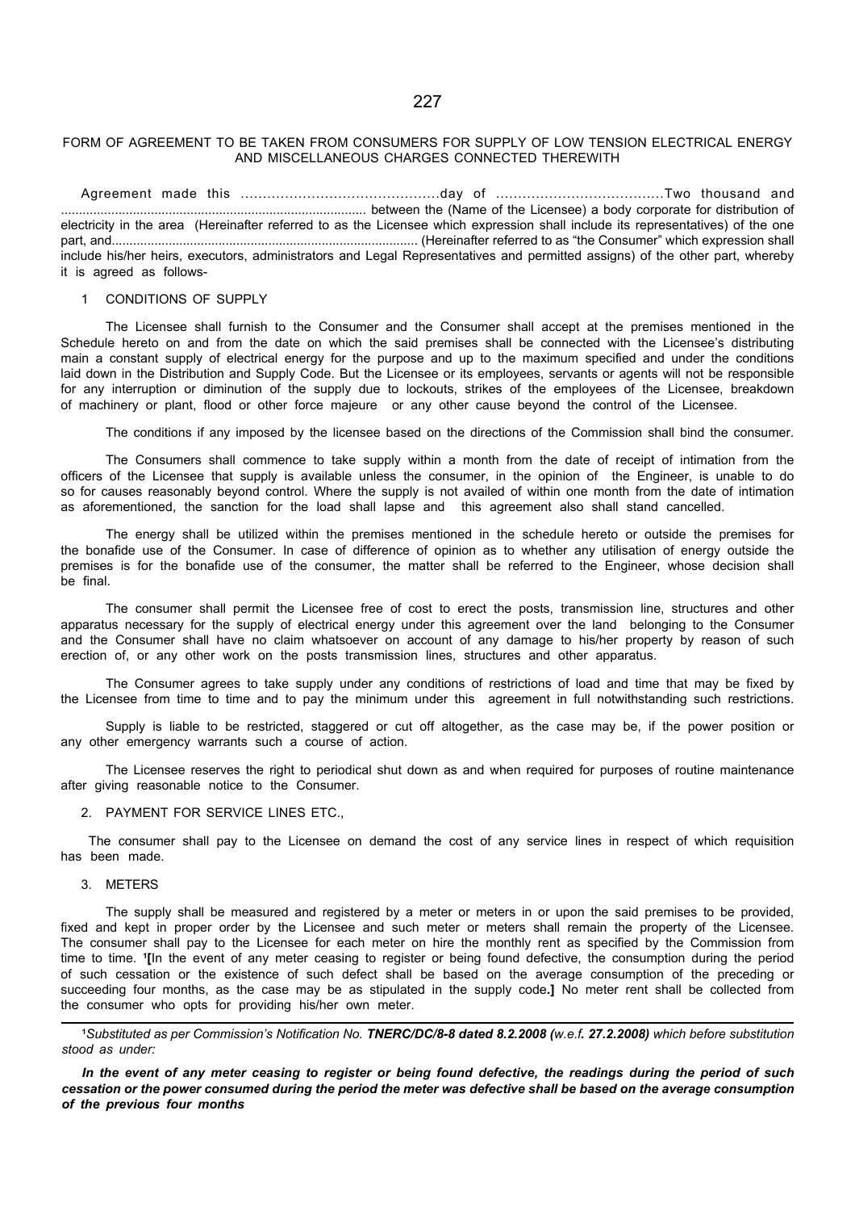# FORM OF AGREEMENT TO BE TAKEN FROM CONSUMERS FOR SUPPLY OF LOW TENSION ELECTRICAL ENERGY AND MISCELLANEOUS CHARGES CONNECTED THEREWITH

Agreement made this ............................................day of .....................................Two thousand and .................................................................................... between the (Name of the Licensee) a body corporate for distribution of electricity in the area (Hereinafter referred to as the Licensee which expression shall include its representatives) of the one part, and...................................................................................... (Hereinafter referred to as "the Consumer" which expression shall include his/her heirs, executors, administrators and Legal Representatives and permitted assigns) of the other part, whereby it is agreed as follows-

## 1 CONDITIONS OF SUPPLY

The Licensee shall furnish to the Consumer and the Consumer shall accept at the premises mentioned in the Schedule hereto on and from the date on which the said premises shall be connected with the Licensee's distributing main a constant supply of electrical energy for the purpose and up to the maximum specified and under the conditions laid down in the Distribution and Supply Code. But the Licensee or its employees, servants or agents will not be responsible for any interruption or diminution of the supply due to lockouts, strikes of the employees of the Licensee, breakdown of machinery or plant, flood or other force majeure or any other cause beyond the control of the Licensee.

The conditions if any imposed by the licensee based on the directions of the Commission shall bind the consumer.

The Consumers shall commence to take supply within a month from the date of receipt of intimation from the officers of the Licensee that supply is available unless the consumer, in the opinion of the Engineer, is unable to do so for causes reasonably beyond control. Where the supply is not availed of within one month from the date of intimation as aforementioned, the sanction for the load shall lapse and this agreement also shall stand cancelled.

The energy shall be utilized within the premises mentioned in the schedule hereto or outside the premises for the bonafide use of the Consumer. In case of difference of opinion as to whether any utilisation of energy outside the premises is for the bonafide use of the consumer, the matter shall be referred to the Engineer, whose decision shall be final.

The consumer shall permit the Licensee free of cost to erect the posts, transmission line, structures and other apparatus necessary for the supply of electrical energy under this agreement over the land belonging to the Consumer and the Consumer shall have no claim whatsoever on account of any damage to his/her property by reason of such erection of, or any other work on the posts transmission lines, structures and other apparatus.

The Consumer agrees to take supply under any conditions of restrictions of load and time that may be fixed by the Licensee from time to time and to pay the minimum under this agreement in full notwithstanding such restrictions.

Supply is liable to be restricted, staggered or cut off altogether, as the case may be, if the power position or any other emergency warrants such a course of action.

The Licensee reserves the right to periodical shut down as and when required for purposes of routine maintenance after giving reasonable notice to the Consumer.

## 2. PAYMENT FOR SERVICE LINES ETC.,

The consumer shall pay to the Licensee on demand the cost of any service lines in respect of which requisition has been made.

## 3. METERS

The supply shall be measured and registered by a meter or meters in or upon the said premises to be provided, fixed and kept in proper order by the Licensee and such meter or meters shall remain the property of the Licensee. The consumer shall pay to the Licensee for each meter on hire the monthly rent as specified by the Commission from time to time. [1]**[**In the event of any meter ceasing to register or being found defective, the consumption during the period of such cessation or the existence of such defect shall be based on the average consumption of the preceding or succeeding four months, as the case may be as stipulated in the supply code**.]** No meter rent shall be collected from the consumer who opts for providing his/her own meter.

---

[1]*Substituted as per Commission's Notification No.* ***TNERC/DC/8-8 dated 8.2.2008 (w.e.f. 27.2.2008)*** *which before substitution stood as under:*

***In the event of any meter ceasing to register or being found defective, the readings during the period of such cessation or the power consumed during the period the meter was defective shall be based on the average consumption of the previous four months***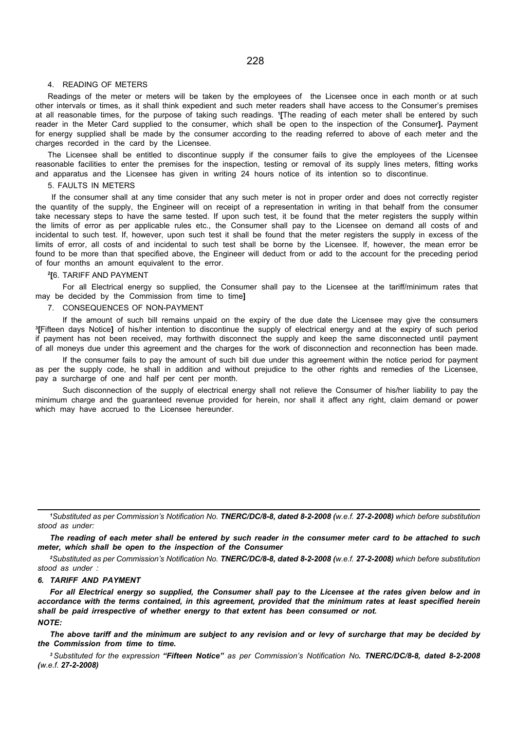4. READING OF METERS

Readings of the meter or meters will be taken by the employees of the Licensee once in each month or at such other intervals or times, as it shall think expedient and such meter readers shall have access to the Consumer's premises at all reasonable times, for the purpose of taking such readings. [1]**[**The reading of each meter shall be entered by such reader in the Meter Card supplied to the consumer, which shall be open to the inspection of the Consumer**].** Payment for energy supplied shall be made by the consumer according to the reading referred to above of each meter and the charges recorded in the card by the Licensee.

The Licensee shall be entitled to discontinue supply if the consumer fails to give the employees of the Licensee reasonable facilities to enter the premises for the inspection, testing or removal of its supply lines meters, fitting works and apparatus and the Licensee has given in writing 24 hours notice of its intention so to discontinue.

5. FAULTS IN METERS

If the consumer shall at any time consider that any such meter is not in proper order and does not correctly register the quantity of the supply, the Engineer will on receipt of a representation in writing in that behalf from the consumer take necessary steps to have the same tested. If upon such test, it be found that the meter registers the supply within the limits of error as per applicable rules etc., the Consumer shall pay to the Licensee on demand all costs of and incidental to such test. If, however, upon such test it shall be found that the meter registers the supply in excess of the limits of error, all costs of and incidental to such test shall be borne by the Licensee. If, however, the mean error be found to be more than that specified above, the Engineer will deduct from or add to the account for the preceding period of four months an amount equivalent to the error.

[2]**[**6. TARIFF AND PAYMENT

For all Electrical energy so supplied, the Consumer shall pay to the Licensee at the tariff/minimum rates that may be decided by the Commission from time to time**]**

7. CONSEQUENCES OF NON-PAYMENT

If the amount of such bill remains unpaid on the expiry of the due date the Licensee may give the consumers [3]**[**Fifteen days Notice**]** of his/her intention to discontinue the supply of electrical energy and at the expiry of such period if payment has not been received, may forthwith disconnect the supply and keep the same disconnected until payment of all moneys due under this agreement and the charges for the work of disconnection and reconnection has been made.

If the consumer fails to pay the amount of such bill due under this agreement within the notice period for payment as per the supply code, he shall in addition and without prejudice to the other rights and remedies of the Licensee, pay a surcharge of one and half per cent per month.

Such disconnection of the supply of electrical energy shall not relieve the Consumer of his/her liability to pay the minimum charge and the guaranteed revenue provided for herein, nor shall it affect any right, claim demand or power which may have accrued to the Licensee hereunder.

---

[1] *Substituted as per Commission's Notification No.* ***TNERC/DC/8-8, dated 8-2-2008 (****w.e.f.* ***27-2-2008)*** *which before substitution stood as under:*

***The reading of each meter shall be entered by such reader in the consumer meter card to be attached to such meter, which shall be open to the inspection of the Consumer***

[2] *Substituted as per Commission's Notification No.* ***TNERC/DC/8-8, dated 8-2-2008 (****w.e.f.* ***27-2-2008)*** *which before substitution stood as under :*

***6. TARIFF AND PAYMENT***

***For all Electrical energy so supplied, the Consumer shall pay to the Licensee at the rates given below and in accordance with the terms contained, in this agreement, provided that the minimum rates at least specified herein shall be paid irrespective of whether energy to that extent has been consumed or not.***

***NOTE:***

***The above tariff and the minimum are subject to any revision and or levy of surcharge that may be decided by the Commission from time to time.***

[3] *Substituted for the expression* ***"Fifteen Notice"*** *as per Commission's Notification No****. TNERC/DC/8-8, dated 8-2-2008 (****w.e.f.* ***27-2-2008)***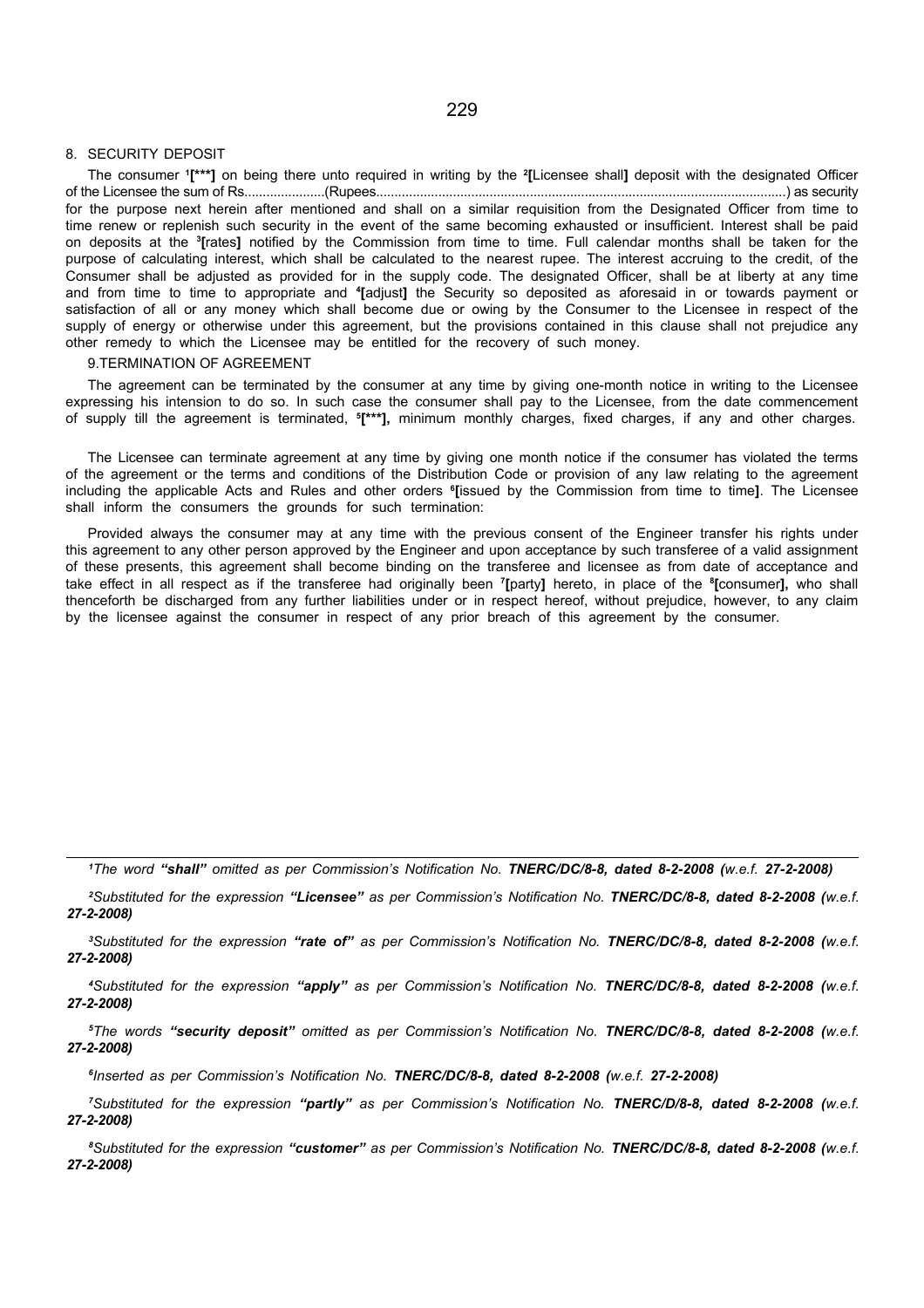8. SECURITY DEPOSIT

The consumer [1]**[\*\*\*]** on being there unto required in writing by the [2]**[**Licensee shall**]** deposit with the designated Officer of the Licensee the sum of Rs......................(Rupees..............................................................................................................) as security for the purpose next herein after mentioned and shall on a similar requisition from the Designated Officer from time to time renew or replenish such security in the event of the same becoming exhausted or insufficient. Interest shall be paid on deposits at the [3]**[**rates**]** notified by the Commission from time to time. Full calendar months shall be taken for the purpose of calculating interest, which shall be calculated to the nearest rupee. The interest accruing to the credit, of the Consumer shall be adjusted as provided for in the supply code. The designated Officer, shall be at liberty at any time and from time to time to appropriate and [4]**[**adjust**]** the Security so deposited as aforesaid in or towards payment or satisfaction of all or any money which shall become due or owing by the Consumer to the Licensee in respect of the supply of energy or otherwise under this agreement, but the provisions contained in this clause shall not prejudice any other remedy to which the Licensee may be entitled for the recovery of such money.

9.TERMINATION OF AGREEMENT

The agreement can be terminated by the consumer at any time by giving one-month notice in writing to the Licensee expressing his intension to do so. In such case the consumer shall pay to the Licensee, from the date commencement of supply till the agreement is terminated, [5]**[\*\*\*],** minimum monthly charges, fixed charges, if any and other charges.

The Licensee can terminate agreement at any time by giving one month notice if the consumer has violated the terms of the agreement or the terms and conditions of the Distribution Code or provision of any law relating to the agreement including the applicable Acts and Rules and other orders [6]**[**issued by the Commission from time to time**]**. The Licensee shall inform the consumers the grounds for such termination:

Provided always the consumer may at any time with the previous consent of the Engineer transfer his rights under this agreement to any other person approved by the Engineer and upon acceptance by such transferee of a valid assignment of these presents, this agreement shall become binding on the transferee and licensee as from date of acceptance and take effect in all respect as if the transferee had originally been [7]**[**party**]** hereto, in place of the [8]**[**consumer**],** who shall thenceforth be discharged from any further liabilities under or in respect hereof, without prejudice, however, to any claim by the licensee against the consumer in respect of any prior breach of this agreement by the consumer.

---

[1]*The word **"shall"** omitted as per Commission's Notification No. **TNERC/DC/8-8, dated 8-2-2008 (**w.e.f. **27-2-2008)***

[2]*Substituted for the expression **"Licensee"** as per Commission's Notification No. **TNERC/DC/8-8, dated 8-2-2008 (**w.e.f. **27-2-2008)***

[3]*Substituted for the expression **"rate of"** as per Commission's Notification No. **TNERC/DC/8-8, dated 8-2-2008 (**w.e.f. **27-2-2008)***

[4]*Substituted for the expression **"apply"** as per Commission's Notification No. **TNERC/DC/8-8, dated 8-2-2008 (**w.e.f. **27-2-2008)***

[5]*The words **"security deposit"** omitted as per Commission's Notification No. **TNERC/DC/8-8, dated 8-2-2008 (**w.e.f. **27-2-2008)***

[6]*Inserted as per Commission's Notification No. **TNERC/DC/8-8, dated 8-2-2008 (**w.e.f. **27-2-2008)***

[7]*Substituted for the expression **"partly"** as per Commission's Notification No. **TNERC/D/8-8, dated 8-2-2008 (**w.e.f. **27-2-2008)***

[8]*Substituted for the expression **"customer"** as per Commission's Notification No. **TNERC/DC/8-8, dated 8-2-2008 (**w.e.f. **27-2-2008)***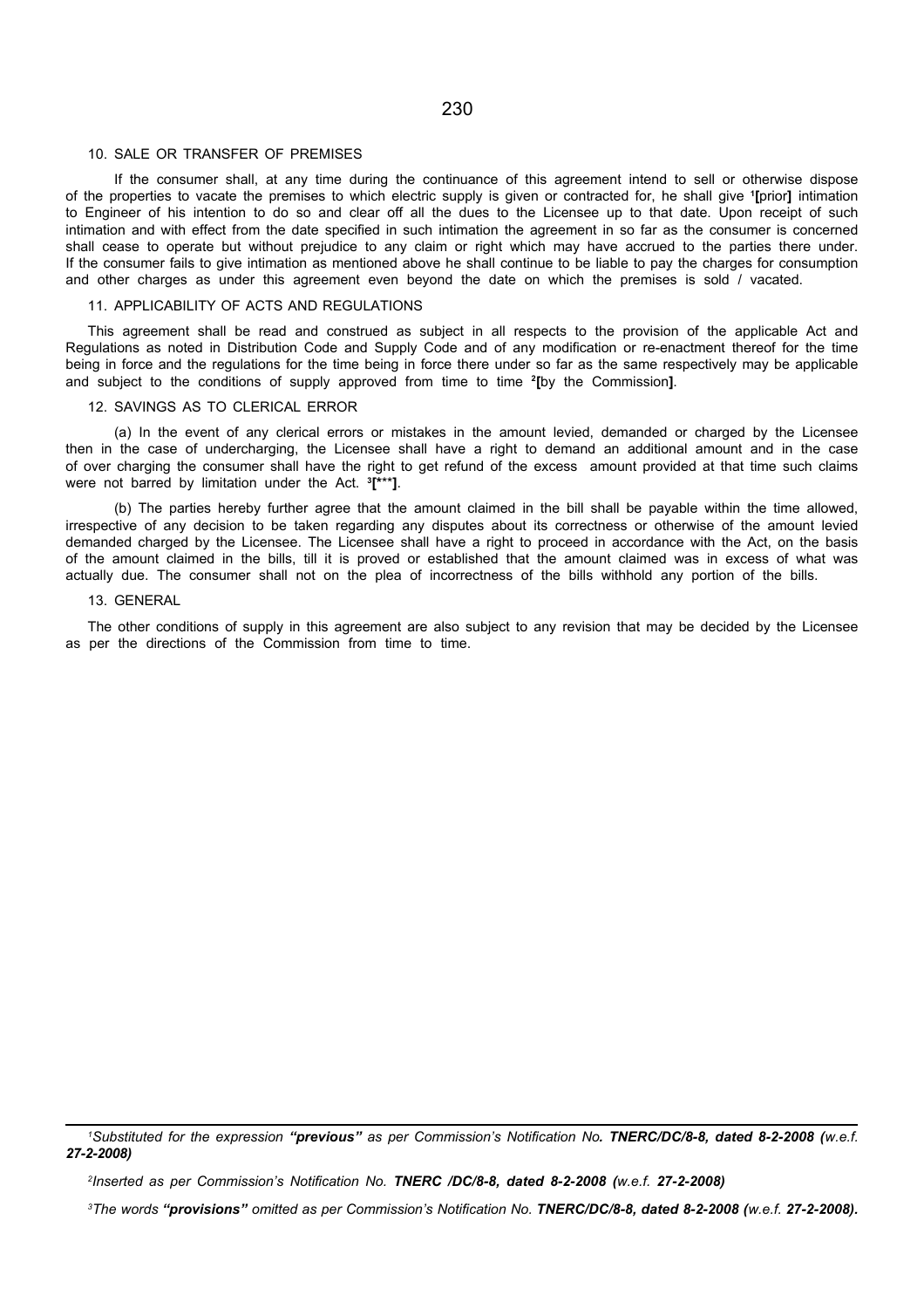## 10. SALE OR TRANSFER OF PREMISES

If the consumer shall, at any time during the continuance of this agreement intend to sell or otherwise dispose of the properties to vacate the premises to which electric supply is given or contracted for, he shall give [1]**[**prior**]** intimation to Engineer of his intention to do so and clear off all the dues to the Licensee up to that date. Upon receipt of such intimation and with effect from the date specified in such intimation the agreement in so far as the consumer is concerned shall cease to operate but without prejudice to any claim or right which may have accrued to the parties there under. If the consumer fails to give intimation as mentioned above he shall continue to be liable to pay the charges for consumption and other charges as under this agreement even beyond the date on which the premises is sold / vacated.

## 11. APPLICABILITY OF ACTS AND REGULATIONS

This agreement shall be read and construed as subject in all respects to the provision of the applicable Act and Regulations as noted in Distribution Code and Supply Code and of any modification or re-enactment thereof for the time being in force and the regulations for the time being in force there under so far as the same respectively may be applicable and subject to the conditions of supply approved from time to time [2]**[**by the Commission**]**.

## 12. SAVINGS AS TO CLERICAL ERROR

(a) In the event of any clerical errors or mistakes in the amount levied, demanded or charged by the Licensee then in the case of undercharging, the Licensee shall have a right to demand an additional amount and in the case of over charging the consumer shall have the right to get refund of the excess amount provided at that time such claims were not barred by limitation under the Act. [3]**[\*\*\*]**.

(b) The parties hereby further agree that the amount claimed in the bill shall be payable within the time allowed, irrespective of any decision to be taken regarding any disputes about its correctness or otherwise of the amount levied demanded charged by the Licensee. The Licensee shall have a right to proceed in accordance with the Act, on the basis of the amount claimed in the bills, till it is proved or established that the amount claimed was in excess of what was actually due. The consumer shall not on the plea of incorrectness of the bills withhold any portion of the bills.

## 13. GENERAL

The other conditions of supply in this agreement are also subject to any revision that may be decided by the Licensee as per the directions of the Commission from time to time.

---

[1] *Substituted for the expression **"previous"** as per Commission's Notification No**. TNERC/DC/8-8, dated 8-2-2008 (**w.e.f. **27-2-2008)***

[2] *Inserted as per Commission's Notification No. **TNERC /DC/8-8, dated 8-2-2008 (**w.e.f. **27-2-2008)***

[3] *The words **"provisions"** omitted as per Commission's Notification No. **TNERC/DC/8-8, dated 8-2-2008 (w.e.f. 27-2-2008).***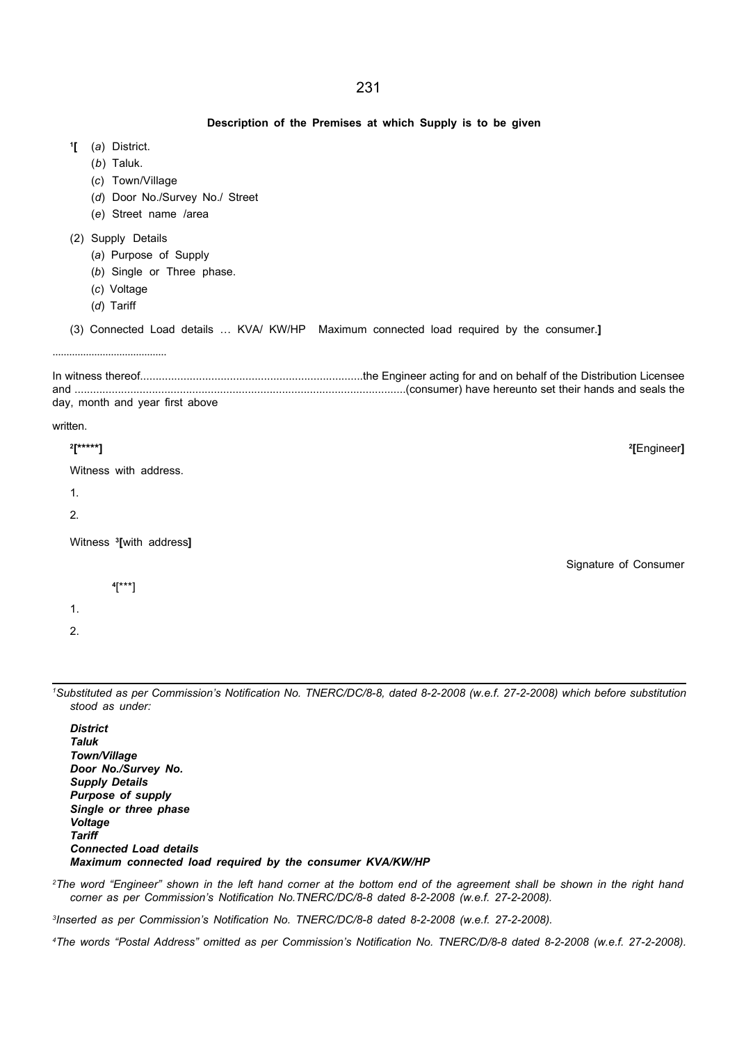**Description of the Premises at which Supply is to be given**

[1][ (*a*) District.

(*b*) Taluk.

(*c*) Town/Village

(*d*) Door No./Survey No./ Street

(*e*) Street name /area

(2) Supply Details

(*a*) Purpose of Supply

(*b*) Single or Three phase.

(*c*) Voltage

(*d*) Tariff

(3) Connected Load details … KVA/ KW/HP Maximum connected load required by the consumer.**]**

........................................

In witness thereof.......................................................................the Engineer acting for and on behalf of the Distribution Licensee and ..........................................................................................................(consumer) have hereunto set their hands and seals the day, month and year first above

written.

**[2][*****]** **[2][**Engineer**]**

Witness with address.

1.

2.

Witness **[3][**with address**]**

Signature of Consumer

[4][***]

1.

2.

---

[1]*Substituted as per Commission's Notification No. TNERC/DC/8-8, dated 8-2-2008 (w.e.f. 27-2-2008) which before substitution stood as under:*

***District***
***Taluk***
***Town/Village***
***Door No./Survey No.***
***Supply Details***
***Purpose of supply***
***Single or three phase***
***Voltage***
***Tariff***
***Connected Load details***
***Maximum connected load required by the consumer KVA/KW/HP***

[2]*The word "Engineer" shown in the left hand corner at the bottom end of the agreement shall be shown in the right hand corner as per Commission's Notification No.TNERC/DC/8-8 dated 8-2-2008 (w.e.f. 27-2-2008).*

[3]*Inserted as per Commission's Notification No. TNERC/DC/8-8 dated 8-2-2008 (w.e.f. 27-2-2008).*

[4]*The words "Postal Address" omitted as per Commission's Notification No. TNERC/D/8-8 dated 8-2-2008 (w.e.f. 27-2-2008).*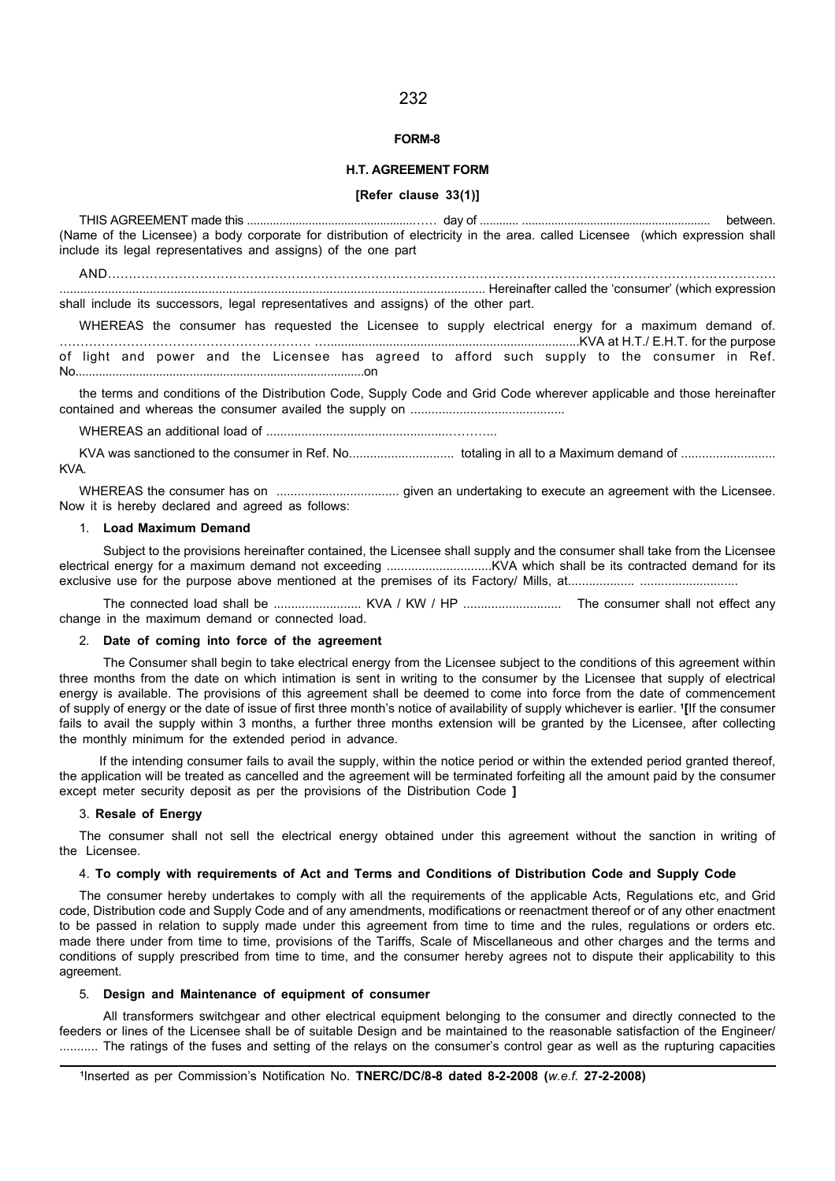**FORM-8**

**H.T. AGREEMENT FORM**

**[Refer clause 33(1)]**

THIS AGREEMENT made this ......................................................…… day of ............ .......................................................... between. (Name of the Licensee) a body corporate for distribution of electricity in the area. called Licensee (which expression shall include its legal representatives and assigns) of the one part

AND……………………………………………………………………………………………………………………………………………… ........................................................................................................................ Hereinafter called the 'consumer' (which expression shall include its successors, legal representatives and assigns) of the other part.

WHEREAS the consumer has requested the Licensee to supply electrical energy for a maximum demand of. ………………………………………………… …..........................................................................KVA at H.T./ E.H.T. for the purpose of light and power and the Licensee has agreed to afford such supply to the consumer in Ref. No......................................................................................on

the terms and conditions of the Distribution Code, Supply Code and Grid Code wherever applicable and those hereinafter contained and whereas the consumer availed the supply on ............................................

WHEREAS an additional load of .................................................………...

KVA was sanctioned to the consumer in Ref. No.............................. totaling in all to a Maximum demand of ........................... KVA.

WHEREAS the consumer has on ................................... given an undertaking to execute an agreement with the Licensee. Now it is hereby declared and agreed as follows:

1. **Load Maximum Demand**

Subject to the provisions hereinafter contained, the Licensee shall supply and the consumer shall take from the Licensee electrical energy for a maximum demand not exceeding ..............................KVA which shall be its contracted demand for its exclusive use for the purpose above mentioned at the premises of its Factory/ Mills, at................... ............................

The connected load shall be ......................... KVA / KW / HP ............................ The consumer shall not effect any change in the maximum demand or connected load.

2. **Date of coming into force of the agreement**

The Consumer shall begin to take electrical energy from the Licensee subject to the conditions of this agreement within three months from the date on which intimation is sent in writing to the consumer by the Licensee that supply of electrical energy is available. The provisions of this agreement shall be deemed to come into force from the date of commencement of supply of energy or the date of issue of first three month's notice of availability of supply whichever is earlier. [1]**[**If the consumer fails to avail the supply within 3 months, a further three months extension will be granted by the Licensee, after collecting the monthly minimum for the extended period in advance.

If the intending consumer fails to avail the supply, within the notice period or within the extended period granted thereof, the application will be treated as cancelled and the agreement will be terminated forfeiting all the amount paid by the consumer except meter security deposit as per the provisions of the Distribution Code **]**

3. **Resale of Energy**

The consumer shall not sell the electrical energy obtained under this agreement without the sanction in writing of the Licensee.

4. **To comply with requirements of Act and Terms and Conditions of Distribution Code and Supply Code**

The consumer hereby undertakes to comply with all the requirements of the applicable Acts, Regulations etc, and Grid code, Distribution code and Supply Code and of any amendments, modifications or reenactment thereof or of any other enactment to be passed in relation to supply made under this agreement from time to time and the rules, regulations or orders etc. made there under from time to time, provisions of the Tariffs, Scale of Miscellaneous and other charges and the terms and conditions of supply prescribed from time to time, and the consumer hereby agrees not to dispute their applicability to this agreement.

5. **Design and Maintenance of equipment of consumer**

All transformers switchgear and other electrical equipment belonging to the consumer and directly connected to the feeders or lines of the Licensee shall be of suitable Design and be maintained to the reasonable satisfaction of the Engineer/ ........... The ratings of the fuses and setting of the relays on the consumer's control gear as well as the rupturing capacities

---

[1]Inserted as per Commission's Notification No. **TNERC/DC/8-8 dated 8-2-2008 (***w.e.f.* **27-2-2008)**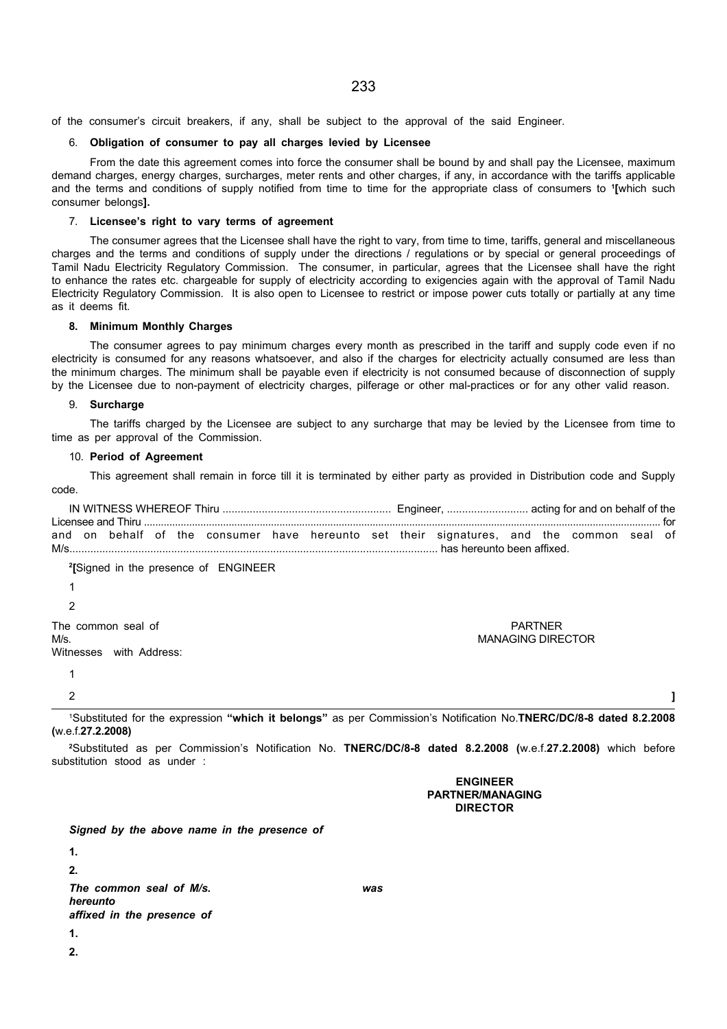of the consumer's circuit breakers, if any, shall be subject to the approval of the said Engineer.

6. **Obligation of consumer to pay all charges levied by Licensee**

From the date this agreement comes into force the consumer shall be bound by and shall pay the Licensee, maximum demand charges, energy charges, surcharges, meter rents and other charges, if any, in accordance with the tariffs applicable and the terms and conditions of supply notified from time to time for the appropriate class of consumers to [1]**[**which such consumer belongs**].**

7. **Licensee's right to vary terms of agreement**

The consumer agrees that the Licensee shall have the right to vary, from time to time, tariffs, general and miscellaneous charges and the terms and conditions of supply under the directions / regulations or by special or general proceedings of Tamil Nadu Electricity Regulatory Commission. The consumer, in particular, agrees that the Licensee shall have the right to enhance the rates etc. chargeable for supply of electricity according to exigencies again with the approval of Tamil Nadu Electricity Regulatory Commission. It is also open to Licensee to restrict or impose power cuts totally or partially at any time as it deems fit.

**8. Minimum Monthly Charges**

The consumer agrees to pay minimum charges every month as prescribed in the tariff and supply code even if no electricity is consumed for any reasons whatsoever, and also if the charges for electricity actually consumed are less than the minimum charges. The minimum shall be payable even if electricity is not consumed because of disconnection of supply by the Licensee due to non-payment of electricity charges, pilferage or other mal-practices or for any other valid reason.

9. **Surcharge**

The tariffs charged by the Licensee are subject to any surcharge that may be levied by the Licensee from time to time as per approval of the Commission.

10. **Period of Agreement**

This agreement shall remain in force till it is terminated by either party as provided in Distribution code and Supply code.

IN WITNESS WHEREOF Thiru ........................................................ Engineer, ........................... acting for and on behalf of the Licensee and Thiru ........................................................................................................................................................................ for and on behalf of the consumer have hereunto set their signatures, and the common seal of M/s.......................................................................................................................... has hereunto been affixed.

[2]**[**Signed in the presence of ENGINEER

1

2

The common seal of M/s. — PARTNER / MANAGING DIRECTOR

Witnesses with Address:

1

2 **]**

---

[1]Substituted for the expression **"which it belongs"** as per Commission's Notification No.**TNERC/DC/8-8 dated 8.2.2008 (**w.e.f.**27.2.2008)**

[2]Substituted as per Commission's Notification No. **TNERC/DC/8-8 dated 8.2.2008 (**w.e.f.**27.2.2008)** which before substitution stood as under :

**ENGINEER**
**PARTNER/MANAGING DIRECTOR**

***Signed by the above name in the presence of***

**1.**

**2.**

***The common seal of M/s. was hereunto affixed in the presence of***

**1.**

**2.**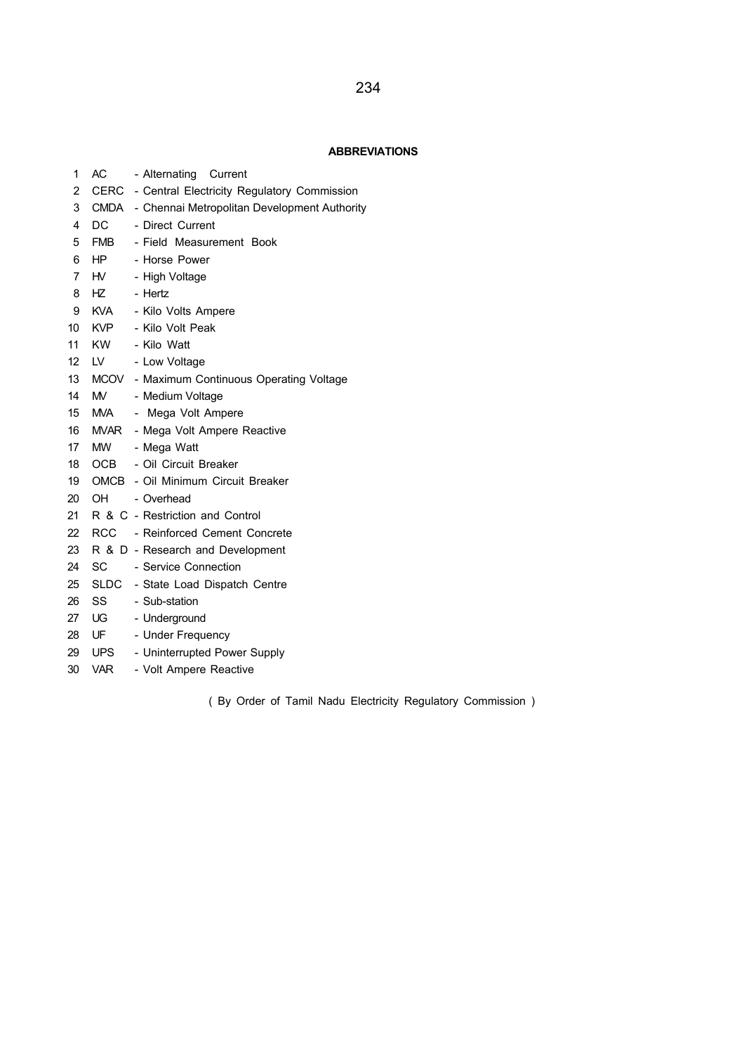**ABBREVIATIONS**

1. AC - Alternating Current
2. CERC - Central Electricity Regulatory Commission
3. CMDA - Chennai Metropolitan Development Authority
4. DC - Direct Current
5. FMB - Field Measurement Book
6. HP - Horse Power
7. HV - High Voltage
8. HZ - Hertz
9. KVA - Kilo Volts Ampere
10. KVP - Kilo Volt Peak
11. KW - Kilo Watt
12. LV - Low Voltage
13. MCOV - Maximum Continuous Operating Voltage
14. MV - Medium Voltage
15. MVA - Mega Volt Ampere
16. MVAR - Mega Volt Ampere Reactive
17. MW - Mega Watt
18. OCB - Oil Circuit Breaker
19. OMCB - Oil Minimum Circuit Breaker
20. OH - Overhead
21. R & C - Restriction and Control
22. RCC - Reinforced Cement Concrete
23. R & D - Research and Development
24. SC - Service Connection
25. SLDC - State Load Dispatch Centre
26. SS - Sub-station
27. UG - Underground
28. UF - Under Frequency
29. UPS - Uninterrupted Power Supply
30. VAR - Volt Ampere Reactive

( By Order of Tamil Nadu Electricity Regulatory Commission )